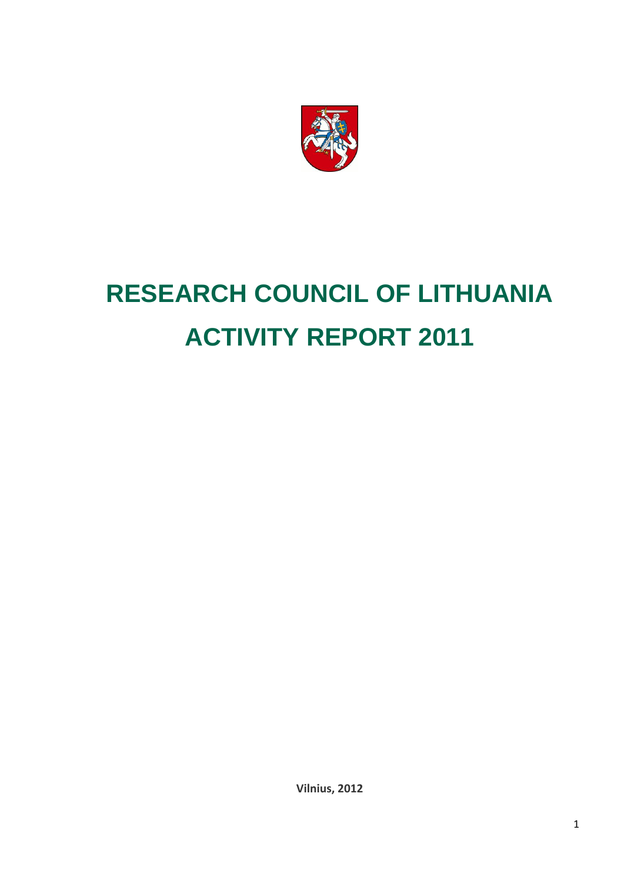# RESEARCH COUNCIL OF LITHUANIA
# ACTIVITY REPORT 2011

**Vilnius, 2012**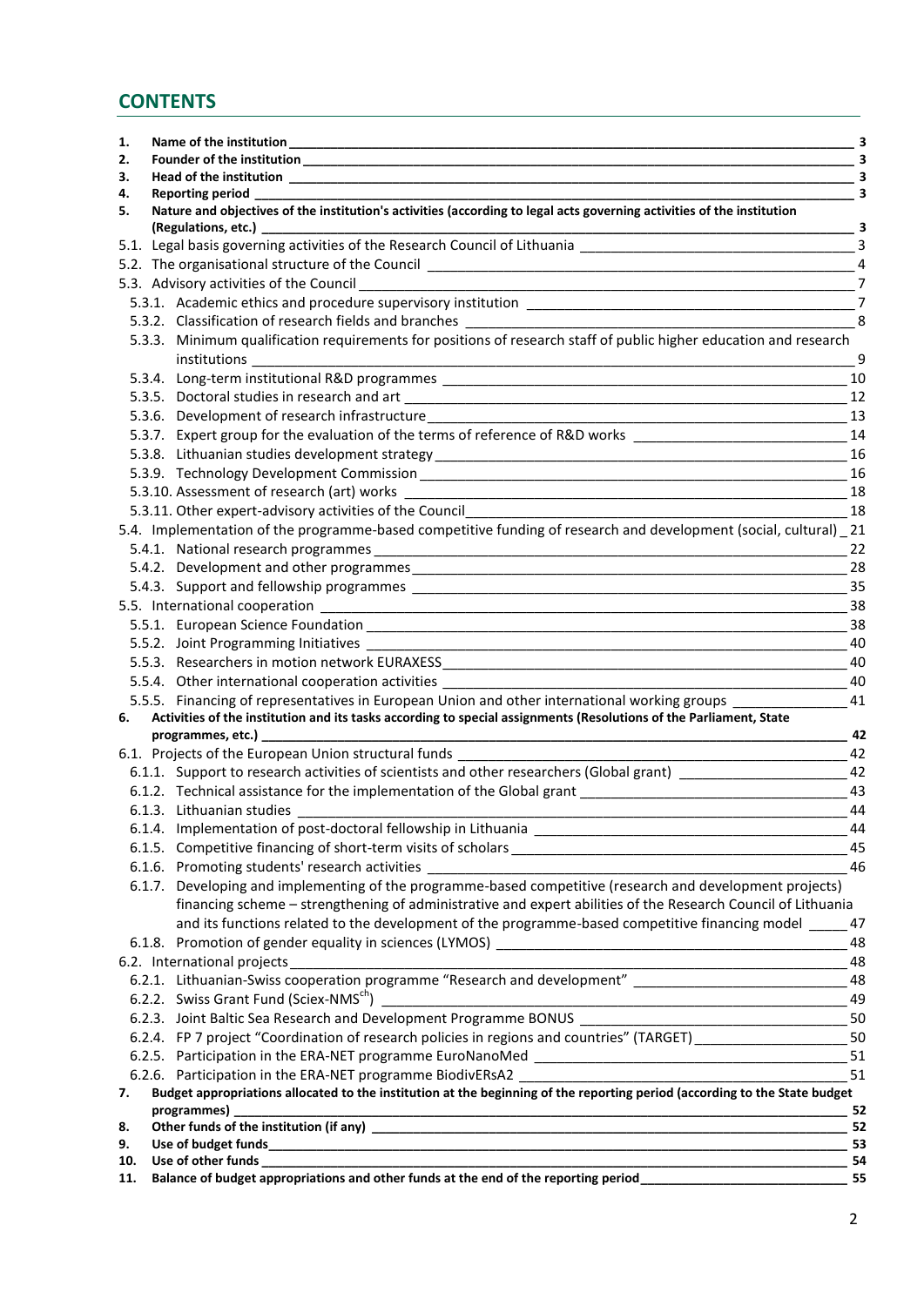## CONTENTS

1. **Name of the institution** 3
2. **Founder of the institution** 3
3. **Head of the institution** 3
4. **Reporting period** 3
5. **Nature and objectives of the institution's activities (according to legal acts governing activities of the institution (Regulations, etc.)** 3

5.1. Legal basis governing activities of the Research Council of Lithuania 3
5.2. The organisational structure of the Council 4
5.3. Advisory activities of the Council 7
- 5.3.1. Academic ethics and procedure supervisory institution 7
- 5.3.2. Classification of research fields and branches 8
- 5.3.3. Minimum qualification requirements for positions of research staff of public higher education and research institutions 9
- 5.3.4. Long-term institutional R&D programmes 10
- 5.3.5. Doctoral studies in research and art 12
- 5.3.6. Development of research infrastructure 13
- 5.3.7. Expert group for the evaluation of the terms of reference of R&D works 14
- 5.3.8. Lithuanian studies development strategy 16
- 5.3.9. Technology Development Commission 16
- 5.3.10. Assessment of research (art) works 18
- 5.3.11. Other expert-advisory activities of the Council 18

5.4. Implementation of the programme-based competitive funding of research and development (social, cultural) 21
- 5.4.1. National research programmes 22
- 5.4.2. Development and other programmes 28
- 5.4.3. Support and fellowship programmes 35

5.5. International cooperation 38
- 5.5.1. European Science Foundation 38
- 5.5.2. Joint Programming Initiatives 40
- 5.5.3. Researchers in motion network EURAXESS 40
- 5.5.4. Other international cooperation activities 40
- 5.5.5. Financing of representatives in European Union and other international working groups 41

6. **Activities of the institution and its tasks according to special assignments (Resolutions of the Parliament, State programmes, etc.)** 42

6.1. Projects of the European Union structural funds 42
- 6.1.1. Support to research activities of scientists and other researchers (Global grant) 42
- 6.1.2. Technical assistance for the implementation of the Global grant 43
- 6.1.3. Lithuanian studies 44
- 6.1.4. Implementation of post-doctoral fellowship in Lithuania 44
- 6.1.5. Competitive financing of short-term visits of scholars 45
- 6.1.6. Promoting students' research activities 46
- 6.1.7. Developing and implementing of the programme-based competitive (research and development projects) financing scheme – strengthening of administrative and expert abilities of the Research Council of Lithuania and its functions related to the development of the programme-based competitive financing model 47
- 6.1.8. Promotion of gender equality in sciences (LYMOS) 48

6.2. International projects 48
- 6.2.1. Lithuanian-Swiss cooperation programme "Research and development" 48
- 6.2.2. Swiss Grant Fund (Sciex-NMS[ch]) 49
- 6.2.3. Joint Baltic Sea Research and Development Programme BONUS 50
- 6.2.4. FP 7 project "Coordination of research policies in regions and countries" (TARGET) 50
- 6.2.5. Participation in the ERA-NET programme EuroNanoMed 51
- 6.2.6. Participation in the ERA-NET programme BiodivERsA2 51

7. **Budget appropriations allocated to the institution at the beginning of the reporting period (according to the State budget programmes)** 52
8. **Other funds of the institution (if any)** 52
9. **Use of budget funds** 53
10. **Use of other funds** 54
11. **Balance of budget appropriations and other funds at the end of the reporting period** 55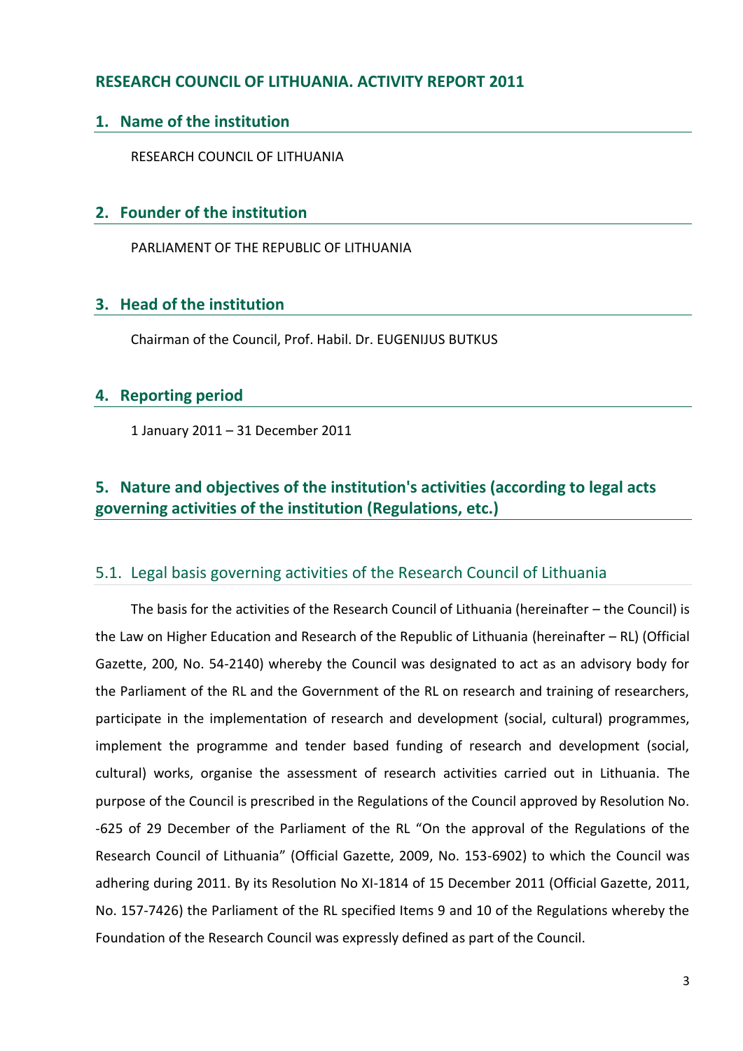## RESEARCH COUNCIL OF LITHUANIA. ACTIVITY REPORT 2011

### 1. Name of the institution

RESEARCH COUNCIL OF LITHUANIA

### 2. Founder of the institution

PARLIAMENT OF THE REPUBLIC OF LITHUANIA

### 3. Head of the institution

Chairman of the Council, Prof. Habil. Dr. EUGENIJUS BUTKUS

### 4. Reporting period

1 January 2011 – 31 December 2011

### 5. Nature and objectives of the institution's activities (according to legal acts governing activities of the institution (Regulations, etc.)

#### 5.1. Legal basis governing activities of the Research Council of Lithuania

The basis for the activities of the Research Council of Lithuania (hereinafter – the Council) is the Law on Higher Education and Research of the Republic of Lithuania (hereinafter – RL) (Official Gazette, 200, No. 54-2140) whereby the Council was designated to act as an advisory body for the Parliament of the RL and the Government of the RL on research and training of researchers, participate in the implementation of research and development (social, cultural) programmes, implement the programme and tender based funding of research and development (social, cultural) works, organise the assessment of research activities carried out in Lithuania. The purpose of the Council is prescribed in the Regulations of the Council approved by Resolution No. -625 of 29 December of the Parliament of the RL "On the approval of the Regulations of the Research Council of Lithuania" (Official Gazette, 2009, No. 153-6902) to which the Council was adhering during 2011. By its Resolution No XI-1814 of 15 December 2011 (Official Gazette, 2011, No. 157-7426) the Parliament of the RL specified Items 9 and 10 of the Regulations whereby the Foundation of the Research Council was expressly defined as part of the Council.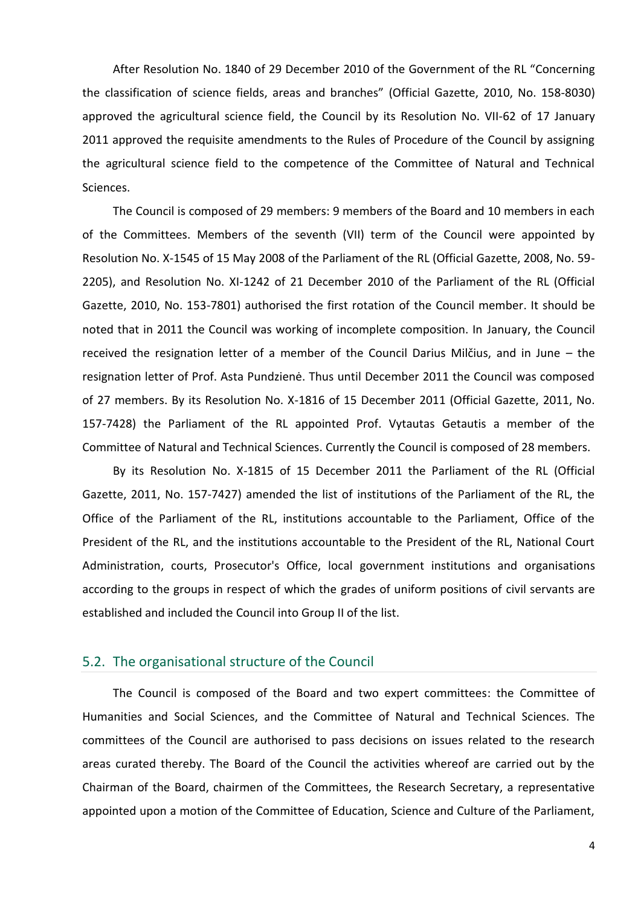After Resolution No. 1840 of 29 December 2010 of the Government of the RL “Concerning the classification of science fields, areas and branches” (Official Gazette, 2010, No. 158-8030) approved the agricultural science field, the Council by its Resolution No. VII-62 of 17 January 2011 approved the requisite amendments to the Rules of Procedure of the Council by assigning the agricultural science field to the competence of the Committee of Natural and Technical Sciences.

The Council is composed of 29 members: 9 members of the Board and 10 members in each of the Committees. Members of the seventh (VII) term of the Council were appointed by Resolution No. X-1545 of 15 May 2008 of the Parliament of the RL (Official Gazette, 2008, No. 59-2205), and Resolution No. XI-1242 of 21 December 2010 of the Parliament of the RL (Official Gazette, 2010, No. 153-7801) authorised the first rotation of the Council member. It should be noted that in 2011 the Council was working of incomplete composition. In January, the Council received the resignation letter of a member of the Council Darius Milčius, and in June – the resignation letter of Prof. Asta Pundzienė. Thus until December 2011 the Council was composed of 27 members. By its Resolution No. X-1816 of 15 December 2011 (Official Gazette, 2011, No. 157-7428) the Parliament of the RL appointed Prof. Vytautas Getautis a member of the Committee of Natural and Technical Sciences. Currently the Council is composed of 28 members.

By its Resolution No. X-1815 of 15 December 2011 the Parliament of the RL (Official Gazette, 2011, No. 157-7427) amended the list of institutions of the Parliament of the RL, the Office of the Parliament of the RL, institutions accountable to the Parliament, Office of the President of the RL, and the institutions accountable to the President of the RL, National Court Administration, courts, Prosecutor's Office, local government institutions and organisations according to the groups in respect of which the grades of uniform positions of civil servants are established and included the Council into Group II of the list.

## 5.2. The organisational structure of the Council

The Council is composed of the Board and two expert committees: the Committee of Humanities and Social Sciences, and the Committee of Natural and Technical Sciences. The committees of the Council are authorised to pass decisions on issues related to the research areas curated thereby. The Board of the Council the activities whereof are carried out by the Chairman of the Board, chairmen of the Committees, the Research Secretary, a representative appointed upon a motion of the Committee of Education, Science and Culture of the Parliament,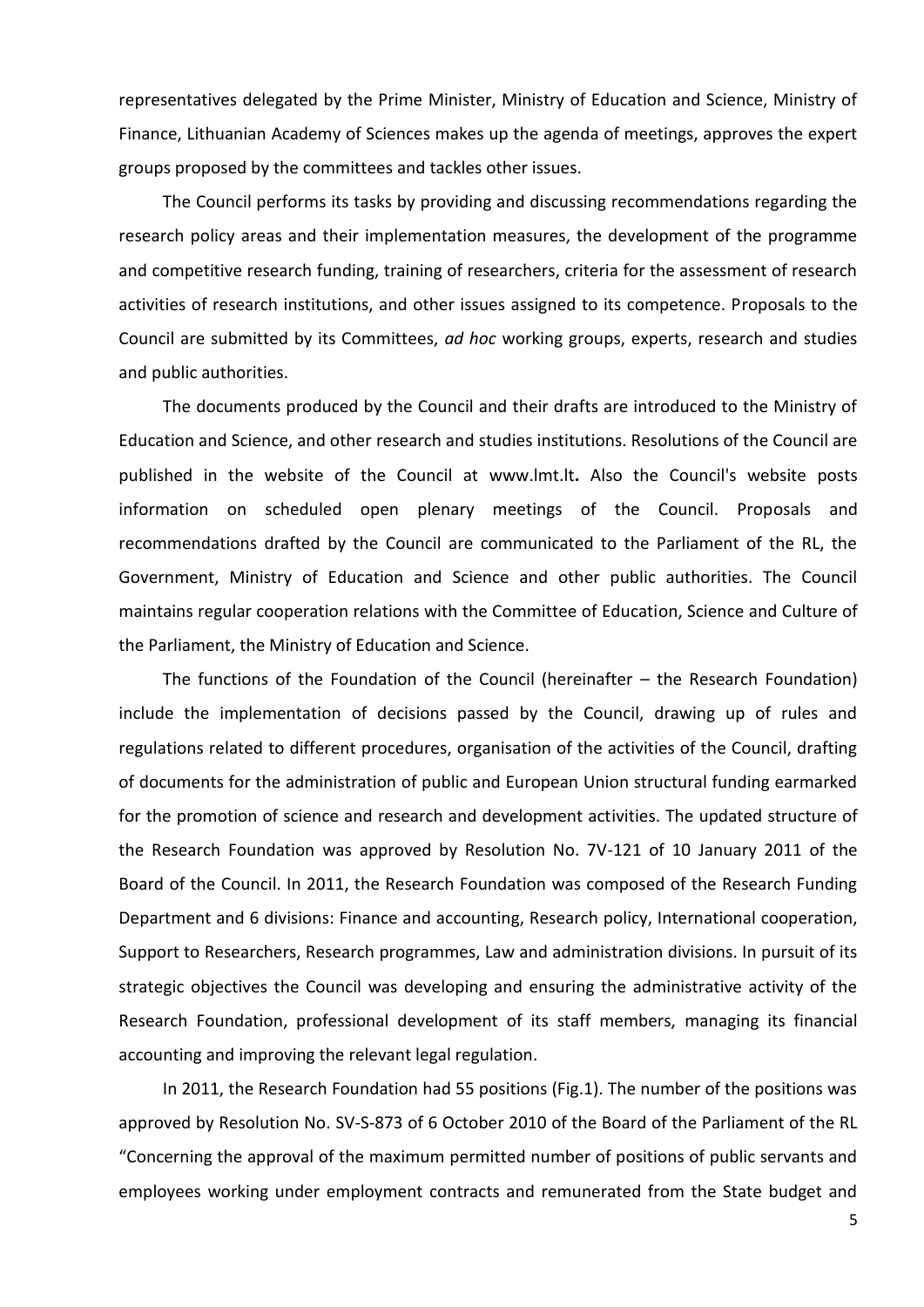representatives delegated by the Prime Minister, Ministry of Education and Science, Ministry of Finance, Lithuanian Academy of Sciences makes up the agenda of meetings, approves the expert groups proposed by the committees and tackles other issues.

The Council performs its tasks by providing and discussing recommendations regarding the research policy areas and their implementation measures, the development of the programme and competitive research funding, training of researchers, criteria for the assessment of research activities of research institutions, and other issues assigned to its competence. Proposals to the Council are submitted by its Committees, *ad hoc* working groups, experts, research and studies and public authorities.

The documents produced by the Council and their drafts are introduced to the Ministry of Education and Science, and other research and studies institutions. Resolutions of the Council are published in the website of the Council at www.lmt.lt**.** Also the Council's website posts information on scheduled open plenary meetings of the Council. Proposals and recommendations drafted by the Council are communicated to the Parliament of the RL, the Government, Ministry of Education and Science and other public authorities. The Council maintains regular cooperation relations with the Committee of Education, Science and Culture of the Parliament, the Ministry of Education and Science.

The functions of the Foundation of the Council (hereinafter – the Research Foundation) include the implementation of decisions passed by the Council, drawing up of rules and regulations related to different procedures, organisation of the activities of the Council, drafting of documents for the administration of public and European Union structural funding earmarked for the promotion of science and research and development activities. The updated structure of the Research Foundation was approved by Resolution No. 7V-121 of 10 January 2011 of the Board of the Council. In 2011, the Research Foundation was composed of the Research Funding Department and 6 divisions: Finance and accounting, Research policy, International cooperation, Support to Researchers, Research programmes, Law and administration divisions. In pursuit of its strategic objectives the Council was developing and ensuring the administrative activity of the Research Foundation, professional development of its staff members, managing its financial accounting and improving the relevant legal regulation.

In 2011, the Research Foundation had 55 positions (Fig.1). The number of the positions was approved by Resolution No. SV-S-873 of 6 October 2010 of the Board of the Parliament of the RL "Concerning the approval of the maximum permitted number of positions of public servants and employees working under employment contracts and remunerated from the State budget and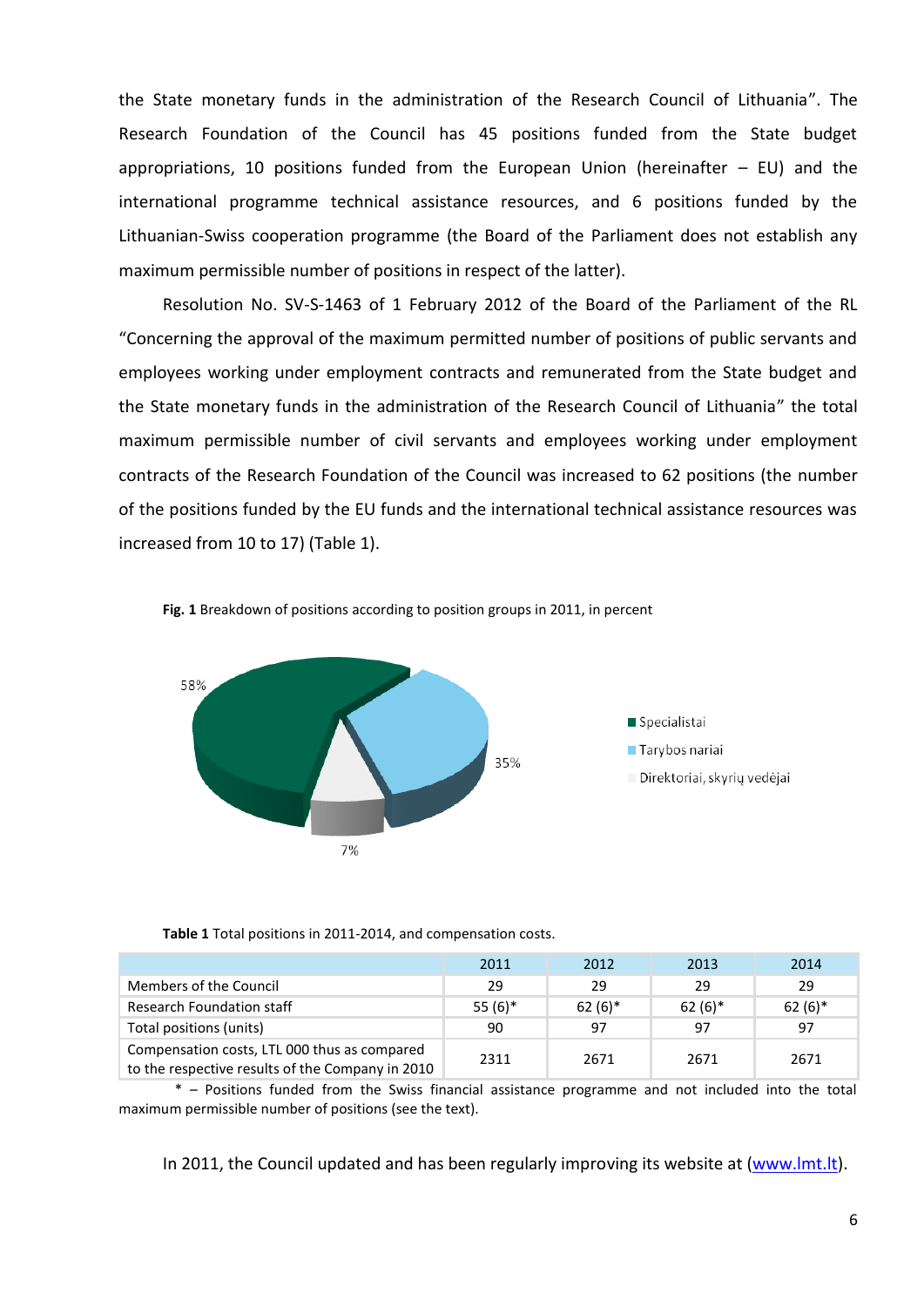the State monetary funds in the administration of the Research Council of Lithuania". The Research Foundation of the Council has 45 positions funded from the State budget appropriations, 10 positions funded from the European Union (hereinafter – EU) and the international programme technical assistance resources, and 6 positions funded by the Lithuanian-Swiss cooperation programme (the Board of the Parliament does not establish any maximum permissible number of positions in respect of the latter).

Resolution No. SV-S-1463 of 1 February 2012 of the Board of the Parliament of the RL "Concerning the approval of the maximum permitted number of positions of public servants and employees working under employment contracts and remunerated from the State budget and the State monetary funds in the administration of the Research Council of Lithuania" the total maximum permissible number of civil servants and employees working under employment contracts of the Research Foundation of the Council was increased to 62 positions (the number of the positions funded by the EU funds and the international technical assistance resources was increased from 10 to 17) (Table 1).

**Fig. 1** Breakdown of positions according to position groups in 2011, in percent

58%

35%

7%

Specialistai

Tarybos nariai

Direktoriai, skyrių vedėjai

**Table 1** Total positions in 2011-2014, and compensation costs.

| | 2011 | 2012 | 2013 | 2014 |
|---|---|---|---|---|
| Members of the Council | 29 | 29 | 29 | 29 |
| Research Foundation staff | 55 (6)* | 62 (6)* | 62 (6)* | 62 (6)* |
| Total positions (units) | 90 | 97 | 97 | 97 |
| Compensation costs, LTL 000 thus as compared to the respective results of the Company in 2010 | 2311 | 2671 | 2671 | 2671 |

* – Positions funded from the Swiss financial assistance programme and not included into the total maximum permissible number of positions (see the text).

In 2011, the Council updated and has been regularly improving its website at (www.lmt.lt).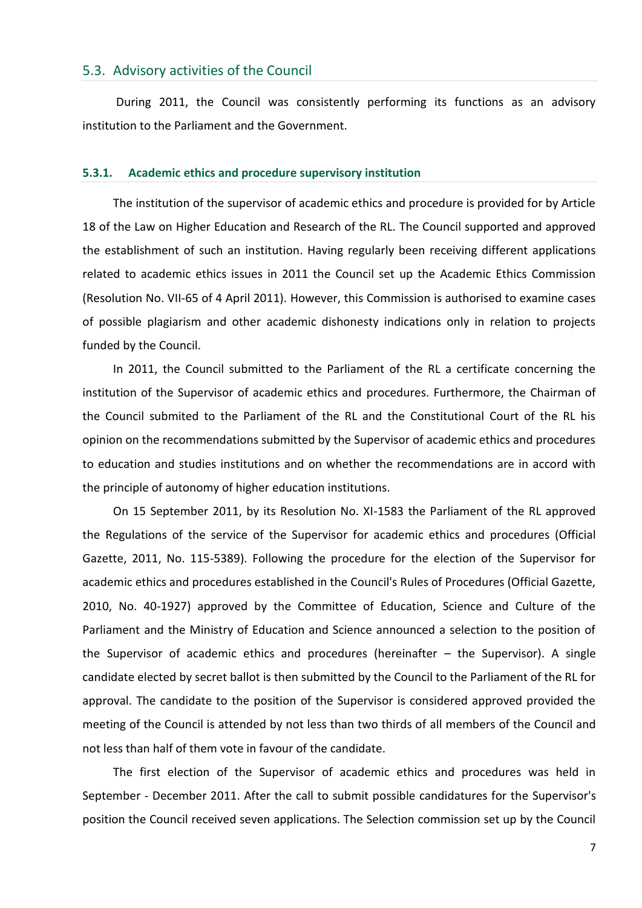## 5.3. Advisory activities of the Council

During 2011, the Council was consistently performing its functions as an advisory institution to the Parliament and the Government.

### 5.3.1. Academic ethics and procedure supervisory institution

The institution of the supervisor of academic ethics and procedure is provided for by Article 18 of the Law on Higher Education and Research of the RL. The Council supported and approved the establishment of such an institution. Having regularly been receiving different applications related to academic ethics issues in 2011 the Council set up the Academic Ethics Commission (Resolution No. VII-65 of 4 April 2011). However, this Commission is authorised to examine cases of possible plagiarism and other academic dishonesty indications only in relation to projects funded by the Council.

In 2011, the Council submitted to the Parliament of the RL a certificate concerning the institution of the Supervisor of academic ethics and procedures. Furthermore, the Chairman of the Council submited to the Parliament of the RL and the Constitutional Court of the RL his opinion on the recommendations submitted by the Supervisor of academic ethics and procedures to education and studies institutions and on whether the recommendations are in accord with the principle of autonomy of higher education institutions.

On 15 September 2011, by its Resolution No. XI-1583 the Parliament of the RL approved the Regulations of the service of the Supervisor for academic ethics and procedures (Official Gazette, 2011, No. 115-5389). Following the procedure for the election of the Supervisor for academic ethics and procedures established in the Council's Rules of Procedures (Official Gazette, 2010, No. 40-1927) approved by the Committee of Education, Science and Culture of the Parliament and the Ministry of Education and Science announced a selection to the position of the Supervisor of academic ethics and procedures (hereinafter – the Supervisor). A single candidate elected by secret ballot is then submitted by the Council to the Parliament of the RL for approval. The candidate to the position of the Supervisor is considered approved provided the meeting of the Council is attended by not less than two thirds of all members of the Council and not less than half of them vote in favour of the candidate.

The first election of the Supervisor of academic ethics and procedures was held in September - December 2011. After the call to submit possible candidatures for the Supervisor's position the Council received seven applications. The Selection commission set up by the Council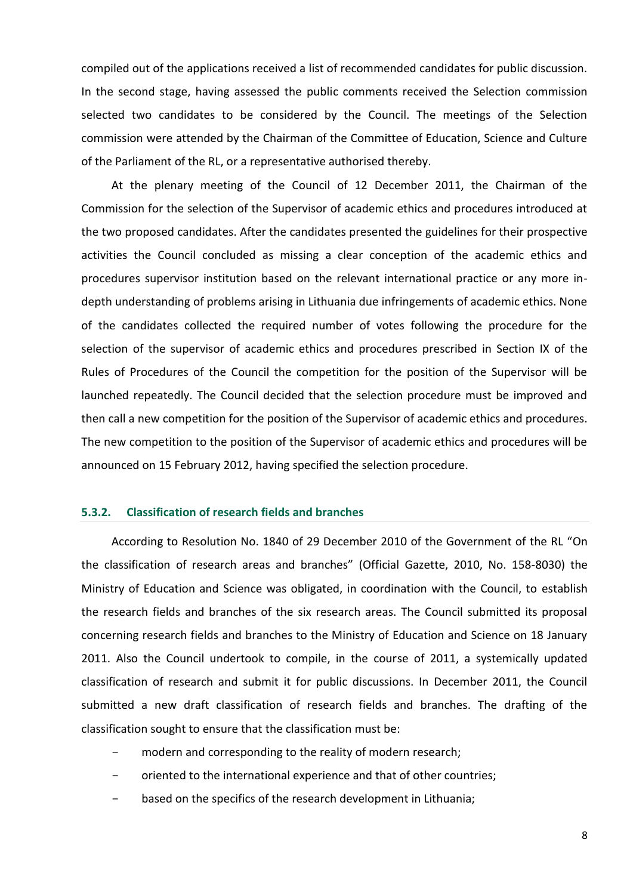compiled out of the applications received a list of recommended candidates for public discussion. In the second stage, having assessed the public comments received the Selection commission selected two candidates to be considered by the Council. The meetings of the Selection commission were attended by the Chairman of the Committee of Education, Science and Culture of the Parliament of the RL, or a representative authorised thereby.

At the plenary meeting of the Council of 12 December 2011, the Chairman of the Commission for the selection of the Supervisor of academic ethics and procedures introduced at the two proposed candidates. After the candidates presented the guidelines for their prospective activities the Council concluded as missing a clear conception of the academic ethics and procedures supervisor institution based on the relevant international practice or any more in-depth understanding of problems arising in Lithuania due infringements of academic ethics. None of the candidates collected the required number of votes following the procedure for the selection of the supervisor of academic ethics and procedures prescribed in Section IX of the Rules of Procedures of the Council the competition for the position of the Supervisor will be launched repeatedly. The Council decided that the selection procedure must be improved and then call a new competition for the position of the Supervisor of academic ethics and procedures. The new competition to the position of the Supervisor of academic ethics and procedures will be announced on 15 February 2012, having specified the selection procedure.

### 5.3.2. Classification of research fields and branches

According to Resolution No. 1840 of 29 December 2010 of the Government of the RL "On the classification of research areas and branches" (Official Gazette, 2010, No. 158-8030) the Ministry of Education and Science was obligated, in coordination with the Council, to establish the research fields and branches of the six research areas. The Council submitted its proposal concerning research fields and branches to the Ministry of Education and Science on 18 January 2011. Also the Council undertook to compile, in the course of 2011, a systemically updated classification of research and submit it for public discussions. In December 2011, the Council submitted a new draft classification of research fields and branches. The drafting of the classification sought to ensure that the classification must be:

- modern and corresponding to the reality of modern research;
- oriented to the international experience and that of other countries;
- based on the specifics of the research development in Lithuania;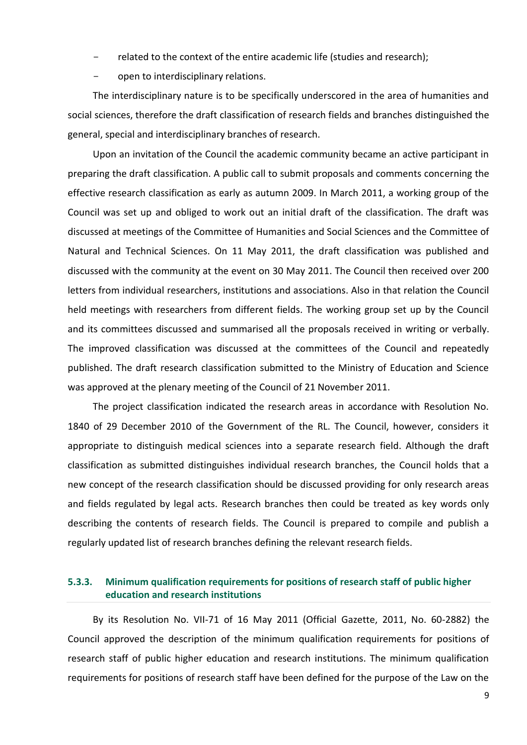- related to the context of the entire academic life (studies and research);
- open to interdisciplinary relations.

The interdisciplinary nature is to be specifically underscored in the area of humanities and social sciences, therefore the draft classification of research fields and branches distinguished the general, special and interdisciplinary branches of research.

Upon an invitation of the Council the academic community became an active participant in preparing the draft classification. A public call to submit proposals and comments concerning the effective research classification as early as autumn 2009. In March 2011, a working group of the Council was set up and obliged to work out an initial draft of the classification. The draft was discussed at meetings of the Committee of Humanities and Social Sciences and the Committee of Natural and Technical Sciences. On 11 May 2011, the draft classification was published and discussed with the community at the event on 30 May 2011. The Council then received over 200 letters from individual researchers, institutions and associations. Also in that relation the Council held meetings with researchers from different fields. The working group set up by the Council and its committees discussed and summarised all the proposals received in writing or verbally. The improved classification was discussed at the committees of the Council and repeatedly published. The draft research classification submitted to the Ministry of Education and Science was approved at the plenary meeting of the Council of 21 November 2011.

The project classification indicated the research areas in accordance with Resolution No. 1840 of 29 December 2010 of the Government of the RL. The Council, however, considers it appropriate to distinguish medical sciences into a separate research field. Although the draft classification as submitted distinguishes individual research branches, the Council holds that a new concept of the research classification should be discussed providing for only research areas and fields regulated by legal acts. Research branches then could be treated as key words only describing the contents of research fields. The Council is prepared to compile and publish a regularly updated list of research branches defining the relevant research fields.

### 5.3.3. Minimum qualification requirements for positions of research staff of public higher education and research institutions

By its Resolution No. VII-71 of 16 May 2011 (Official Gazette, 2011, No. 60-2882) the Council approved the description of the minimum qualification requirements for positions of research staff of public higher education and research institutions. The minimum qualification requirements for positions of research staff have been defined for the purpose of the Law on the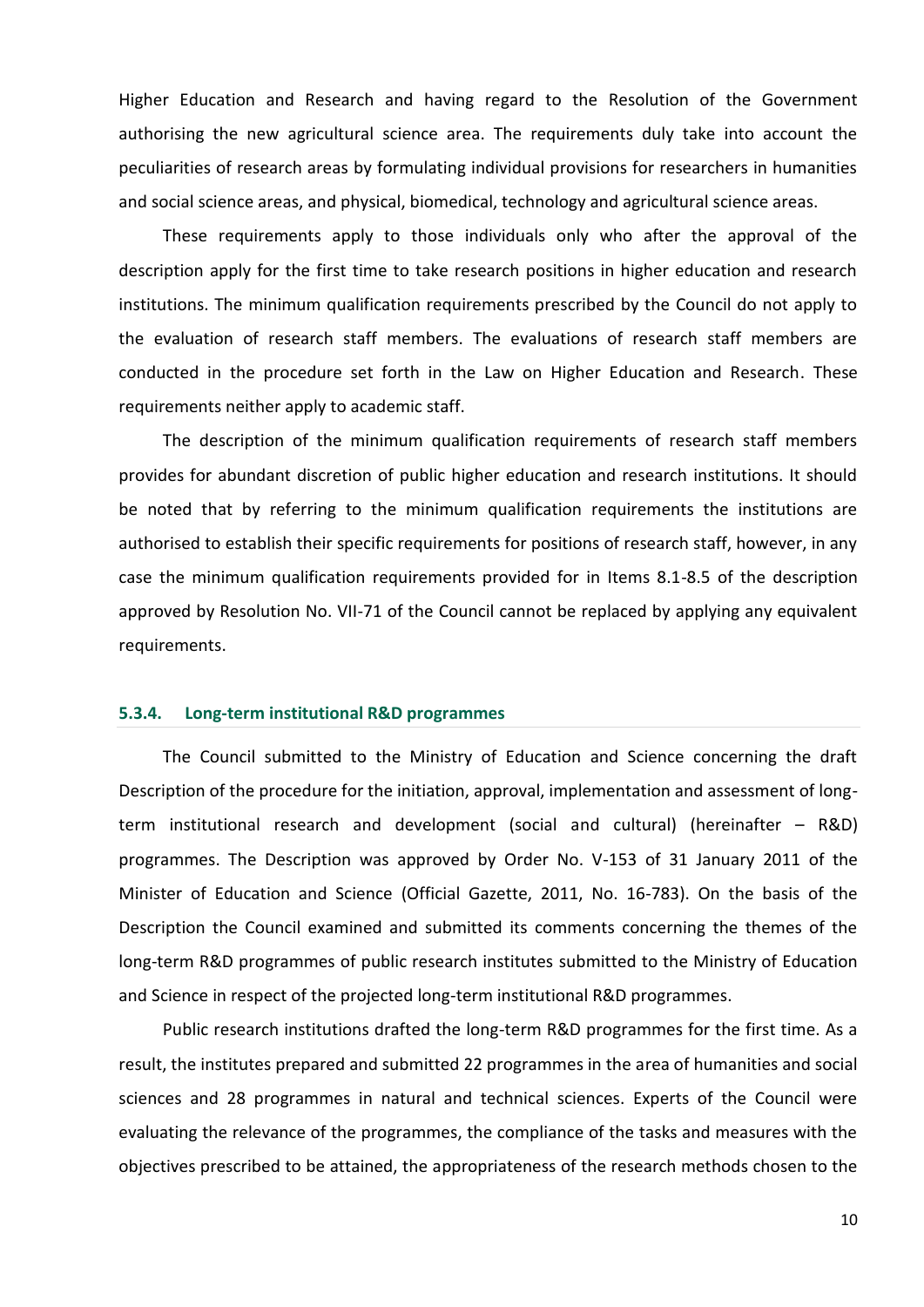Higher Education and Research and having regard to the Resolution of the Government authorising the new agricultural science area. The requirements duly take into account the peculiarities of research areas by formulating individual provisions for researchers in humanities and social science areas, and physical, biomedical, technology and agricultural science areas.

These requirements apply to those individuals only who after the approval of the description apply for the first time to take research positions in higher education and research institutions. The minimum qualification requirements prescribed by the Council do not apply to the evaluation of research staff members. The evaluations of research staff members are conducted in the procedure set forth in the Law on Higher Education and Research. These requirements neither apply to academic staff.

The description of the minimum qualification requirements of research staff members provides for abundant discretion of public higher education and research institutions. It should be noted that by referring to the minimum qualification requirements the institutions are authorised to establish their specific requirements for positions of research staff, however, in any case the minimum qualification requirements provided for in Items 8.1-8.5 of the description approved by Resolution No. VII-71 of the Council cannot be replaced by applying any equivalent requirements.

### 5.3.4. Long-term institutional R&D programmes

The Council submitted to the Ministry of Education and Science concerning the draft Description of the procedure for the initiation, approval, implementation and assessment of long-term institutional research and development (social and cultural) (hereinafter – R&D) programmes. The Description was approved by Order No. V-153 of 31 January 2011 of the Minister of Education and Science (Official Gazette, 2011, No. 16-783). On the basis of the Description the Council examined and submitted its comments concerning the themes of the long-term R&D programmes of public research institutes submitted to the Ministry of Education and Science in respect of the projected long-term institutional R&D programmes.

Public research institutions drafted the long-term R&D programmes for the first time. As a result, the institutes prepared and submitted 22 programmes in the area of humanities and social sciences and 28 programmes in natural and technical sciences. Experts of the Council were evaluating the relevance of the programmes, the compliance of the tasks and measures with the objectives prescribed to be attained, the appropriateness of the research methods chosen to the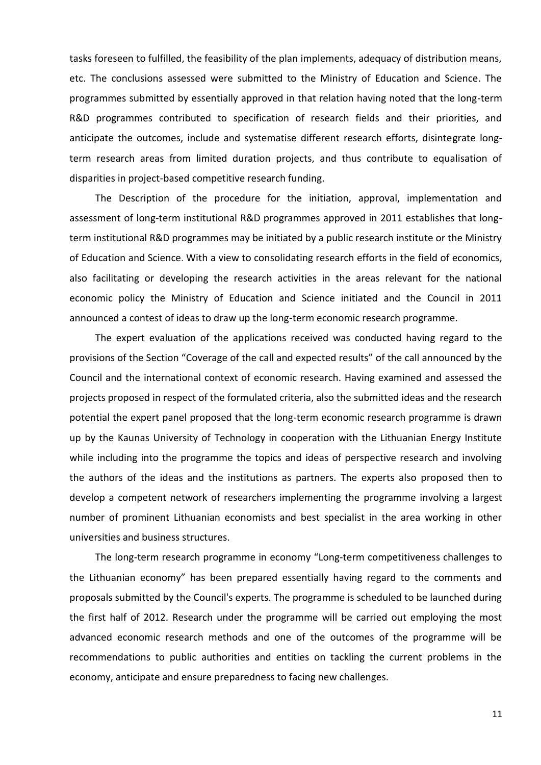tasks foreseen to fulfilled, the feasibility of the plan implements, adequacy of distribution means, etc. The conclusions assessed were submitted to the Ministry of Education and Science. The programmes submitted by essentially approved in that relation having noted that the long-term R&D programmes contributed to specification of research fields and their priorities, and anticipate the outcomes, include and systematise different research efforts, disintegrate long-term research areas from limited duration projects, and thus contribute to equalisation of disparities in project-based competitive research funding.

The Description of the procedure for the initiation, approval, implementation and assessment of long-term institutional R&D programmes approved in 2011 establishes that long-term institutional R&D programmes may be initiated by a public research institute or the Ministry of Education and Science. With a view to consolidating research efforts in the field of economics, also facilitating or developing the research activities in the areas relevant for the national economic policy the Ministry of Education and Science initiated and the Council in 2011 announced a contest of ideas to draw up the long-term economic research programme.

The expert evaluation of the applications received was conducted having regard to the provisions of the Section "Coverage of the call and expected results" of the call announced by the Council and the international context of economic research. Having examined and assessed the projects proposed in respect of the formulated criteria, also the submitted ideas and the research potential the expert panel proposed that the long-term economic research programme is drawn up by the Kaunas University of Technology in cooperation with the Lithuanian Energy Institute while including into the programme the topics and ideas of perspective research and involving the authors of the ideas and the institutions as partners. The experts also proposed then to develop a competent network of researchers implementing the programme involving a largest number of prominent Lithuanian economists and best specialist in the area working in other universities and business structures.

The long-term research programme in economy "Long-term competitiveness challenges to the Lithuanian economy" has been prepared essentially having regard to the comments and proposals submitted by the Council's experts. The programme is scheduled to be launched during the first half of 2012. Research under the programme will be carried out employing the most advanced economic research methods and one of the outcomes of the programme will be recommendations to public authorities and entities on tackling the current problems in the economy, anticipate and ensure preparedness to facing new challenges.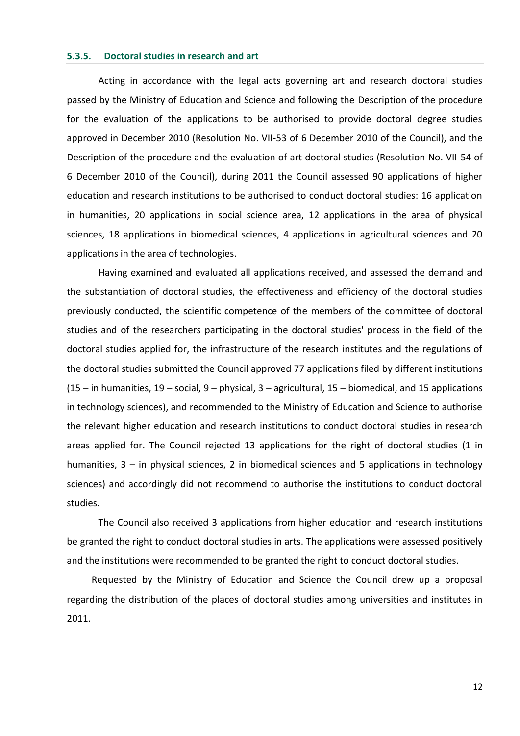### 5.3.5. Doctoral studies in research and art

Acting in accordance with the legal acts governing art and research doctoral studies passed by the Ministry of Education and Science and following the Description of the procedure for the evaluation of the applications to be authorised to provide doctoral degree studies approved in December 2010 (Resolution No. VII-53 of 6 December 2010 of the Council), and the Description of the procedure and the evaluation of art doctoral studies (Resolution No. VII-54 of 6 December 2010 of the Council), during 2011 the Council assessed 90 applications of higher education and research institutions to be authorised to conduct doctoral studies: 16 application in humanities, 20 applications in social science area, 12 applications in the area of physical sciences, 18 applications in biomedical sciences, 4 applications in agricultural sciences and 20 applications in the area of technologies.

Having examined and evaluated all applications received, and assessed the demand and the substantiation of doctoral studies, the effectiveness and efficiency of the doctoral studies previously conducted, the scientific competence of the members of the committee of doctoral studies and of the researchers participating in the doctoral studies' process in the field of the doctoral studies applied for, the infrastructure of the research institutes and the regulations of the doctoral studies submitted the Council approved 77 applications filed by different institutions (15 – in humanities, 19 – social, 9 – physical, 3 – agricultural, 15 – biomedical, and 15 applications in technology sciences), and recommended to the Ministry of Education and Science to authorise the relevant higher education and research institutions to conduct doctoral studies in research areas applied for. The Council rejected 13 applications for the right of doctoral studies (1 in humanities, 3 – in physical sciences, 2 in biomedical sciences and 5 applications in technology sciences) and accordingly did not recommend to authorise the institutions to conduct doctoral studies.

The Council also received 3 applications from higher education and research institutions be granted the right to conduct doctoral studies in arts. The applications were assessed positively and the institutions were recommended to be granted the right to conduct doctoral studies.

Requested by the Ministry of Education and Science the Council drew up a proposal regarding the distribution of the places of doctoral studies among universities and institutes in 2011.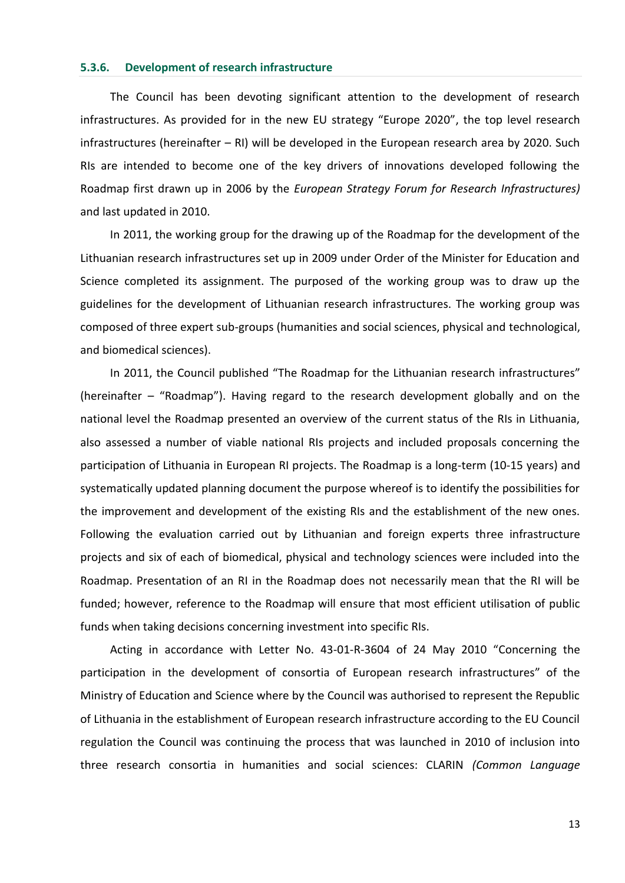### 5.3.6. Development of research infrastructure

The Council has been devoting significant attention to the development of research infrastructures. As provided for in the new EU strategy "Europe 2020", the top level research infrastructures (hereinafter – RI) will be developed in the European research area by 2020. Such RIs are intended to become one of the key drivers of innovations developed following the Roadmap first drawn up in 2006 by the *European Strategy Forum for Research Infrastructures)* and last updated in 2010.

In 2011, the working group for the drawing up of the Roadmap for the development of the Lithuanian research infrastructures set up in 2009 under Order of the Minister for Education and Science completed its assignment. The purposed of the working group was to draw up the guidelines for the development of Lithuanian research infrastructures. The working group was composed of three expert sub-groups (humanities and social sciences, physical and technological, and biomedical sciences).

In 2011, the Council published "The Roadmap for the Lithuanian research infrastructures" (hereinafter – "Roadmap"). Having regard to the research development globally and on the national level the Roadmap presented an overview of the current status of the RIs in Lithuania, also assessed a number of viable national RIs projects and included proposals concerning the participation of Lithuania in European RI projects. The Roadmap is a long-term (10-15 years) and systematically updated planning document the purpose whereof is to identify the possibilities for the improvement and development of the existing RIs and the establishment of the new ones. Following the evaluation carried out by Lithuanian and foreign experts three infrastructure projects and six of each of biomedical, physical and technology sciences were included into the Roadmap. Presentation of an RI in the Roadmap does not necessarily mean that the RI will be funded; however, reference to the Roadmap will ensure that most efficient utilisation of public funds when taking decisions concerning investment into specific RIs.

Acting in accordance with Letter No. 43-01-R-3604 of 24 May 2010 "Concerning the participation in the development of consortia of European research infrastructures" of the Ministry of Education and Science where by the Council was authorised to represent the Republic of Lithuania in the establishment of European research infrastructure according to the EU Council regulation the Council was continuing the process that was launched in 2010 of inclusion into three research consortia in humanities and social sciences: CLARIN *(Common Language*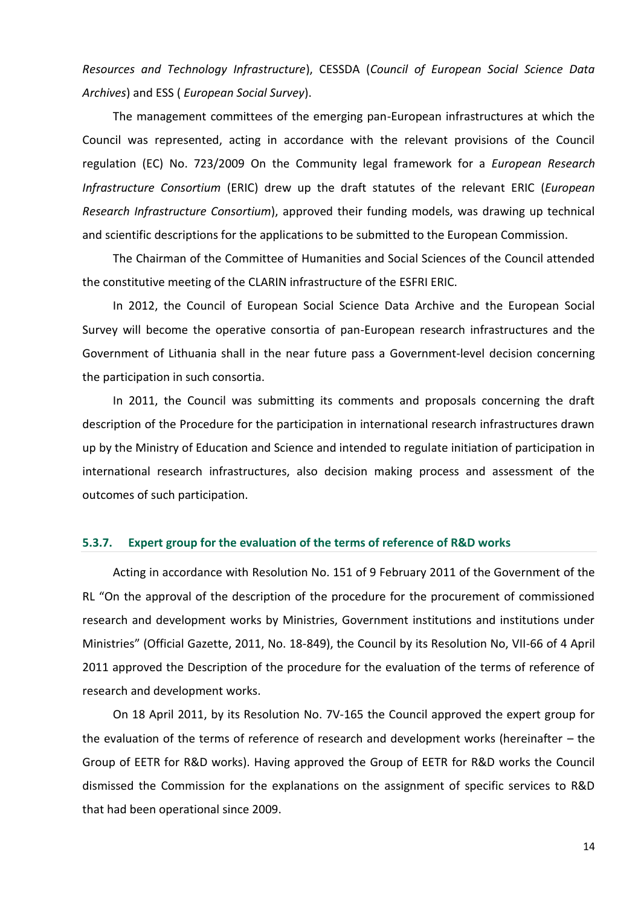*Resources and Technology Infrastructure*), CESSDA (*Council of European Social Science Data Archives*) and ESS ( *European Social Survey*).

The management committees of the emerging pan-European infrastructures at which the Council was represented, acting in accordance with the relevant provisions of the Council regulation (EC) No. 723/2009 On the Community legal framework for a *European Research Infrastructure Consortium* (ERIC) drew up the draft statutes of the relevant ERIC (*European Research Infrastructure Consortium*), approved their funding models, was drawing up technical and scientific descriptions for the applications to be submitted to the European Commission.

The Chairman of the Committee of Humanities and Social Sciences of the Council attended the constitutive meeting of the CLARIN infrastructure of the ESFRI ERIC.

In 2012, the Council of European Social Science Data Archive and the European Social Survey will become the operative consortia of pan-European research infrastructures and the Government of Lithuania shall in the near future pass a Government-level decision concerning the participation in such consortia.

In 2011, the Council was submitting its comments and proposals concerning the draft description of the Procedure for the participation in international research infrastructures drawn up by the Ministry of Education and Science and intended to regulate initiation of participation in international research infrastructures, also decision making process and assessment of the outcomes of such participation.

### 5.3.7. Expert group for the evaluation of the terms of reference of R&D works

Acting in accordance with Resolution No. 151 of 9 February 2011 of the Government of the RL "On the approval of the description of the procedure for the procurement of commissioned research and development works by Ministries, Government institutions and institutions under Ministries" (Official Gazette, 2011, No. 18-849), the Council by its Resolution No, VII-66 of 4 April 2011 approved the Description of the procedure for the evaluation of the terms of reference of research and development works.

On 18 April 2011, by its Resolution No. 7V-165 the Council approved the expert group for the evaluation of the terms of reference of research and development works (hereinafter – the Group of EETR for R&D works). Having approved the Group of EETR for R&D works the Council dismissed the Commission for the explanations on the assignment of specific services to R&D that had been operational since 2009.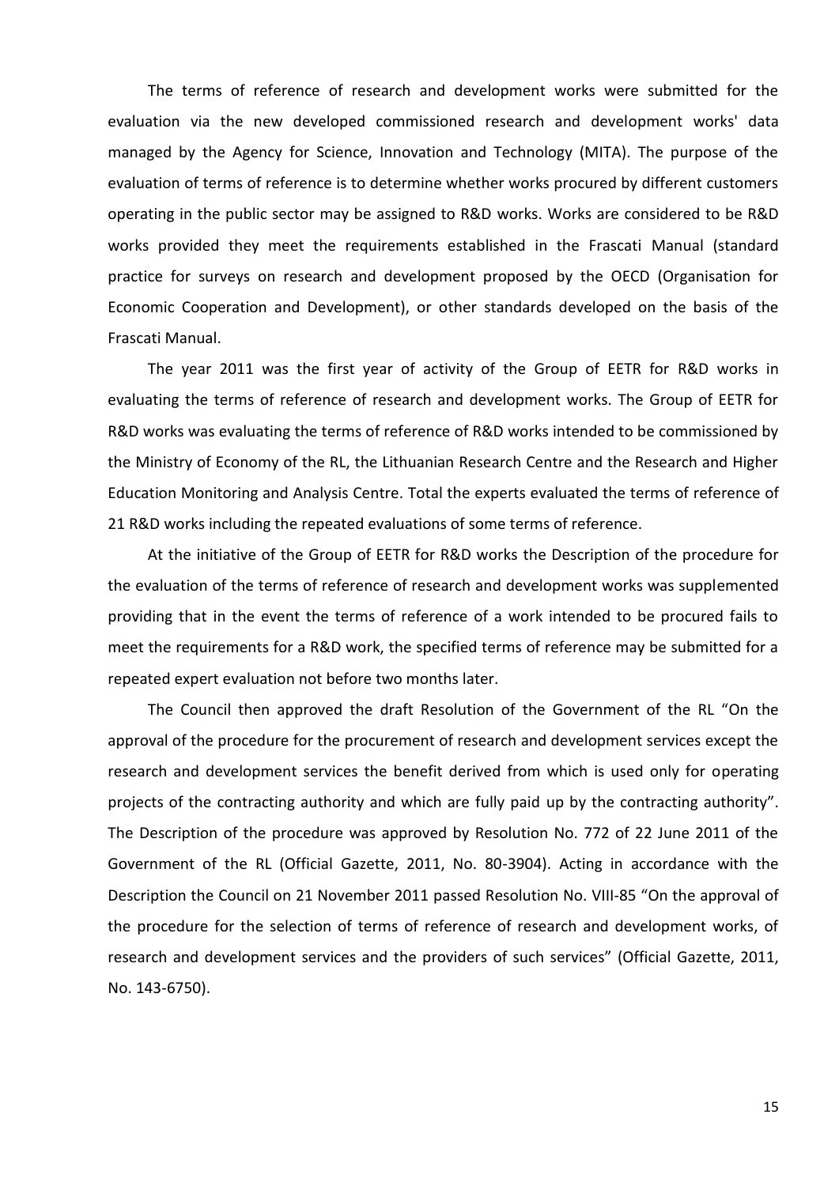The terms of reference of research and development works were submitted for the evaluation via the new developed commissioned research and development works' data managed by the Agency for Science, Innovation and Technology (MITA). The purpose of the evaluation of terms of reference is to determine whether works procured by different customers operating in the public sector may be assigned to R&D works. Works are considered to be R&D works provided they meet the requirements established in the Frascati Manual (standard practice for surveys on research and development proposed by the OECD (Organisation for Economic Cooperation and Development), or other standards developed on the basis of the Frascati Manual.

The year 2011 was the first year of activity of the Group of EETR for R&D works in evaluating the terms of reference of research and development works. The Group of EETR for R&D works was evaluating the terms of reference of R&D works intended to be commissioned by the Ministry of Economy of the RL, the Lithuanian Research Centre and the Research and Higher Education Monitoring and Analysis Centre. Total the experts evaluated the terms of reference of 21 R&D works including the repeated evaluations of some terms of reference.

At the initiative of the Group of EETR for R&D works the Description of the procedure for the evaluation of the terms of reference of research and development works was supplemented providing that in the event the terms of reference of a work intended to be procured fails to meet the requirements for a R&D work, the specified terms of reference may be submitted for a repeated expert evaluation not before two months later.

The Council then approved the draft Resolution of the Government of the RL "On the approval of the procedure for the procurement of research and development services except the research and development services the benefit derived from which is used only for operating projects of the contracting authority and which are fully paid up by the contracting authority". The Description of the procedure was approved by Resolution No. 772 of 22 June 2011 of the Government of the RL (Official Gazette, 2011, No. 80-3904). Acting in accordance with the Description the Council on 21 November 2011 passed Resolution No. VIII-85 "On the approval of the procedure for the selection of terms of reference of research and development works, of research and development services and the providers of such services" (Official Gazette, 2011, No. 143-6750).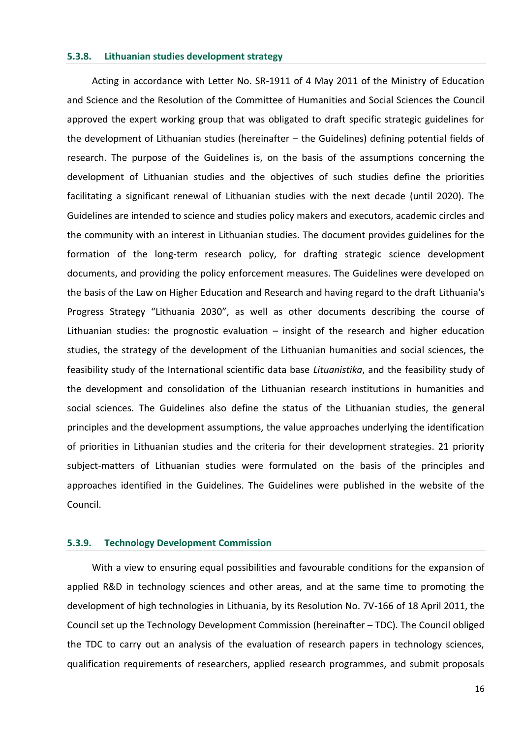### 5.3.8. Lithuanian studies development strategy

Acting in accordance with Letter No. SR-1911 of 4 May 2011 of the Ministry of Education and Science and the Resolution of the Committee of Humanities and Social Sciences the Council approved the expert working group that was obligated to draft specific strategic guidelines for the development of Lithuanian studies (hereinafter – the Guidelines) defining potential fields of research. The purpose of the Guidelines is, on the basis of the assumptions concerning the development of Lithuanian studies and the objectives of such studies define the priorities facilitating a significant renewal of Lithuanian studies with the next decade (until 2020). The Guidelines are intended to science and studies policy makers and executors, academic circles and the community with an interest in Lithuanian studies. The document provides guidelines for the formation of the long-term research policy, for drafting strategic science development documents, and providing the policy enforcement measures. The Guidelines were developed on the basis of the Law on Higher Education and Research and having regard to the draft Lithuania's Progress Strategy "Lithuania 2030", as well as other documents describing the course of Lithuanian studies: the prognostic evaluation – insight of the research and higher education studies, the strategy of the development of the Lithuanian humanities and social sciences, the feasibility study of the International scientific data base *Lituanistika*, and the feasibility study of the development and consolidation of the Lithuanian research institutions in humanities and social sciences. The Guidelines also define the status of the Lithuanian studies, the general principles and the development assumptions, the value approaches underlying the identification of priorities in Lithuanian studies and the criteria for their development strategies. 21 priority subject-matters of Lithuanian studies were formulated on the basis of the principles and approaches identified in the Guidelines. The Guidelines were published in the website of the Council.

### 5.3.9. Technology Development Commission

With a view to ensuring equal possibilities and favourable conditions for the expansion of applied R&D in technology sciences and other areas, and at the same time to promoting the development of high technologies in Lithuania, by its Resolution No. 7V-166 of 18 April 2011, the Council set up the Technology Development Commission (hereinafter – TDC). The Council obliged the TDC to carry out an analysis of the evaluation of research papers in technology sciences, qualification requirements of researchers, applied research programmes, and submit proposals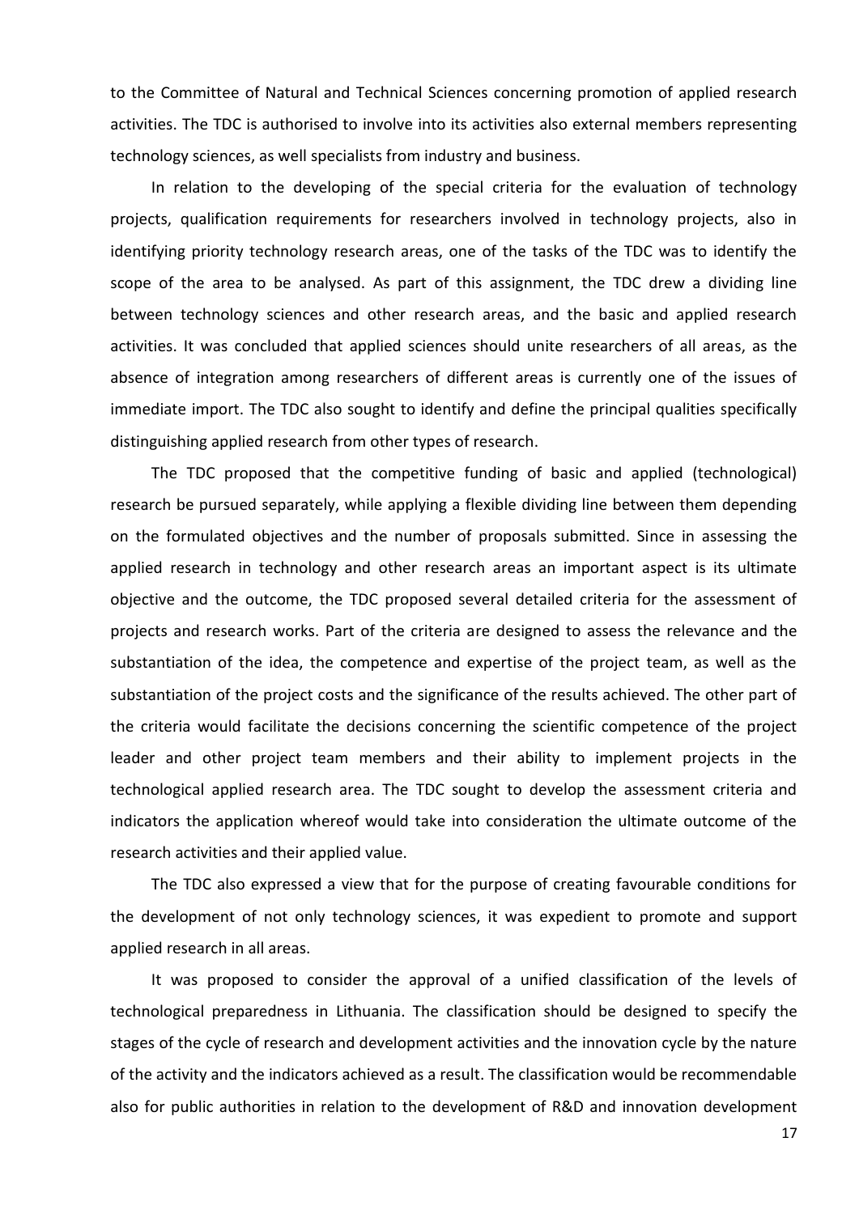to the Committee of Natural and Technical Sciences concerning promotion of applied research activities. The TDC is authorised to involve into its activities also external members representing technology sciences, as well specialists from industry and business.

In relation to the developing of the special criteria for the evaluation of technology projects, qualification requirements for researchers involved in technology projects, also in identifying priority technology research areas, one of the tasks of the TDC was to identify the scope of the area to be analysed. As part of this assignment, the TDC drew a dividing line between technology sciences and other research areas, and the basic and applied research activities. It was concluded that applied sciences should unite researchers of all areas, as the absence of integration among researchers of different areas is currently one of the issues of immediate import. The TDC also sought to identify and define the principal qualities specifically distinguishing applied research from other types of research.

The TDC proposed that the competitive funding of basic and applied (technological) research be pursued separately, while applying a flexible dividing line between them depending on the formulated objectives and the number of proposals submitted. Since in assessing the applied research in technology and other research areas an important aspect is its ultimate objective and the outcome, the TDC proposed several detailed criteria for the assessment of projects and research works. Part of the criteria are designed to assess the relevance and the substantiation of the idea, the competence and expertise of the project team, as well as the substantiation of the project costs and the significance of the results achieved. The other part of the criteria would facilitate the decisions concerning the scientific competence of the project leader and other project team members and their ability to implement projects in the technological applied research area. The TDC sought to develop the assessment criteria and indicators the application whereof would take into consideration the ultimate outcome of the research activities and their applied value.

The TDC also expressed a view that for the purpose of creating favourable conditions for the development of not only technology sciences, it was expedient to promote and support applied research in all areas.

It was proposed to consider the approval of a unified classification of the levels of technological preparedness in Lithuania. The classification should be designed to specify the stages of the cycle of research and development activities and the innovation cycle by the nature of the activity and the indicators achieved as a result. The classification would be recommendable also for public authorities in relation to the development of R&D and innovation development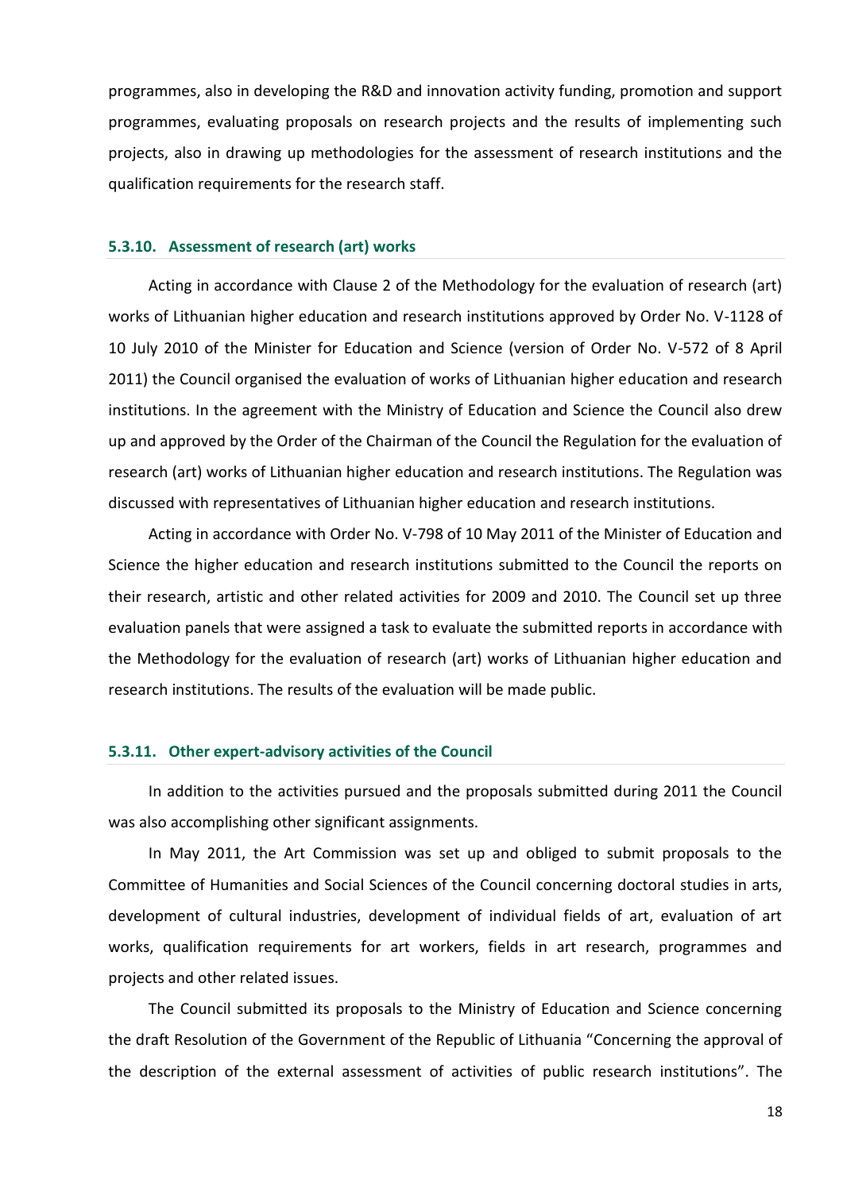programmes, also in developing the R&D and innovation activity funding, promotion and support programmes, evaluating proposals on research projects and the results of implementing such projects, also in drawing up methodologies for the assessment of research institutions and the qualification requirements for the research staff.

### 5.3.10. Assessment of research (art) works

Acting in accordance with Clause 2 of the Methodology for the evaluation of research (art) works of Lithuanian higher education and research institutions approved by Order No. V-1128 of 10 July 2010 of the Minister for Education and Science (version of Order No. V-572 of 8 April 2011) the Council organised the evaluation of works of Lithuanian higher education and research institutions. In the agreement with the Ministry of Education and Science the Council also drew up and approved by the Order of the Chairman of the Council the Regulation for the evaluation of research (art) works of Lithuanian higher education and research institutions. The Regulation was discussed with representatives of Lithuanian higher education and research institutions.

Acting in accordance with Order No. V-798 of 10 May 2011 of the Minister of Education and Science the higher education and research institutions submitted to the Council the reports on their research, artistic and other related activities for 2009 and 2010. The Council set up three evaluation panels that were assigned a task to evaluate the submitted reports in accordance with the Methodology for the evaluation of research (art) works of Lithuanian higher education and research institutions. The results of the evaluation will be made public.

### 5.3.11. Other expert-advisory activities of the Council

In addition to the activities pursued and the proposals submitted during 2011 the Council was also accomplishing other significant assignments.

In May 2011, the Art Commission was set up and obliged to submit proposals to the Committee of Humanities and Social Sciences of the Council concerning doctoral studies in arts, development of cultural industries, development of individual fields of art, evaluation of art works, qualification requirements for art workers, fields in art research, programmes and projects and other related issues.

The Council submitted its proposals to the Ministry of Education and Science concerning the draft Resolution of the Government of the Republic of Lithuania “Concerning the approval of the description of the external assessment of activities of public research institutions”. The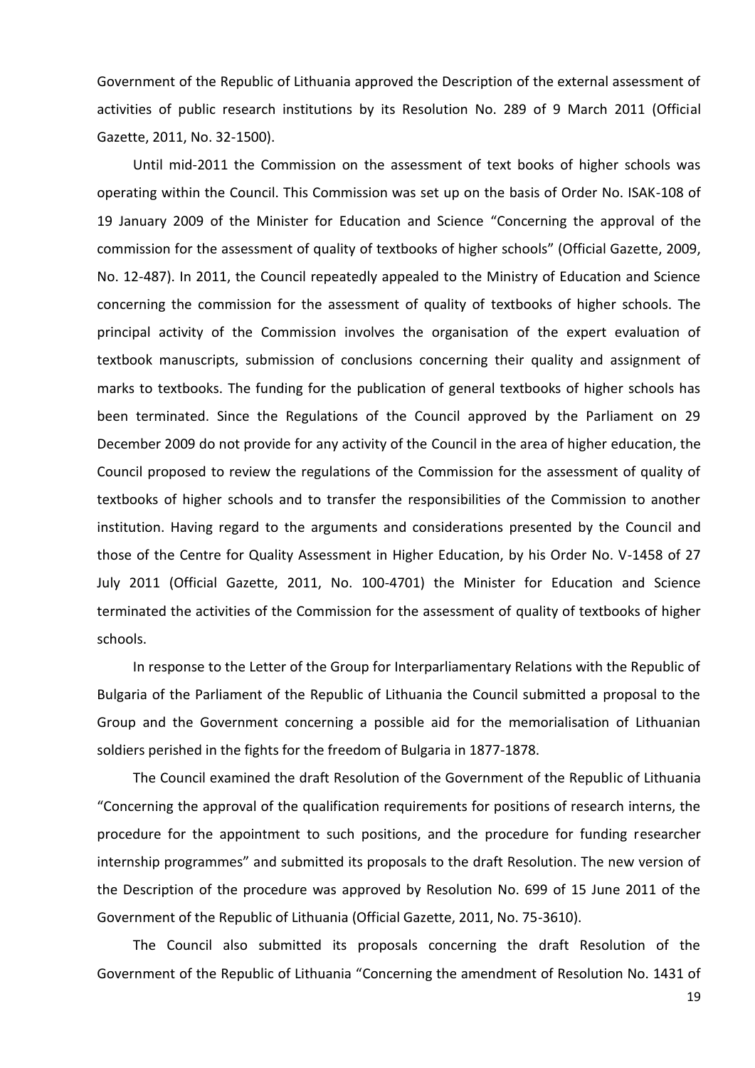Government of the Republic of Lithuania approved the Description of the external assessment of activities of public research institutions by its Resolution No. 289 of 9 March 2011 (Official Gazette, 2011, No. 32-1500).

Until mid-2011 the Commission on the assessment of text books of higher schools was operating within the Council. This Commission was set up on the basis of Order No. ISAK-108 of 19 January 2009 of the Minister for Education and Science "Concerning the approval of the commission for the assessment of quality of textbooks of higher schools" (Official Gazette, 2009, No. 12-487). In 2011, the Council repeatedly appealed to the Ministry of Education and Science concerning the commission for the assessment of quality of textbooks of higher schools. The principal activity of the Commission involves the organisation of the expert evaluation of textbook manuscripts, submission of conclusions concerning their quality and assignment of marks to textbooks. The funding for the publication of general textbooks of higher schools has been terminated. Since the Regulations of the Council approved by the Parliament on 29 December 2009 do not provide for any activity of the Council in the area of higher education, the Council proposed to review the regulations of the Commission for the assessment of quality of textbooks of higher schools and to transfer the responsibilities of the Commission to another institution. Having regard to the arguments and considerations presented by the Council and those of the Centre for Quality Assessment in Higher Education, by his Order No. V-1458 of 27 July 2011 (Official Gazette, 2011, No. 100-4701) the Minister for Education and Science terminated the activities of the Commission for the assessment of quality of textbooks of higher schools.

In response to the Letter of the Group for Interparliamentary Relations with the Republic of Bulgaria of the Parliament of the Republic of Lithuania the Council submitted a proposal to the Group and the Government concerning a possible aid for the memorialisation of Lithuanian soldiers perished in the fights for the freedom of Bulgaria in 1877-1878.

The Council examined the draft Resolution of the Government of the Republic of Lithuania "Concerning the approval of the qualification requirements for positions of research interns, the procedure for the appointment to such positions, and the procedure for funding researcher internship programmes" and submitted its proposals to the draft Resolution. The new version of the Description of the procedure was approved by Resolution No. 699 of 15 June 2011 of the Government of the Republic of Lithuania (Official Gazette, 2011, No. 75-3610).

The Council also submitted its proposals concerning the draft Resolution of the Government of the Republic of Lithuania "Concerning the amendment of Resolution No. 1431 of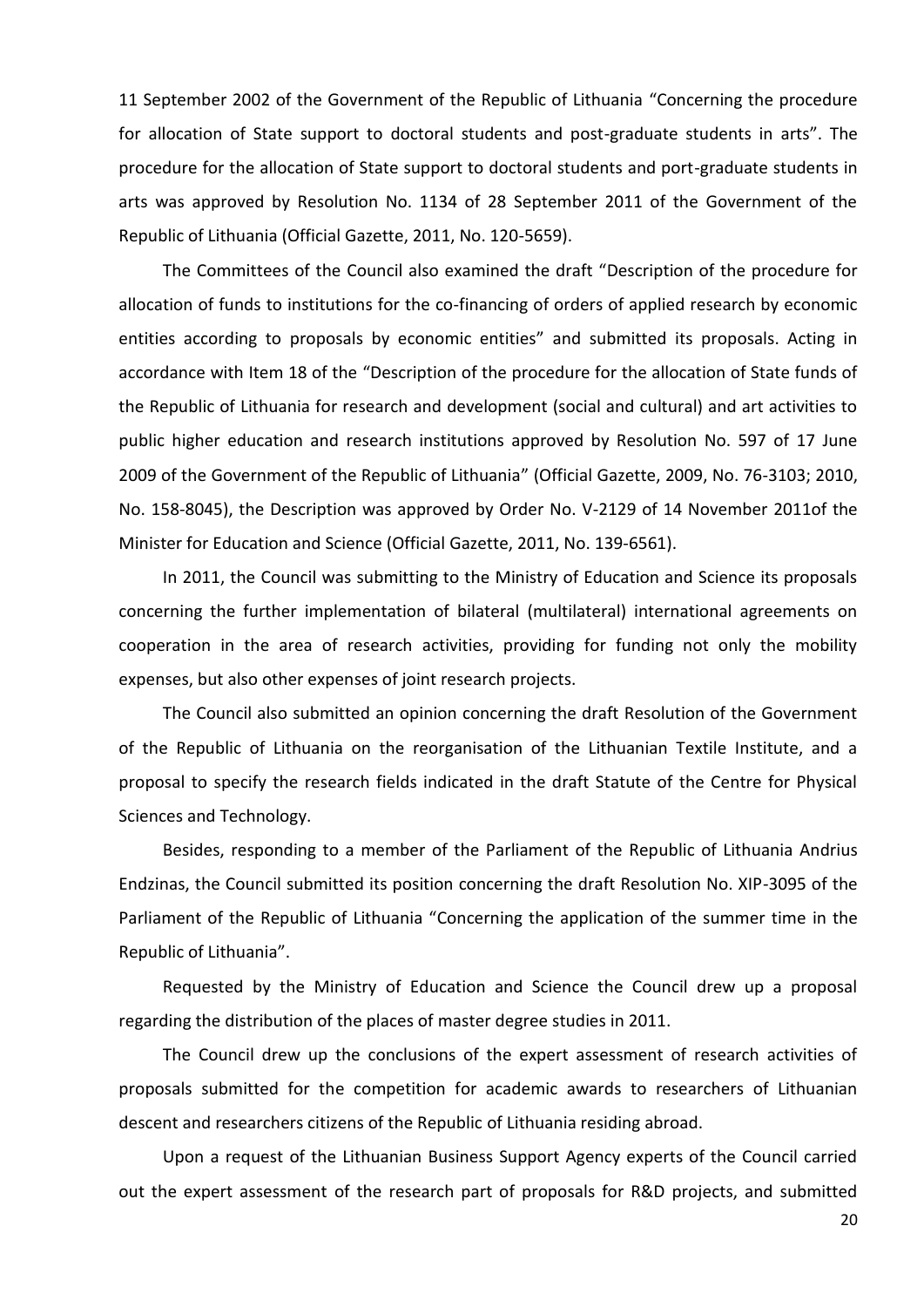11 September 2002 of the Government of the Republic of Lithuania "Concerning the procedure for allocation of State support to doctoral students and post-graduate students in arts". The procedure for the allocation of State support to doctoral students and port-graduate students in arts was approved by Resolution No. 1134 of 28 September 2011 of the Government of the Republic of Lithuania (Official Gazette, 2011, No. 120-5659).

The Committees of the Council also examined the draft "Description of the procedure for allocation of funds to institutions for the co-financing of orders of applied research by economic entities according to proposals by economic entities" and submitted its proposals. Acting in accordance with Item 18 of the "Description of the procedure for the allocation of State funds of the Republic of Lithuania for research and development (social and cultural) and art activities to public higher education and research institutions approved by Resolution No. 597 of 17 June 2009 of the Government of the Republic of Lithuania" (Official Gazette, 2009, No. 76-3103; 2010, No. 158-8045), the Description was approved by Order No. V-2129 of 14 November 2011of the Minister for Education and Science (Official Gazette, 2011, No. 139-6561).

In 2011, the Council was submitting to the Ministry of Education and Science its proposals concerning the further implementation of bilateral (multilateral) international agreements on cooperation in the area of research activities, providing for funding not only the mobility expenses, but also other expenses of joint research projects.

The Council also submitted an opinion concerning the draft Resolution of the Government of the Republic of Lithuania on the reorganisation of the Lithuanian Textile Institute, and a proposal to specify the research fields indicated in the draft Statute of the Centre for Physical Sciences and Technology.

Besides, responding to a member of the Parliament of the Republic of Lithuania Andrius Endzinas, the Council submitted its position concerning the draft Resolution No. XIP-3095 of the Parliament of the Republic of Lithuania "Concerning the application of the summer time in the Republic of Lithuania".

Requested by the Ministry of Education and Science the Council drew up a proposal regarding the distribution of the places of master degree studies in 2011.

The Council drew up the conclusions of the expert assessment of research activities of proposals submitted for the competition for academic awards to researchers of Lithuanian descent and researchers citizens of the Republic of Lithuania residing abroad.

Upon a request of the Lithuanian Business Support Agency experts of the Council carried out the expert assessment of the research part of proposals for R&D projects, and submitted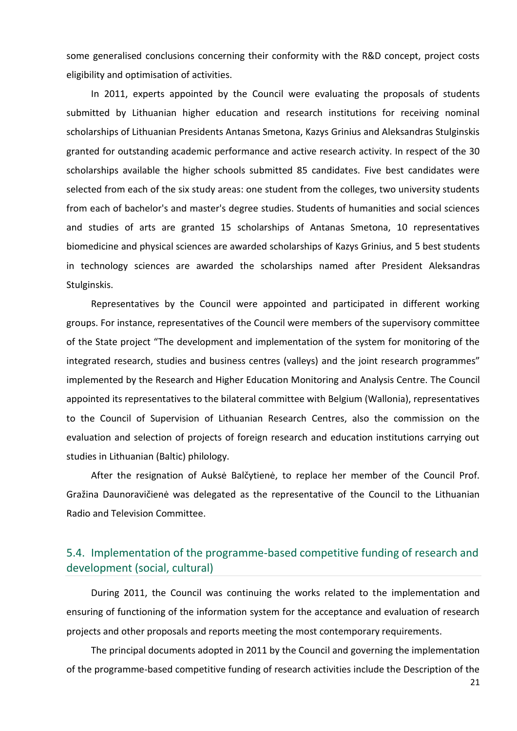some generalised conclusions concerning their conformity with the R&D concept, project costs eligibility and optimisation of activities.

In 2011, experts appointed by the Council were evaluating the proposals of students submitted by Lithuanian higher education and research institutions for receiving nominal scholarships of Lithuanian Presidents Antanas Smetona, Kazys Grinius and Aleksandras Stulginskis granted for outstanding academic performance and active research activity. In respect of the 30 scholarships available the higher schools submitted 85 candidates. Five best candidates were selected from each of the six study areas: one student from the colleges, two university students from each of bachelor's and master's degree studies. Students of humanities and social sciences and studies of arts are granted 15 scholarships of Antanas Smetona, 10 representatives biomedicine and physical sciences are awarded scholarships of Kazys Grinius, and 5 best students in technology sciences are awarded the scholarships named after President Aleksandras Stulginskis.

Representatives by the Council were appointed and participated in different working groups. For instance, representatives of the Council were members of the supervisory committee of the State project "The development and implementation of the system for monitoring of the integrated research, studies and business centres (valleys) and the joint research programmes" implemented by the Research and Higher Education Monitoring and Analysis Centre. The Council appointed its representatives to the bilateral committee with Belgium (Wallonia), representatives to the Council of Supervision of Lithuanian Research Centres, also the commission on the evaluation and selection of projects of foreign research and education institutions carrying out studies in Lithuanian (Baltic) philology.

After the resignation of Auksė Balčytienė, to replace her member of the Council Prof. Gražina Daunoravičienė was delegated as the representative of the Council to the Lithuanian Radio and Television Committee.

## 5.4. Implementation of the programme-based competitive funding of research and development (social, cultural)

During 2011, the Council was continuing the works related to the implementation and ensuring of functioning of the information system for the acceptance and evaluation of research projects and other proposals and reports meeting the most contemporary requirements.

The principal documents adopted in 2011 by the Council and governing the implementation of the programme-based competitive funding of research activities include the Description of the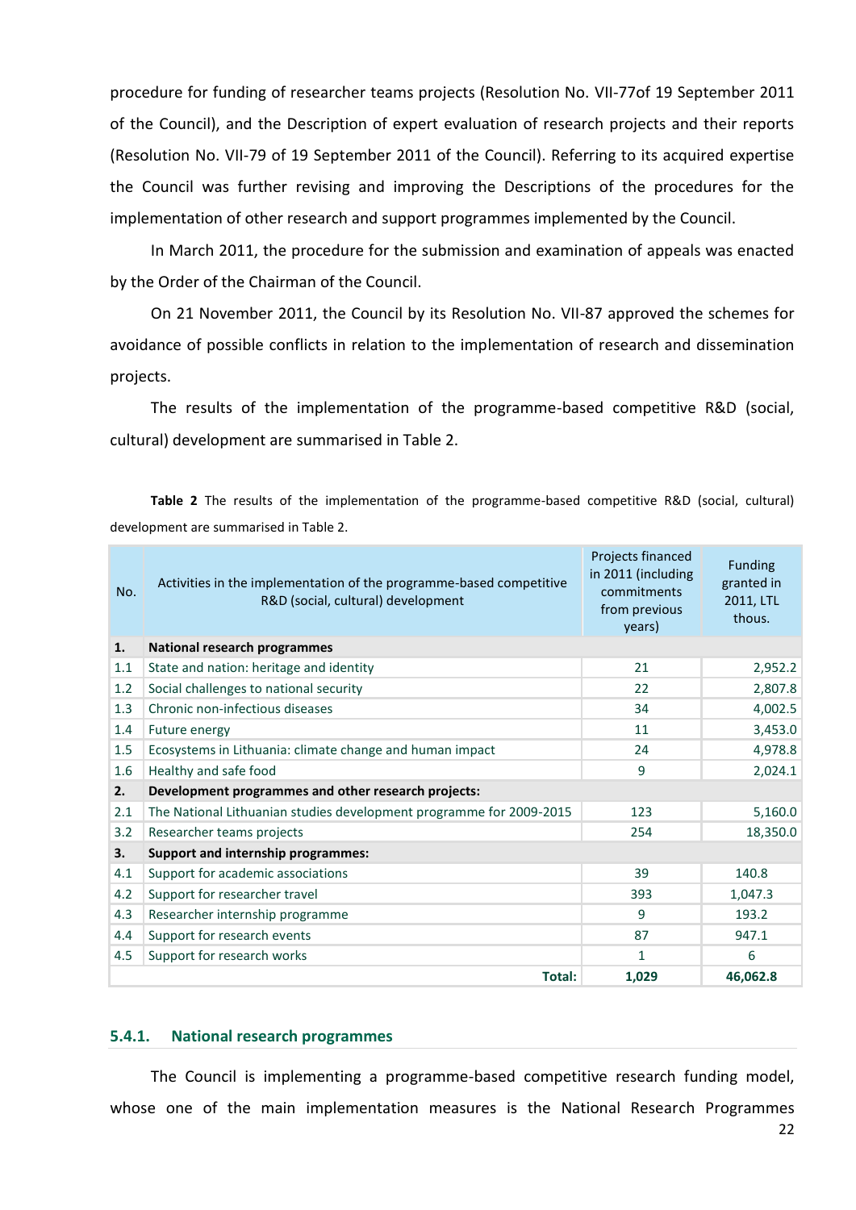procedure for funding of researcher teams projects (Resolution No. VII-77of 19 September 2011 of the Council), and the Description of expert evaluation of research projects and their reports (Resolution No. VII-79 of 19 September 2011 of the Council). Referring to its acquired expertise the Council was further revising and improving the Descriptions of the procedures for the implementation of other research and support programmes implemented by the Council.

In March 2011, the procedure for the submission and examination of appeals was enacted by the Order of the Chairman of the Council.

On 21 November 2011, the Council by its Resolution No. VII-87 approved the schemes for avoidance of possible conflicts in relation to the implementation of research and dissemination projects.

The results of the implementation of the programme-based competitive R&D (social, cultural) development are summarised in Table 2.

**Table 2** The results of the implementation of the programme-based competitive R&D (social, cultural) development are summarised in Table 2.

| No. | Activities in the implementation of the programme-based competitive R&D (social, cultural) development | Projects financed in 2011 (including commitments from previous years) | Funding granted in 2011, LTL thous. |
|---|---|---|---|
| **1.** | **National research programmes** | | |
| 1.1 | State and nation: heritage and identity | 21 | 2,952.2 |
| 1.2 | Social challenges to national security | 22 | 2,807.8 |
| 1.3 | Chronic non-infectious diseases | 34 | 4,002.5 |
| 1.4 | Future energy | 11 | 3,453.0 |
| 1.5 | Ecosystems in Lithuania: climate change and human impact | 24 | 4,978.8 |
| 1.6 | Healthy and safe food | 9 | 2,024.1 |
| **2.** | **Development programmes and other research projects:** | | |
| 2.1 | The National Lithuanian studies development programme for 2009-2015 | 123 | 5,160.0 |
| 3.2 | Researcher teams projects | 254 | 18,350.0 |
| **3.** | **Support and internship programmes:** | | |
| 4.1 | Support for academic associations | 39 | 140.8 |
| 4.2 | Support for researcher travel | 393 | 1,047.3 |
| 4.3 | Researcher internship programme | 9 | 193.2 |
| 4.4 | Support for research events | 87 | 947.1 |
| 4.5 | Support for research works | 1 | 6 |
| | **Total:** | **1,029** | **46,062.8** |

### 5.4.1. National research programmes

The Council is implementing a programme-based competitive research funding model, whose one of the main implementation measures is the National Research Programmes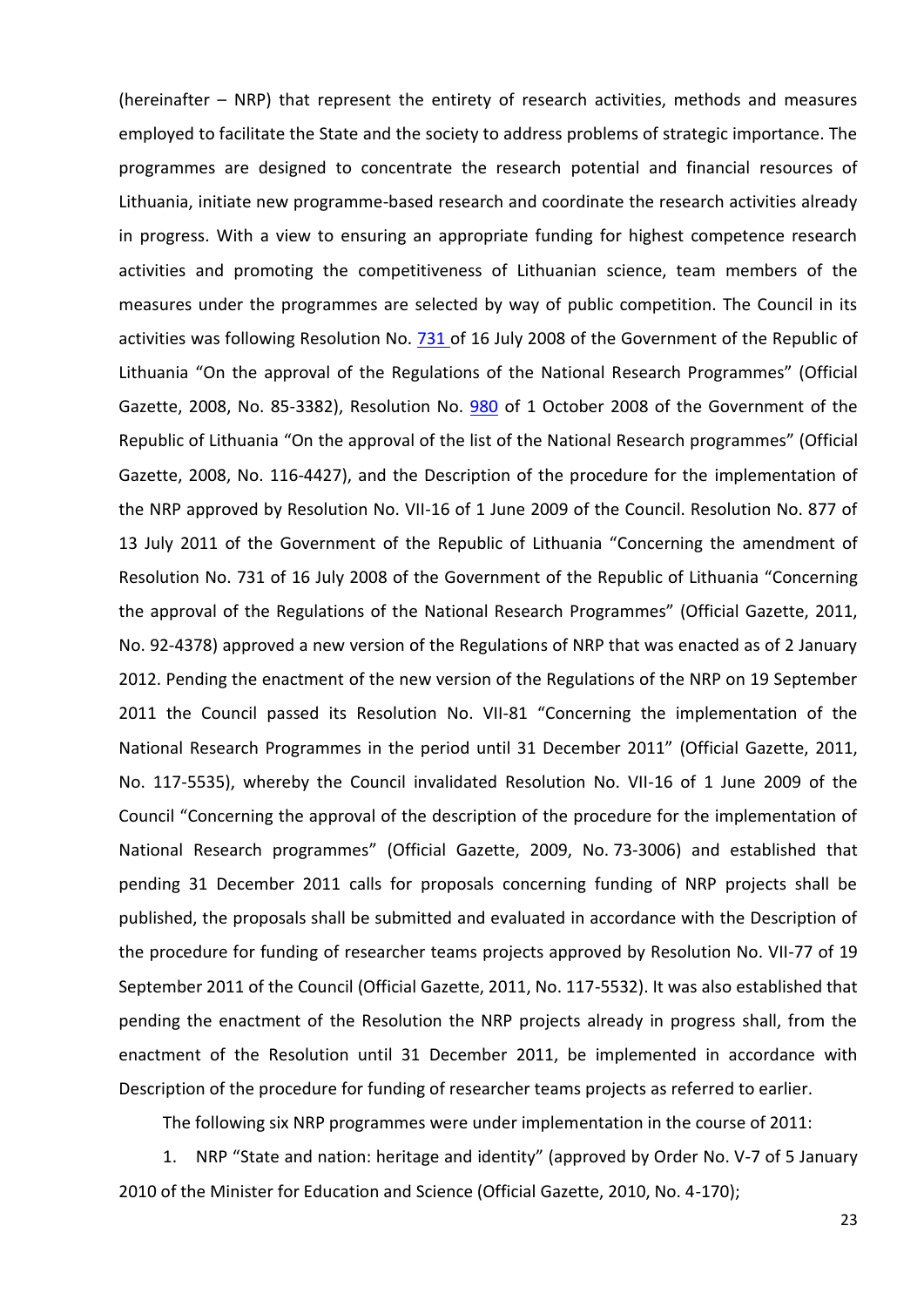(hereinafter – NRP) that represent the entirety of research activities, methods and measures employed to facilitate the State and the society to address problems of strategic importance. The programmes are designed to concentrate the research potential and financial resources of Lithuania, initiate new programme-based research and coordinate the research activities already in progress. With a view to ensuring an appropriate funding for highest competence research activities and promoting the competitiveness of Lithuanian science, team members of the measures under the programmes are selected by way of public competition. The Council in its activities was following Resolution No. 731 of 16 July 2008 of the Government of the Republic of Lithuania "On the approval of the Regulations of the National Research Programmes" (Official Gazette, 2008, No. 85-3382), Resolution No. 980 of 1 October 2008 of the Government of the Republic of Lithuania "On the approval of the list of the National Research programmes" (Official Gazette, 2008, No. 116-4427), and the Description of the procedure for the implementation of the NRP approved by Resolution No. VII-16 of 1 June 2009 of the Council. Resolution No. 877 of 13 July 2011 of the Government of the Republic of Lithuania "Concerning the amendment of Resolution No. 731 of 16 July 2008 of the Government of the Republic of Lithuania "Concerning the approval of the Regulations of the National Research Programmes" (Official Gazette, 2011, No. 92-4378) approved a new version of the Regulations of NRP that was enacted as of 2 January 2012. Pending the enactment of the new version of the Regulations of the NRP on 19 September 2011 the Council passed its Resolution No. VII-81 "Concerning the implementation of the National Research Programmes in the period until 31 December 2011" (Official Gazette, 2011, No. 117-5535), whereby the Council invalidated Resolution No. VII-16 of 1 June 2009 of the Council "Concerning the approval of the description of the procedure for the implementation of National Research programmes" (Official Gazette, 2009, No. 73-3006) and established that pending 31 December 2011 calls for proposals concerning funding of NRP projects shall be published, the proposals shall be submitted and evaluated in accordance with the Description of the procedure for funding of researcher teams projects approved by Resolution No. VII-77 of 19 September 2011 of the Council (Official Gazette, 2011, No. 117-5532). It was also established that pending the enactment of the Resolution the NRP projects already in progress shall, from the enactment of the Resolution until 31 December 2011, be implemented in accordance with Description of the procedure for funding of researcher teams projects as referred to earlier.

The following six NRP programmes were under implementation in the course of 2011:

1. NRP "State and nation: heritage and identity" (approved by Order No. V-7 of 5 January 2010 of the Minister for Education and Science (Official Gazette, 2010, No. 4-170);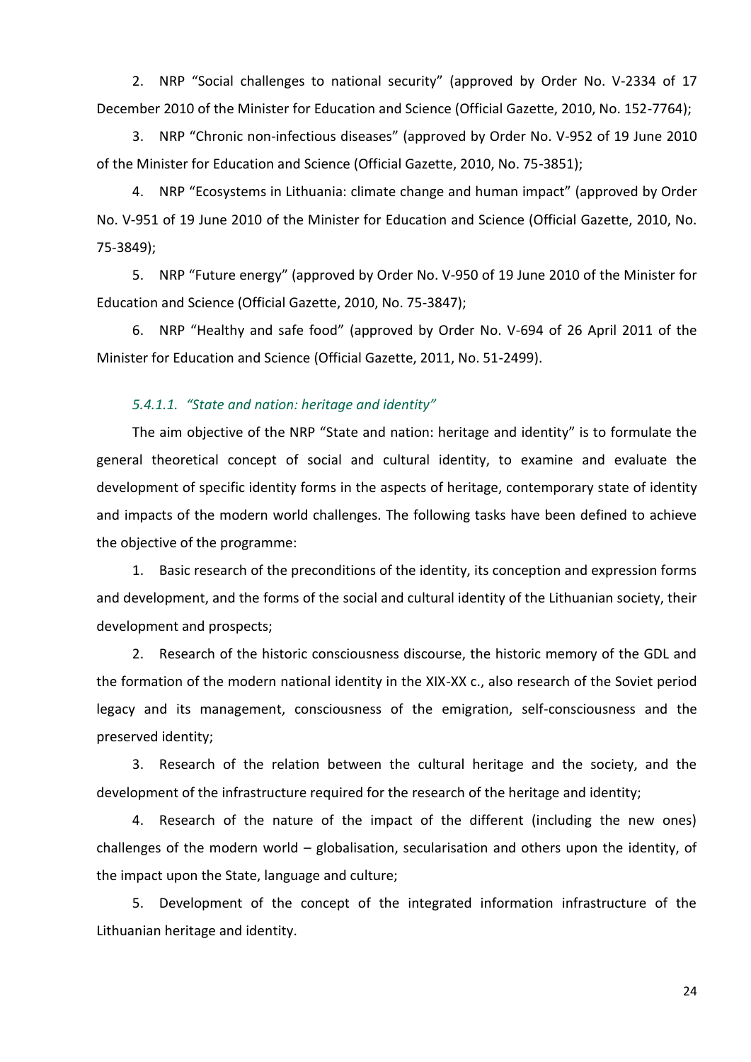2. NRP "Social challenges to national security" (approved by Order No. V-2334 of 17 December 2010 of the Minister for Education and Science (Official Gazette, 2010, No. 152-7764);

3. NRP "Chronic non-infectious diseases" (approved by Order No. V-952 of 19 June 2010 of the Minister for Education and Science (Official Gazette, 2010, No. 75-3851);

4. NRP "Ecosystems in Lithuania: climate change and human impact" (approved by Order No. V-951 of 19 June 2010 of the Minister for Education and Science (Official Gazette, 2010, No. 75-3849);

5. NRP "Future energy" (approved by Order No. V-950 of 19 June 2010 of the Minister for Education and Science (Official Gazette, 2010, No. 75-3847);

6. NRP "Healthy and safe food" (approved by Order No. V-694 of 26 April 2011 of the Minister for Education and Science (Official Gazette, 2011, No. 51-2499).

#### *5.4.1.1. "State and nation: heritage and identity"*

The aim objective of the NRP "State and nation: heritage and identity" is to formulate the general theoretical concept of social and cultural identity, to examine and evaluate the development of specific identity forms in the aspects of heritage, contemporary state of identity and impacts of the modern world challenges. The following tasks have been defined to achieve the objective of the programme:

1. Basic research of the preconditions of the identity, its conception and expression forms and development, and the forms of the social and cultural identity of the Lithuanian society, their development and prospects;

2. Research of the historic consciousness discourse, the historic memory of the GDL and the formation of the modern national identity in the XIX-XX c., also research of the Soviet period legacy and its management, consciousness of the emigration, self-consciousness and the preserved identity;

3. Research of the relation between the cultural heritage and the society, and the development of the infrastructure required for the research of the heritage and identity;

4. Research of the nature of the impact of the different (including the new ones) challenges of the modern world – globalisation, secularisation and others upon the identity, of the impact upon the State, language and culture;

5. Development of the concept of the integrated information infrastructure of the Lithuanian heritage and identity.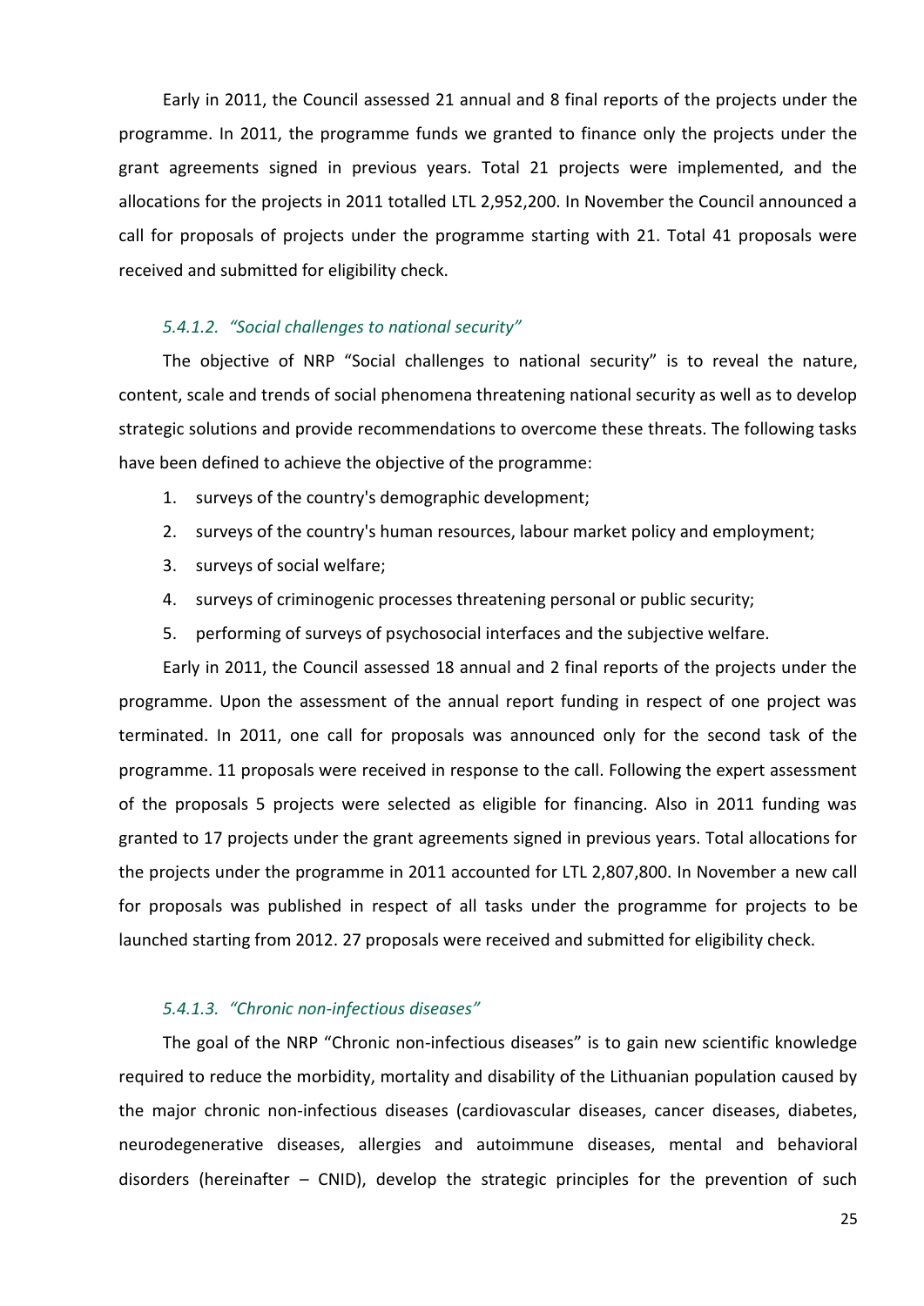Early in 2011, the Council assessed 21 annual and 8 final reports of the projects under the programme. In 2011, the programme funds we granted to finance only the projects under the grant agreements signed in previous years. Total 21 projects were implemented, and the allocations for the projects in 2011 totalled LTL 2,952,200. In November the Council announced a call for proposals of projects under the programme starting with 21. Total 41 proposals were received and submitted for eligibility check.

#### *5.4.1.2. "Social challenges to national security"*

The objective of NRP "Social challenges to national security" is to reveal the nature, content, scale and trends of social phenomena threatening national security as well as to develop strategic solutions and provide recommendations to overcome these threats. The following tasks have been defined to achieve the objective of the programme:

1. surveys of the country's demographic development;
2. surveys of the country's human resources, labour market policy and employment;
3. surveys of social welfare;
4. surveys of criminogenic processes threatening personal or public security;
5. performing of surveys of psychosocial interfaces and the subjective welfare.

Early in 2011, the Council assessed 18 annual and 2 final reports of the projects under the programme. Upon the assessment of the annual report funding in respect of one project was terminated. In 2011, one call for proposals was announced only for the second task of the programme. 11 proposals were received in response to the call. Following the expert assessment of the proposals 5 projects were selected as eligible for financing. Also in 2011 funding was granted to 17 projects under the grant agreements signed in previous years. Total allocations for the projects under the programme in 2011 accounted for LTL 2,807,800. In November a new call for proposals was published in respect of all tasks under the programme for projects to be launched starting from 2012. 27 proposals were received and submitted for eligibility check.

#### *5.4.1.3. "Chronic non-infectious diseases"*

The goal of the NRP "Chronic non-infectious diseases" is to gain new scientific knowledge required to reduce the morbidity, mortality and disability of the Lithuanian population caused by the major chronic non-infectious diseases (cardiovascular diseases, cancer diseases, diabetes, neurodegenerative diseases, allergies and autoimmune diseases, mental and behavioral disorders (hereinafter – CNID), develop the strategic principles for the prevention of such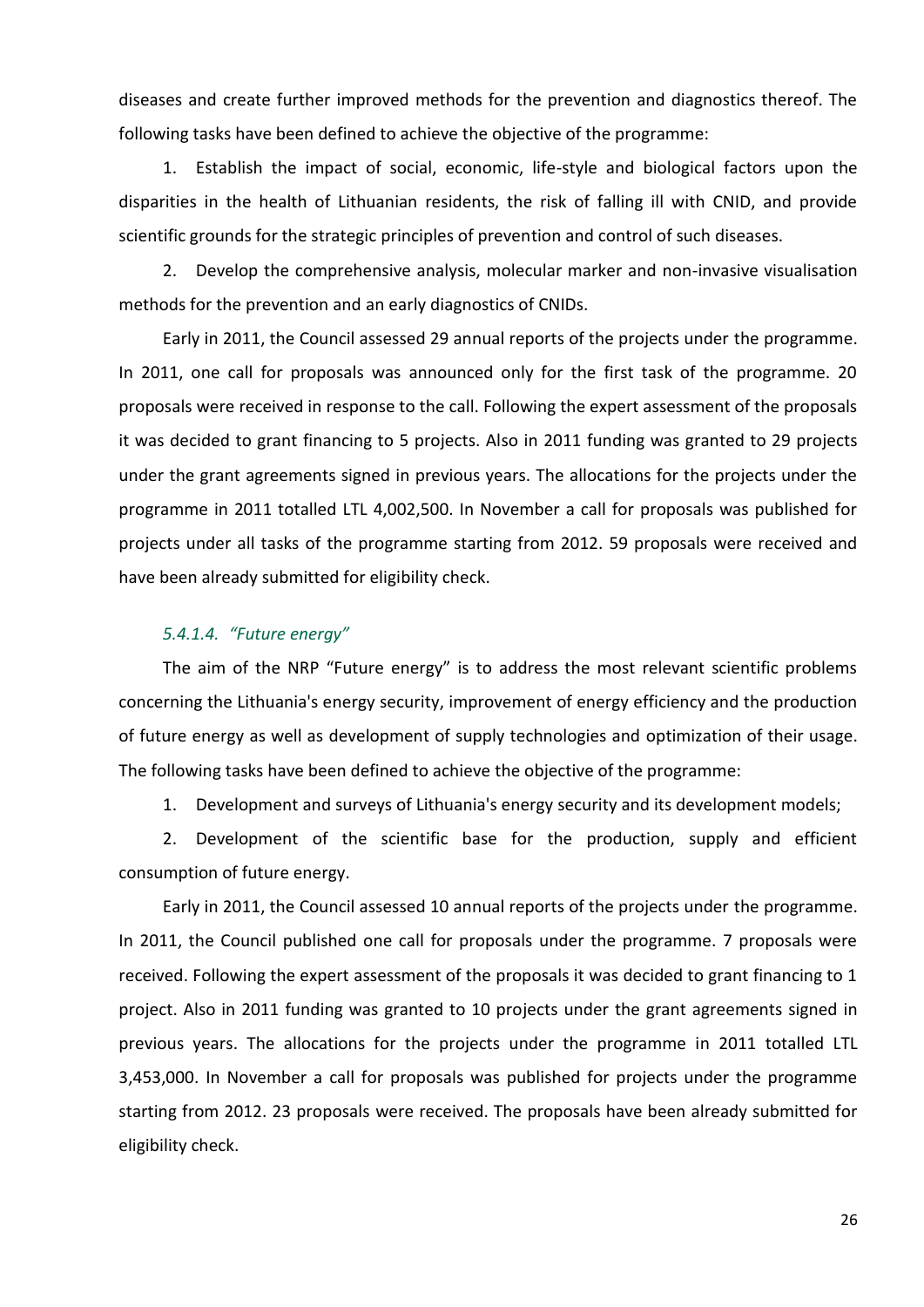diseases and create further improved methods for the prevention and diagnostics thereof. The following tasks have been defined to achieve the objective of the programme:

1. Establish the impact of social, economic, life-style and biological factors upon the disparities in the health of Lithuanian residents, the risk of falling ill with CNID, and provide scientific grounds for the strategic principles of prevention and control of such diseases.

2. Develop the comprehensive analysis, molecular marker and non-invasive visualisation methods for the prevention and an early diagnostics of CNIDs.

Early in 2011, the Council assessed 29 annual reports of the projects under the programme. In 2011, one call for proposals was announced only for the first task of the programme. 20 proposals were received in response to the call. Following the expert assessment of the proposals it was decided to grant financing to 5 projects. Also in 2011 funding was granted to 29 projects under the grant agreements signed in previous years. The allocations for the projects under the programme in 2011 totalled LTL 4,002,500. In November a call for proposals was published for projects under all tasks of the programme starting from 2012. 59 proposals were received and have been already submitted for eligibility check.

#### *5.4.1.4. "Future energy"*

The aim of the NRP "Future energy" is to address the most relevant scientific problems concerning the Lithuania's energy security, improvement of energy efficiency and the production of future energy as well as development of supply technologies and optimization of their usage. The following tasks have been defined to achieve the objective of the programme:

1. Development and surveys of Lithuania's energy security and its development models;

2. Development of the scientific base for the production, supply and efficient consumption of future energy.

Early in 2011, the Council assessed 10 annual reports of the projects under the programme. In 2011, the Council published one call for proposals under the programme. 7 proposals were received. Following the expert assessment of the proposals it was decided to grant financing to 1 project. Also in 2011 funding was granted to 10 projects under the grant agreements signed in previous years. The allocations for the projects under the programme in 2011 totalled LTL 3,453,000. In November a call for proposals was published for projects under the programme starting from 2012. 23 proposals were received. The proposals have been already submitted for eligibility check.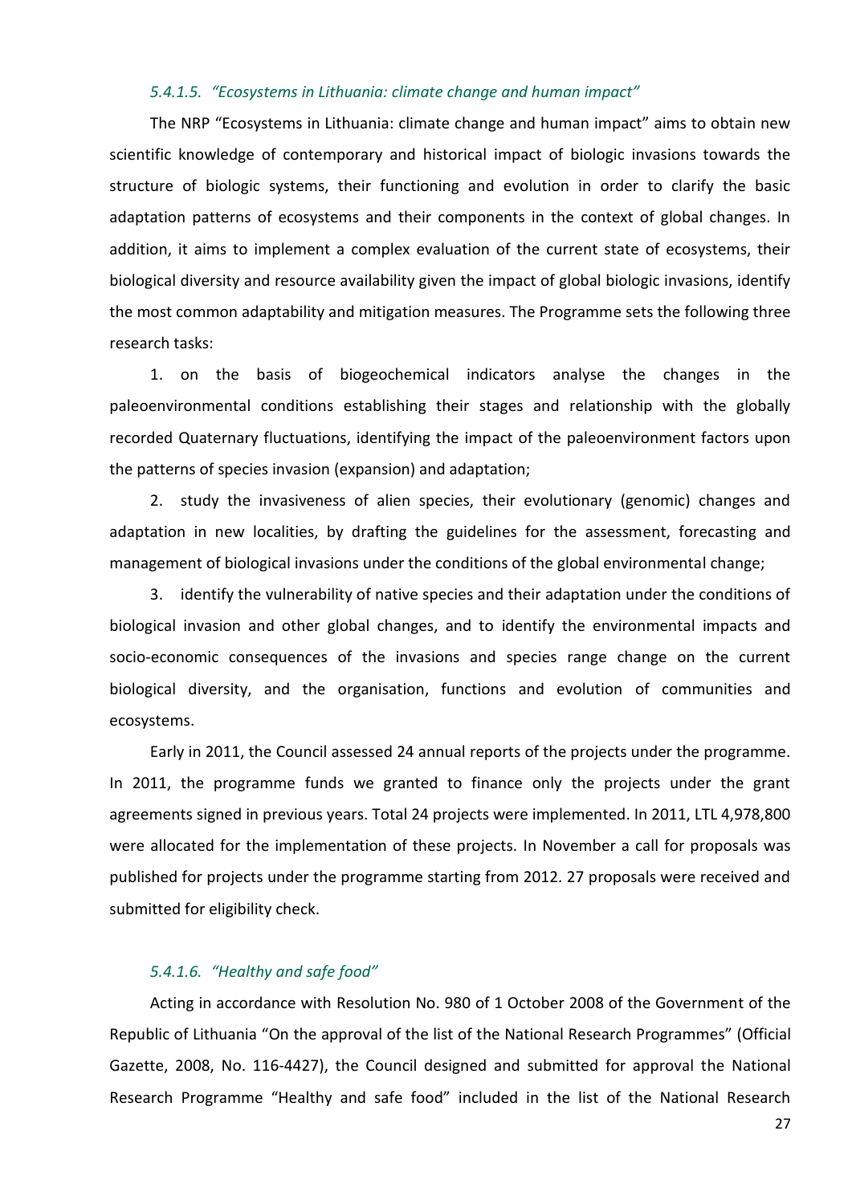#### *5.4.1.5. "Ecosystems in Lithuania: climate change and human impact"*

The NRP "Ecosystems in Lithuania: climate change and human impact" aims to obtain new scientific knowledge of contemporary and historical impact of biologic invasions towards the structure of biologic systems, their functioning and evolution in order to clarify the basic adaptation patterns of ecosystems and their components in the context of global changes. In addition, it aims to implement a complex evaluation of the current state of ecosystems, their biological diversity and resource availability given the impact of global biologic invasions, identify the most common adaptability and mitigation measures. The Programme sets the following three research tasks:

1. on the basis of biogeochemical indicators analyse the changes in the paleoenvironmental conditions establishing their stages and relationship with the globally recorded Quaternary fluctuations, identifying the impact of the paleoenvironment factors upon the patterns of species invasion (expansion) and adaptation;
2. study the invasiveness of alien species, their evolutionary (genomic) changes and adaptation in new localities, by drafting the guidelines for the assessment, forecasting and management of biological invasions under the conditions of the global environmental change;
3. identify the vulnerability of native species and their adaptation under the conditions of biological invasion and other global changes, and to identify the environmental impacts and socio-economic consequences of the invasions and species range change on the current biological diversity, and the organisation, functions and evolution of communities and ecosystems.

Early in 2011, the Council assessed 24 annual reports of the projects under the programme. In 2011, the programme funds we granted to finance only the projects under the grant agreements signed in previous years. Total 24 projects were implemented. In 2011, LTL 4,978,800 were allocated for the implementation of these projects. In November a call for proposals was published for projects under the programme starting from 2012. 27 proposals were received and submitted for eligibility check.

#### *5.4.1.6. "Healthy and safe food"*

Acting in accordance with Resolution No. 980 of 1 October 2008 of the Government of the Republic of Lithuania "On the approval of the list of the National Research Programmes" (Official Gazette, 2008, No. 116-4427), the Council designed and submitted for approval the National Research Programme "Healthy and safe food" included in the list of the National Research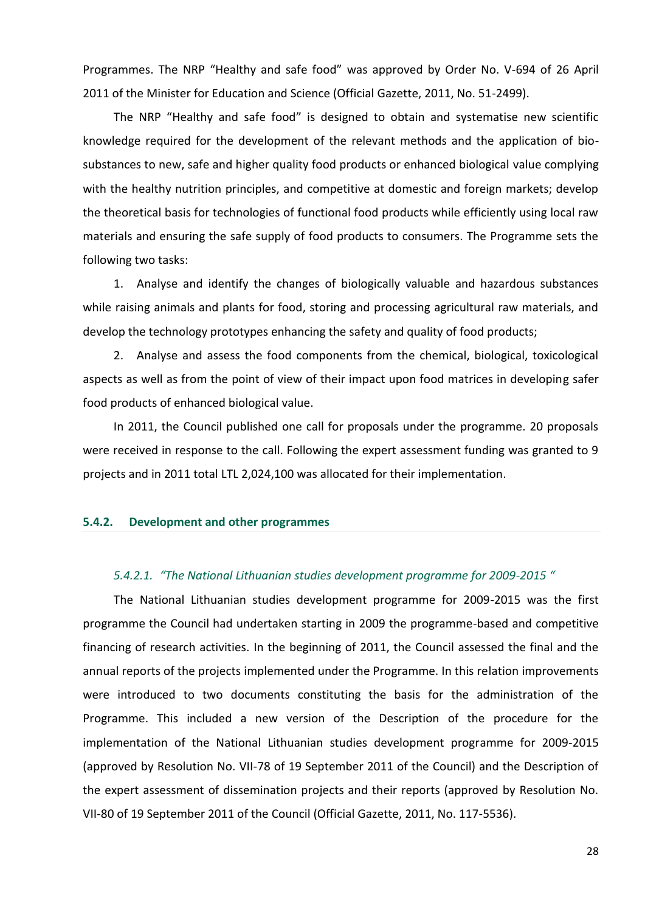Programmes. The NRP “Healthy and safe food” was approved by Order No. V-694 of 26 April 2011 of the Minister for Education and Science (Official Gazette, 2011, No. 51-2499).

The NRP “Healthy and safe food” is designed to obtain and systematise new scientific knowledge required for the development of the relevant methods and the application of bio-substances to new, safe and higher quality food products or enhanced biological value complying with the healthy nutrition principles, and competitive at domestic and foreign markets; develop the theoretical basis for technologies of functional food products while efficiently using local raw materials and ensuring the safe supply of food products to consumers. The Programme sets the following two tasks:

1. Analyse and identify the changes of biologically valuable and hazardous substances while raising animals and plants for food, storing and processing agricultural raw materials, and develop the technology prototypes enhancing the safety and quality of food products;

2. Analyse and assess the food components from the chemical, biological, toxicological aspects as well as from the point of view of their impact upon food matrices in developing safer food products of enhanced biological value.

In 2011, the Council published one call for proposals under the programme. 20 proposals were received in response to the call. Following the expert assessment funding was granted to 9 projects and in 2011 total LTL 2,024,100 was allocated for their implementation.

### 5.4.2. Development and other programmes

#### *5.4.2.1. “The National Lithuanian studies development programme for 2009-2015 “*

The National Lithuanian studies development programme for 2009-2015 was the first programme the Council had undertaken starting in 2009 the programme-based and competitive financing of research activities. In the beginning of 2011, the Council assessed the final and the annual reports of the projects implemented under the Programme. In this relation improvements were introduced to two documents constituting the basis for the administration of the Programme. This included a new version of the Description of the procedure for the implementation of the National Lithuanian studies development programme for 2009-2015 (approved by Resolution No. VII-78 of 19 September 2011 of the Council) and the Description of the expert assessment of dissemination projects and their reports (approved by Resolution No. VII-80 of 19 September 2011 of the Council (Official Gazette, 2011, No. 117-5536).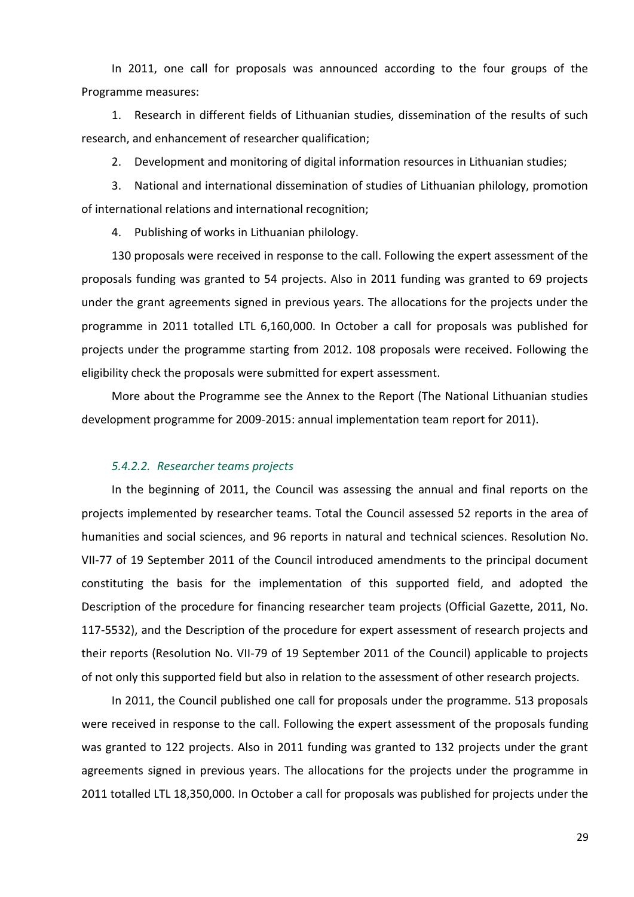In 2011, one call for proposals was announced according to the four groups of the Programme measures:

1. Research in different fields of Lithuanian studies, dissemination of the results of such research, and enhancement of researcher qualification;
2. Development and monitoring of digital information resources in Lithuanian studies;
3. National and international dissemination of studies of Lithuanian philology, promotion of international relations and international recognition;
4. Publishing of works in Lithuanian philology.

130 proposals were received in response to the call. Following the expert assessment of the proposals funding was granted to 54 projects. Also in 2011 funding was granted to 69 projects under the grant agreements signed in previous years. The allocations for the projects under the programme in 2011 totalled LTL 6,160,000. In October a call for proposals was published for projects under the programme starting from 2012. 108 proposals were received. Following the eligibility check the proposals were submitted for expert assessment.

More about the Programme see the Annex to the Report (The National Lithuanian studies development programme for 2009-2015: annual implementation team report for 2011).

#### *5.4.2.2. Researcher teams projects*

In the beginning of 2011, the Council was assessing the annual and final reports on the projects implemented by researcher teams. Total the Council assessed 52 reports in the area of humanities and social sciences, and 96 reports in natural and technical sciences. Resolution No. VII-77 of 19 September 2011 of the Council introduced amendments to the principal document constituting the basis for the implementation of this supported field, and adopted the Description of the procedure for financing researcher team projects (Official Gazette, 2011, No. 117-5532), and the Description of the procedure for expert assessment of research projects and their reports (Resolution No. VII-79 of 19 September 2011 of the Council) applicable to projects of not only this supported field but also in relation to the assessment of other research projects.

In 2011, the Council published one call for proposals under the programme. 513 proposals were received in response to the call. Following the expert assessment of the proposals funding was granted to 122 projects. Also in 2011 funding was granted to 132 projects under the grant agreements signed in previous years. The allocations for the projects under the programme in 2011 totalled LTL 18,350,000. In October a call for proposals was published for projects under the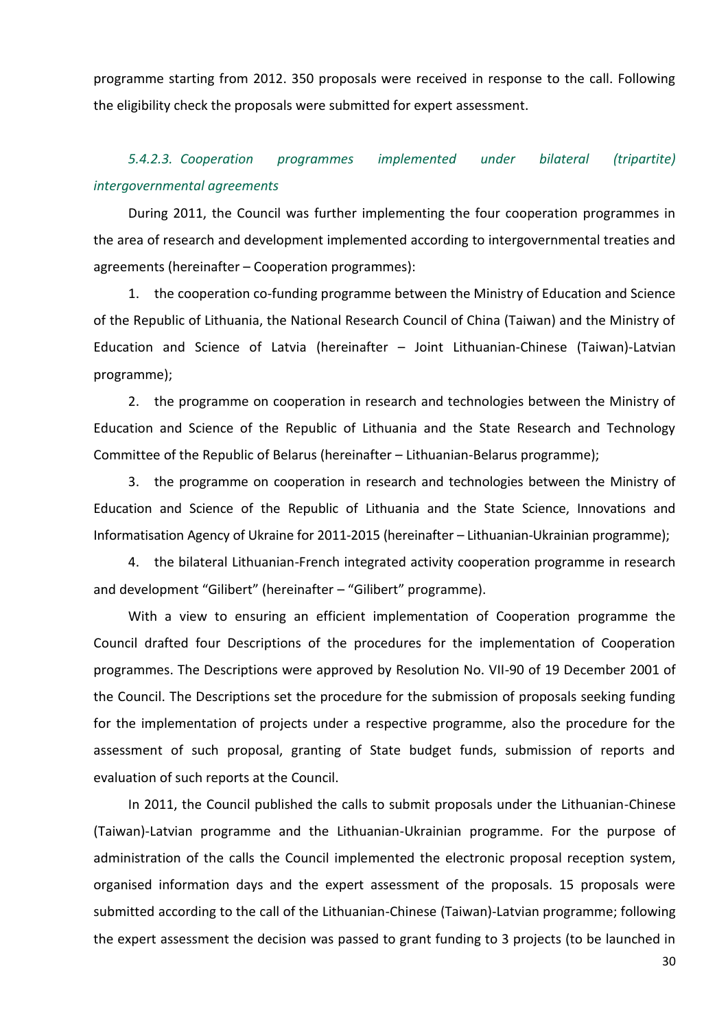programme starting from 2012. 350 proposals were received in response to the call. Following the eligibility check the proposals were submitted for expert assessment.

#### *5.4.2.3. Cooperation programmes implemented under bilateral (tripartite) intergovernmental agreements*

During 2011, the Council was further implementing the four cooperation programmes in the area of research and development implemented according to intergovernmental treaties and agreements (hereinafter – Cooperation programmes):

1. the cooperation co-funding programme between the Ministry of Education and Science of the Republic of Lithuania, the National Research Council of China (Taiwan) and the Ministry of Education and Science of Latvia (hereinafter – Joint Lithuanian-Chinese (Taiwan)-Latvian programme);
2. the programme on cooperation in research and technologies between the Ministry of Education and Science of the Republic of Lithuania and the State Research and Technology Committee of the Republic of Belarus (hereinafter – Lithuanian-Belarus programme);
3. the programme on cooperation in research and technologies between the Ministry of Education and Science of the Republic of Lithuania and the State Science, Innovations and Informatisation Agency of Ukraine for 2011-2015 (hereinafter – Lithuanian-Ukrainian programme);
4. the bilateral Lithuanian-French integrated activity cooperation programme in research and development "Gilibert" (hereinafter – "Gilibert" programme).

With a view to ensuring an efficient implementation of Cooperation programme the Council drafted four Descriptions of the procedures for the implementation of Cooperation programmes. The Descriptions were approved by Resolution No. VII-90 of 19 December 2001 of the Council. The Descriptions set the procedure for the submission of proposals seeking funding for the implementation of projects under a respective programme, also the procedure for the assessment of such proposal, granting of State budget funds, submission of reports and evaluation of such reports at the Council.

In 2011, the Council published the calls to submit proposals under the Lithuanian-Chinese (Taiwan)-Latvian programme and the Lithuanian-Ukrainian programme. For the purpose of administration of the calls the Council implemented the electronic proposal reception system, organised information days and the expert assessment of the proposals. 15 proposals were submitted according to the call of the Lithuanian-Chinese (Taiwan)-Latvian programme; following the expert assessment the decision was passed to grant funding to 3 projects (to be launched in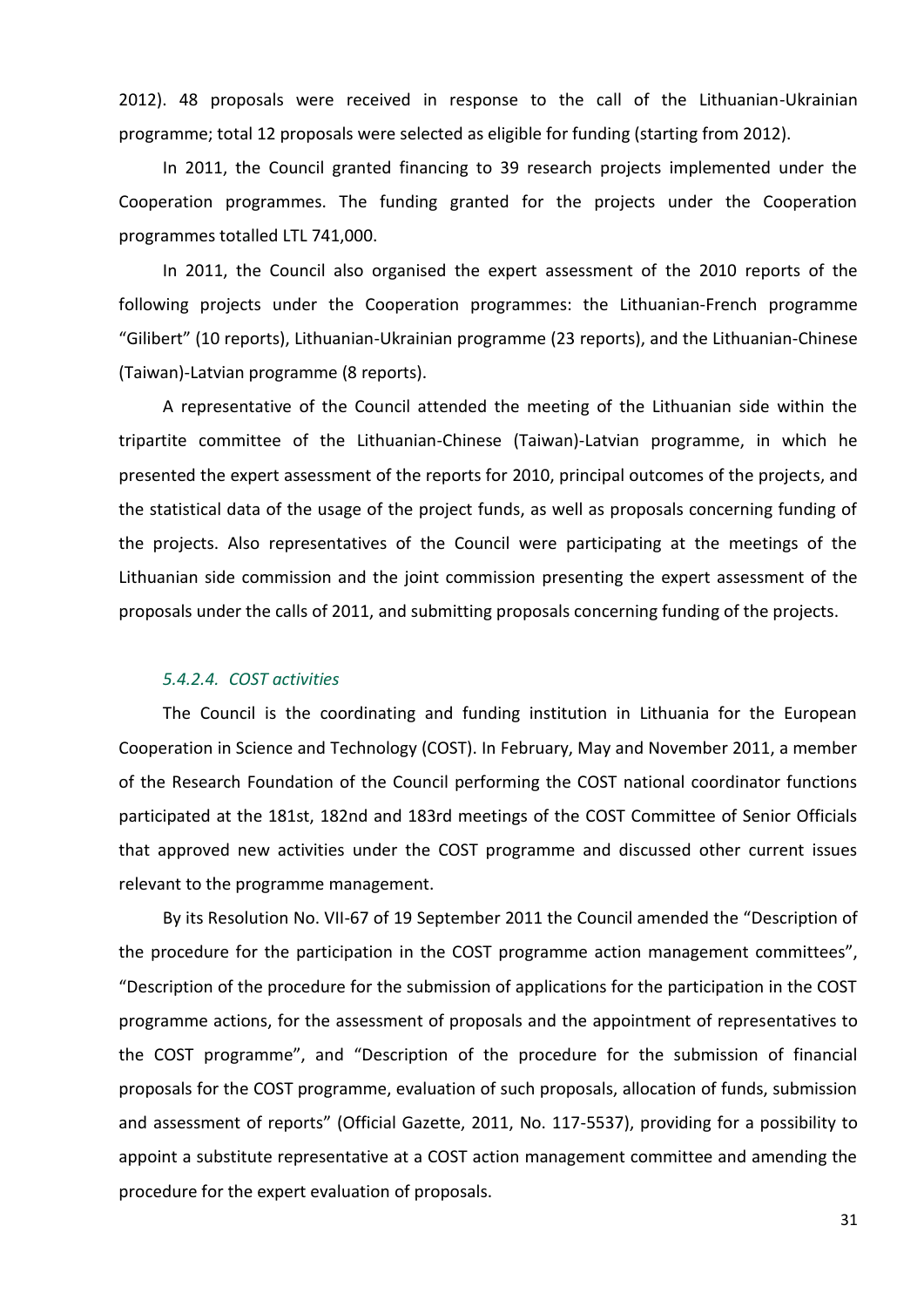2012). 48 proposals were received in response to the call of the Lithuanian-Ukrainian programme; total 12 proposals were selected as eligible for funding (starting from 2012).

In 2011, the Council granted financing to 39 research projects implemented under the Cooperation programmes. The funding granted for the projects under the Cooperation programmes totalled LTL 741,000.

In 2011, the Council also organised the expert assessment of the 2010 reports of the following projects under the Cooperation programmes: the Lithuanian-French programme "Gilibert" (10 reports), Lithuanian-Ukrainian programme (23 reports), and the Lithuanian-Chinese (Taiwan)-Latvian programme (8 reports).

A representative of the Council attended the meeting of the Lithuanian side within the tripartite committee of the Lithuanian-Chinese (Taiwan)-Latvian programme, in which he presented the expert assessment of the reports for 2010, principal outcomes of the projects, and the statistical data of the usage of the project funds, as well as proposals concerning funding of the projects. Also representatives of the Council were participating at the meetings of the Lithuanian side commission and the joint commission presenting the expert assessment of the proposals under the calls of 2011, and submitting proposals concerning funding of the projects.

#### *5.4.2.4. COST activities*

The Council is the coordinating and funding institution in Lithuania for the European Cooperation in Science and Technology (COST). In February, May and November 2011, a member of the Research Foundation of the Council performing the COST national coordinator functions participated at the 181st, 182nd and 183rd meetings of the COST Committee of Senior Officials that approved new activities under the COST programme and discussed other current issues relevant to the programme management.

By its Resolution No. VII-67 of 19 September 2011 the Council amended the "Description of the procedure for the participation in the COST programme action management committees", "Description of the procedure for the submission of applications for the participation in the COST programme actions, for the assessment of proposals and the appointment of representatives to the COST programme", and "Description of the procedure for the submission of financial proposals for the COST programme, evaluation of such proposals, allocation of funds, submission and assessment of reports" (Official Gazette, 2011, No. 117-5537), providing for a possibility to appoint a substitute representative at a COST action management committee and amending the procedure for the expert evaluation of proposals.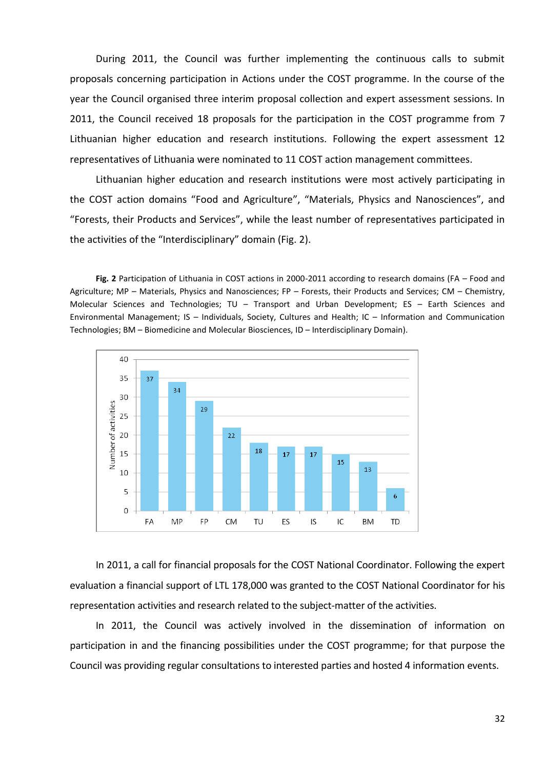During 2011, the Council was further implementing the continuous calls to submit proposals concerning participation in Actions under the COST programme. In the course of the year the Council organised three interim proposal collection and expert assessment sessions. In 2011, the Council received 18 proposals for the participation in the COST programme from 7 Lithuanian higher education and research institutions. Following the expert assessment 12 representatives of Lithuania were nominated to 11 COST action management committees.

Lithuanian higher education and research institutions were most actively participating in the COST action domains "Food and Agriculture", "Materials, Physics and Nanosciences", and "Forests, their Products and Services", while the least number of representatives participated in the activities of the "Interdisciplinary" domain (Fig. 2).

**Fig. 2** Participation of Lithuania in COST actions in 2000-2011 according to research domains (FA – Food and Agriculture; MP – Materials, Physics and Nanosciences; FP – Forests, their Products and Services; CM – Chemistry, Molecular Sciences and Technologies; TU – Transport and Urban Development; ES – Earth Sciences and Environmental Management; IS – Individuals, Society, Cultures and Health; IC – Information and Communication Technologies; BM – Biomedicine and Molecular Biosciences, ID – Interdisciplinary Domain).

| Domain | Number of activities |
|---|---|
| FA | 37 |
| MP | 34 |
| FP | 29 |
| CM | 22 |
| TU | 18 |
| ES | 17 |
| IS | 17 |
| IC | 15 |
| BM | 13 |
| TD | 6 |

In 2011, a call for financial proposals for the COST National Coordinator. Following the expert evaluation a financial support of LTL 178,000 was granted to the COST National Coordinator for his representation activities and research related to the subject-matter of the activities.

In 2011, the Council was actively involved in the dissemination of information on participation in and the financing possibilities under the COST programme; for that purpose the Council was providing regular consultations to interested parties and hosted 4 information events.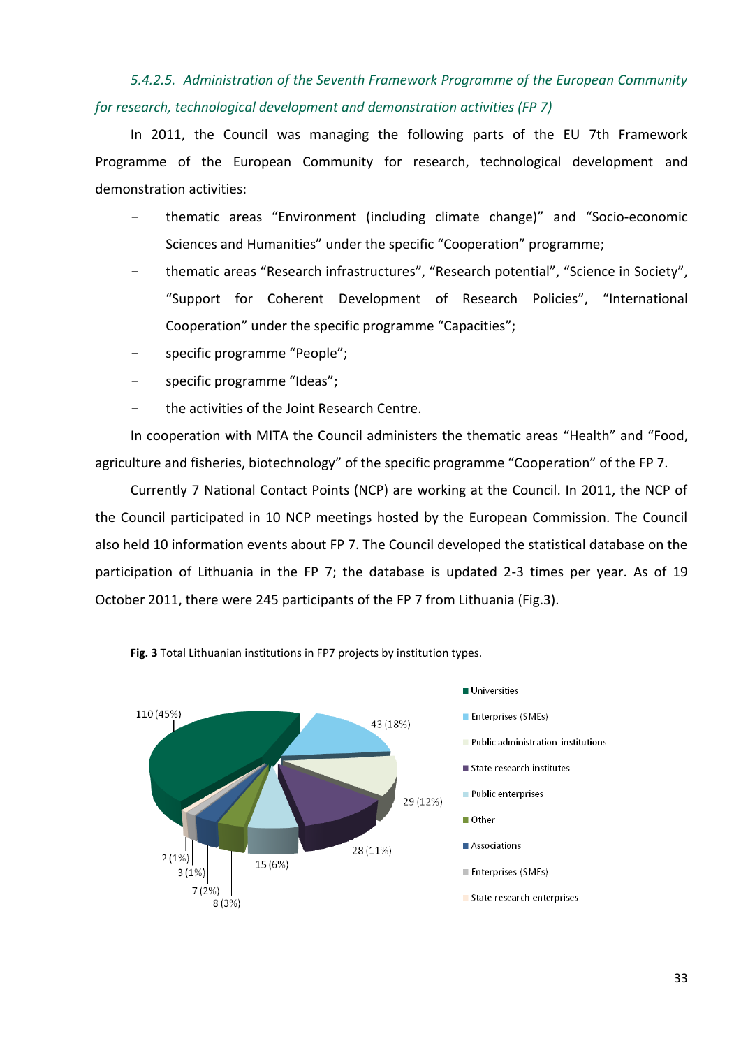### *5.4.2.5. Administration of the Seventh Framework Programme of the European Community for research, technological development and demonstration activities (FP 7)*

In 2011, the Council was managing the following parts of the EU 7th Framework Programme of the European Community for research, technological development and demonstration activities:

- thematic areas "Environment (including climate change)" and "Socio-economic Sciences and Humanities" under the specific "Cooperation" programme;
- thematic areas "Research infrastructures", "Research potential", "Science in Society", "Support for Coherent Development of Research Policies", "International Cooperation" under the specific programme "Capacities";
- specific programme "People";
- specific programme "Ideas";
- the activities of the Joint Research Centre.

In cooperation with MITA the Council administers the thematic areas "Health" and "Food, agriculture and fisheries, biotechnology" of the specific programme "Cooperation" of the FP 7.

Currently 7 National Contact Points (NCP) are working at the Council. In 2011, the NCP of the Council participated in 10 NCP meetings hosted by the European Commission. The Council also held 10 information events about FP 7. The Council developed the statistical database on the participation of Lithuania in the FP 7; the database is updated 2-3 times per year. As of 19 October 2011, there were 245 participants of the FP 7 from Lithuania (Fig.3).

**Fig. 3** Total Lithuanian institutions in FP7 projects by institution types.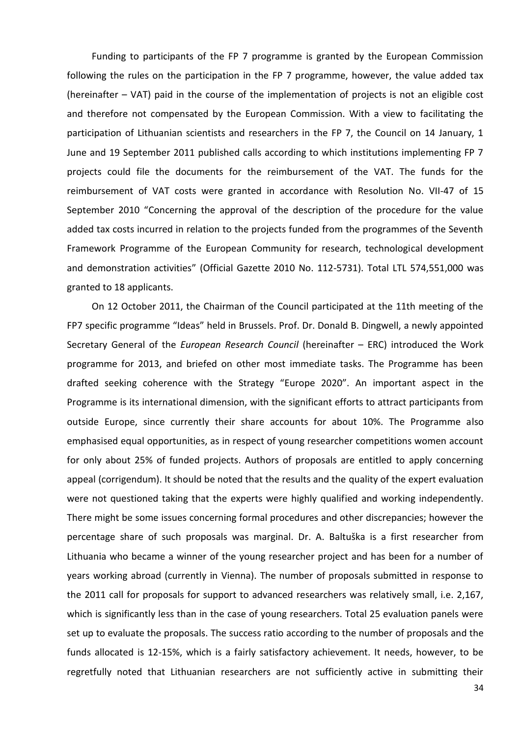Funding to participants of the FP 7 programme is granted by the European Commission following the rules on the participation in the FP 7 programme, however, the value added tax (hereinafter – VAT) paid in the course of the implementation of projects is not an eligible cost and therefore not compensated by the European Commission. With a view to facilitating the participation of Lithuanian scientists and researchers in the FP 7, the Council on 14 January, 1 June and 19 September 2011 published calls according to which institutions implementing FP 7 projects could file the documents for the reimbursement of the VAT. The funds for the reimbursement of VAT costs were granted in accordance with Resolution No. VII-47 of 15 September 2010 "Concerning the approval of the description of the procedure for the value added tax costs incurred in relation to the projects funded from the programmes of the Seventh Framework Programme of the European Community for research, technological development and demonstration activities" (Official Gazette 2010 No. 112-5731). Total LTL 574,551,000 was granted to 18 applicants.

On 12 October 2011, the Chairman of the Council participated at the 11th meeting of the FP7 specific programme "Ideas" held in Brussels. Prof. Dr. Donald B. Dingwell, a newly appointed Secretary General of the *European Research Council* (hereinafter – ERC) introduced the Work programme for 2013, and briefed on other most immediate tasks. The Programme has been drafted seeking coherence with the Strategy "Europe 2020". An important aspect in the Programme is its international dimension, with the significant efforts to attract participants from outside Europe, since currently their share accounts for about 10%. The Programme also emphasised equal opportunities, as in respect of young researcher competitions women account for only about 25% of funded projects. Authors of proposals are entitled to apply concerning appeal (corrigendum). It should be noted that the results and the quality of the expert evaluation were not questioned taking that the experts were highly qualified and working independently. There might be some issues concerning formal procedures and other discrepancies; however the percentage share of such proposals was marginal. Dr. A. Baltuška is a first researcher from Lithuania who became a winner of the young researcher project and has been for a number of years working abroad (currently in Vienna). The number of proposals submitted in response to the 2011 call for proposals for support to advanced researchers was relatively small, i.e. 2,167, which is significantly less than in the case of young researchers. Total 25 evaluation panels were set up to evaluate the proposals. The success ratio according to the number of proposals and the funds allocated is 12-15%, which is a fairly satisfactory achievement. It needs, however, to be regretfully noted that Lithuanian researchers are not sufficiently active in submitting their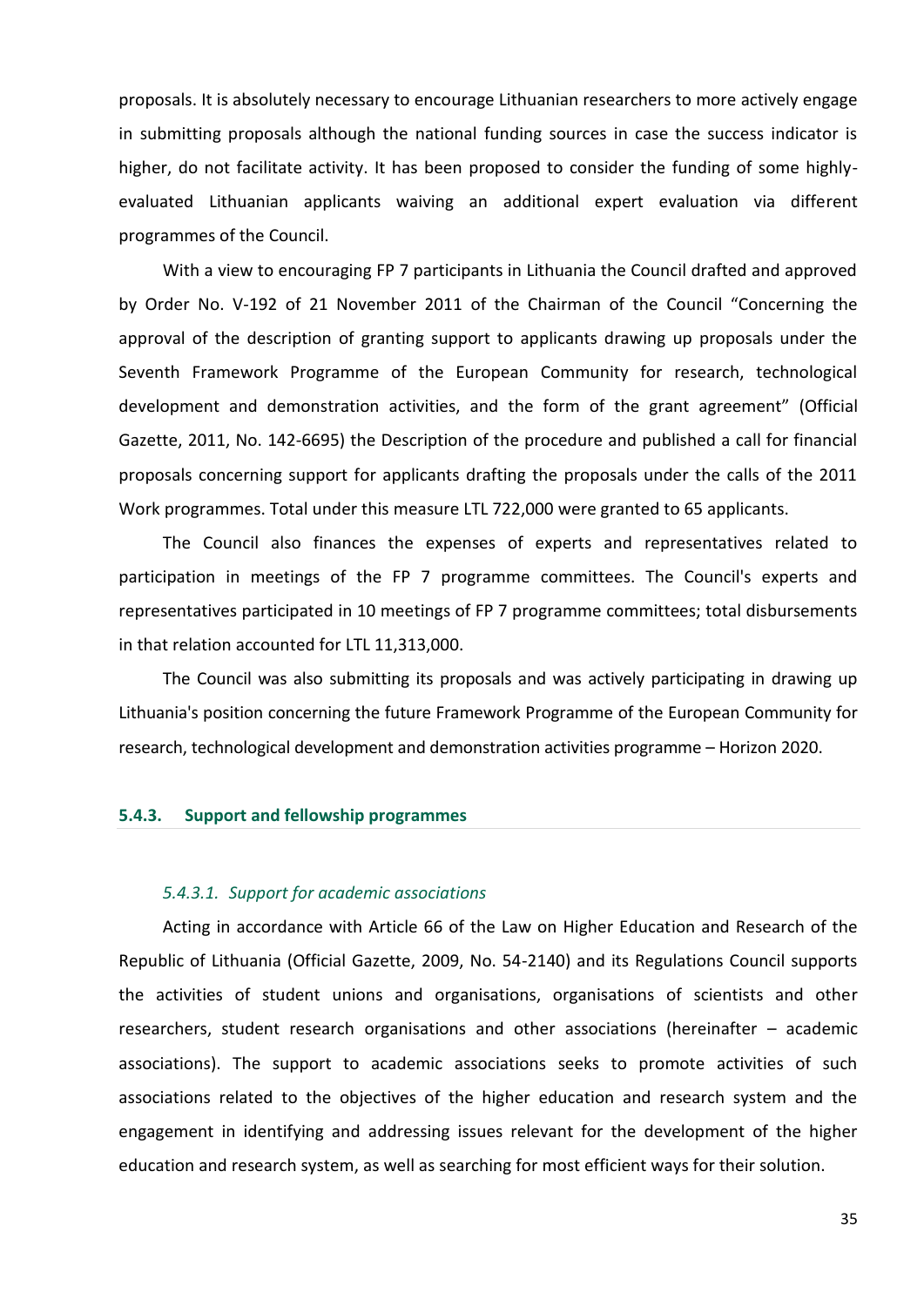proposals. It is absolutely necessary to encourage Lithuanian researchers to more actively engage in submitting proposals although the national funding sources in case the success indicator is higher, do not facilitate activity. It has been proposed to consider the funding of some highly-evaluated Lithuanian applicants waiving an additional expert evaluation via different programmes of the Council.

With a view to encouraging FP 7 participants in Lithuania the Council drafted and approved by Order No. V-192 of 21 November 2011 of the Chairman of the Council "Concerning the approval of the description of granting support to applicants drawing up proposals under the Seventh Framework Programme of the European Community for research, technological development and demonstration activities, and the form of the grant agreement" (Official Gazette, 2011, No. 142-6695) the Description of the procedure and published a call for financial proposals concerning support for applicants drafting the proposals under the calls of the 2011 Work programmes. Total under this measure LTL 722,000 were granted to 65 applicants.

The Council also finances the expenses of experts and representatives related to participation in meetings of the FP 7 programme committees. The Council's experts and representatives participated in 10 meetings of FP 7 programme committees; total disbursements in that relation accounted for LTL 11,313,000.

The Council was also submitting its proposals and was actively participating in drawing up Lithuania's position concerning the future Framework Programme of the European Community for research, technological development and demonstration activities programme – Horizon 2020.

### 5.4.3. Support and fellowship programmes

#### *5.4.3.1. Support for academic associations*

Acting in accordance with Article 66 of the Law on Higher Education and Research of the Republic of Lithuania (Official Gazette, 2009, No. 54-2140) and its Regulations Council supports the activities of student unions and organisations, organisations of scientists and other researchers, student research organisations and other associations (hereinafter – academic associations). The support to academic associations seeks to promote activities of such associations related to the objectives of the higher education and research system and the engagement in identifying and addressing issues relevant for the development of the higher education and research system, as well as searching for most efficient ways for their solution.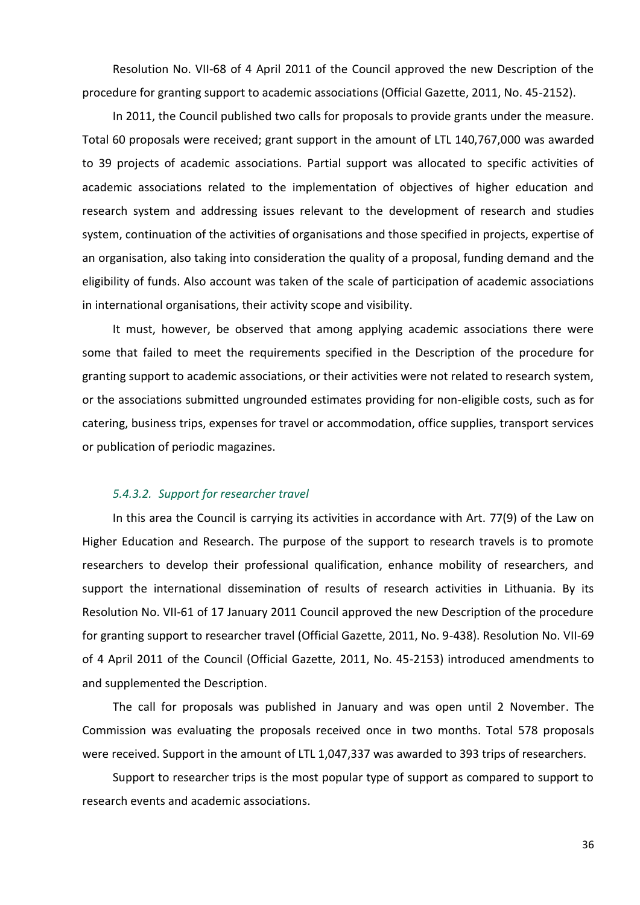Resolution No. VII-68 of 4 April 2011 of the Council approved the new Description of the procedure for granting support to academic associations (Official Gazette, 2011, No. 45-2152).

In 2011, the Council published two calls for proposals to provide grants under the measure. Total 60 proposals were received; grant support in the amount of LTL 140,767,000 was awarded to 39 projects of academic associations. Partial support was allocated to specific activities of academic associations related to the implementation of objectives of higher education and research system and addressing issues relevant to the development of research and studies system, continuation of the activities of organisations and those specified in projects, expertise of an organisation, also taking into consideration the quality of a proposal, funding demand and the eligibility of funds. Also account was taken of the scale of participation of academic associations in international organisations, their activity scope and visibility.

It must, however, be observed that among applying academic associations there were some that failed to meet the requirements specified in the Description of the procedure for granting support to academic associations, or their activities were not related to research system, or the associations submitted ungrounded estimates providing for non-eligible costs, such as for catering, business trips, expenses for travel or accommodation, office supplies, transport services or publication of periodic magazines.

#### *5.4.3.2. Support for researcher travel*

In this area the Council is carrying its activities in accordance with Art. 77(9) of the Law on Higher Education and Research. The purpose of the support to research travels is to promote researchers to develop their professional qualification, enhance mobility of researchers, and support the international dissemination of results of research activities in Lithuania. By its Resolution No. VII-61 of 17 January 2011 Council approved the new Description of the procedure for granting support to researcher travel (Official Gazette, 2011, No. 9-438). Resolution No. VII-69 of 4 April 2011 of the Council (Official Gazette, 2011, No. 45-2153) introduced amendments to and supplemented the Description.

The call for proposals was published in January and was open until 2 November. The Commission was evaluating the proposals received once in two months. Total 578 proposals were received. Support in the amount of LTL 1,047,337 was awarded to 393 trips of researchers.

Support to researcher trips is the most popular type of support as compared to support to research events and academic associations.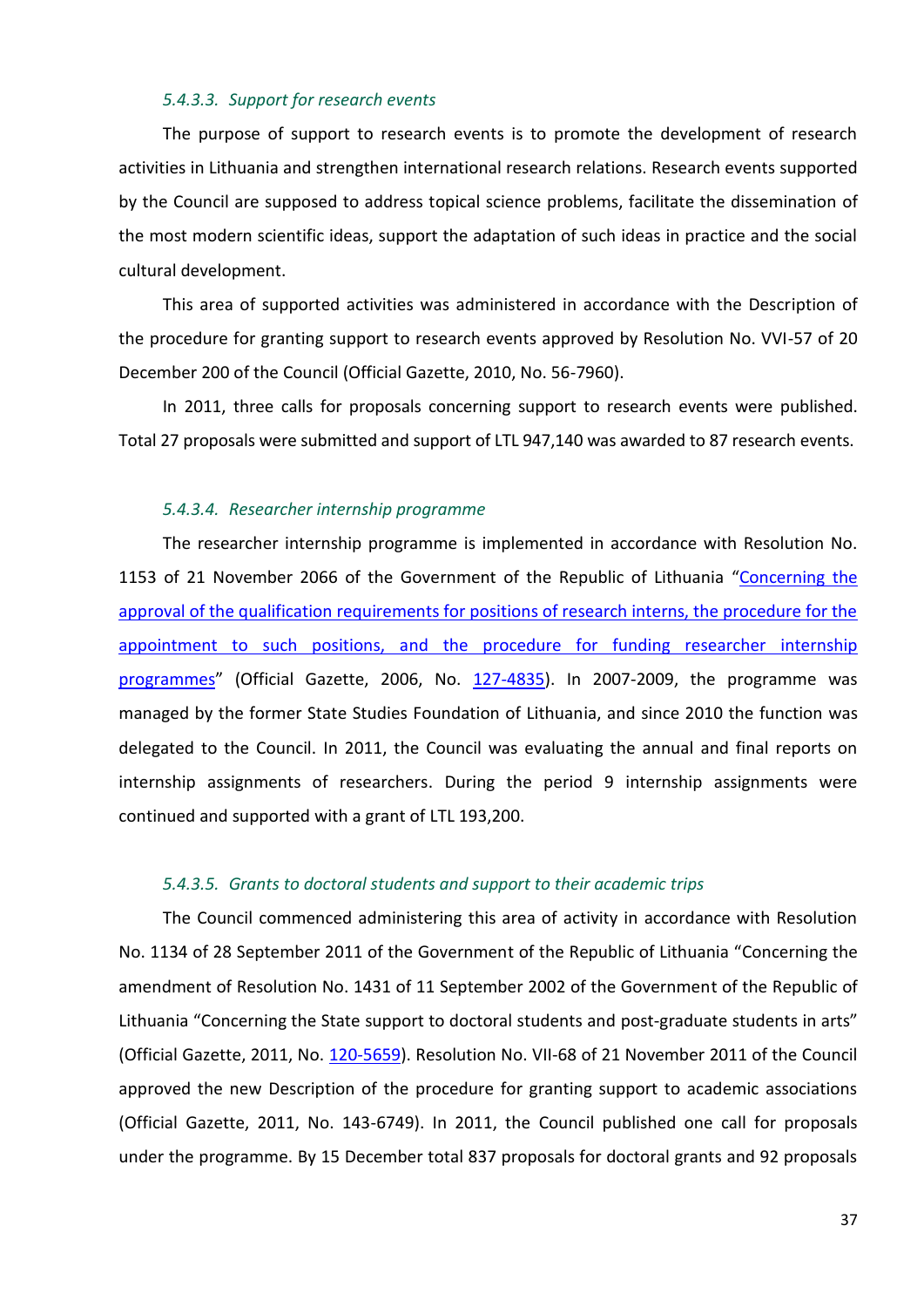##### *5.4.3.3. Support for research events*

The purpose of support to research events is to promote the development of research activities in Lithuania and strengthen international research relations. Research events supported by the Council are supposed to address topical science problems, facilitate the dissemination of the most modern scientific ideas, support the adaptation of such ideas in practice and the social cultural development.

This area of supported activities was administered in accordance with the Description of the procedure for granting support to research events approved by Resolution No. VVI-57 of 20 December 200 of the Council (Official Gazette, 2010, No. 56-7960).

In 2011, three calls for proposals concerning support to research events were published. Total 27 proposals were submitted and support of LTL 947,140 was awarded to 87 research events.

##### *5.4.3.4. Researcher internship programme*

The researcher internship programme is implemented in accordance with Resolution No. 1153 of 21 November 2066 of the Government of the Republic of Lithuania "Concerning the approval of the qualification requirements for positions of research interns, the procedure for the appointment to such positions, and the procedure for funding researcher internship programmes" (Official Gazette, 2006, No. 127-4835). In 2007-2009, the programme was managed by the former State Studies Foundation of Lithuania, and since 2010 the function was delegated to the Council. In 2011, the Council was evaluating the annual and final reports on internship assignments of researchers. During the period 9 internship assignments were continued and supported with a grant of LTL 193,200.

##### *5.4.3.5. Grants to doctoral students and support to their academic trips*

The Council commenced administering this area of activity in accordance with Resolution No. 1134 of 28 September 2011 of the Government of the Republic of Lithuania "Concerning the amendment of Resolution No. 1431 of 11 September 2002 of the Government of the Republic of Lithuania "Concerning the State support to doctoral students and post-graduate students in arts" (Official Gazette, 2011, No. 120-5659). Resolution No. VII-68 of 21 November 2011 of the Council approved the new Description of the procedure for granting support to academic associations (Official Gazette, 2011, No. 143-6749). In 2011, the Council published one call for proposals under the programme. By 15 December total 837 proposals for doctoral grants and 92 proposals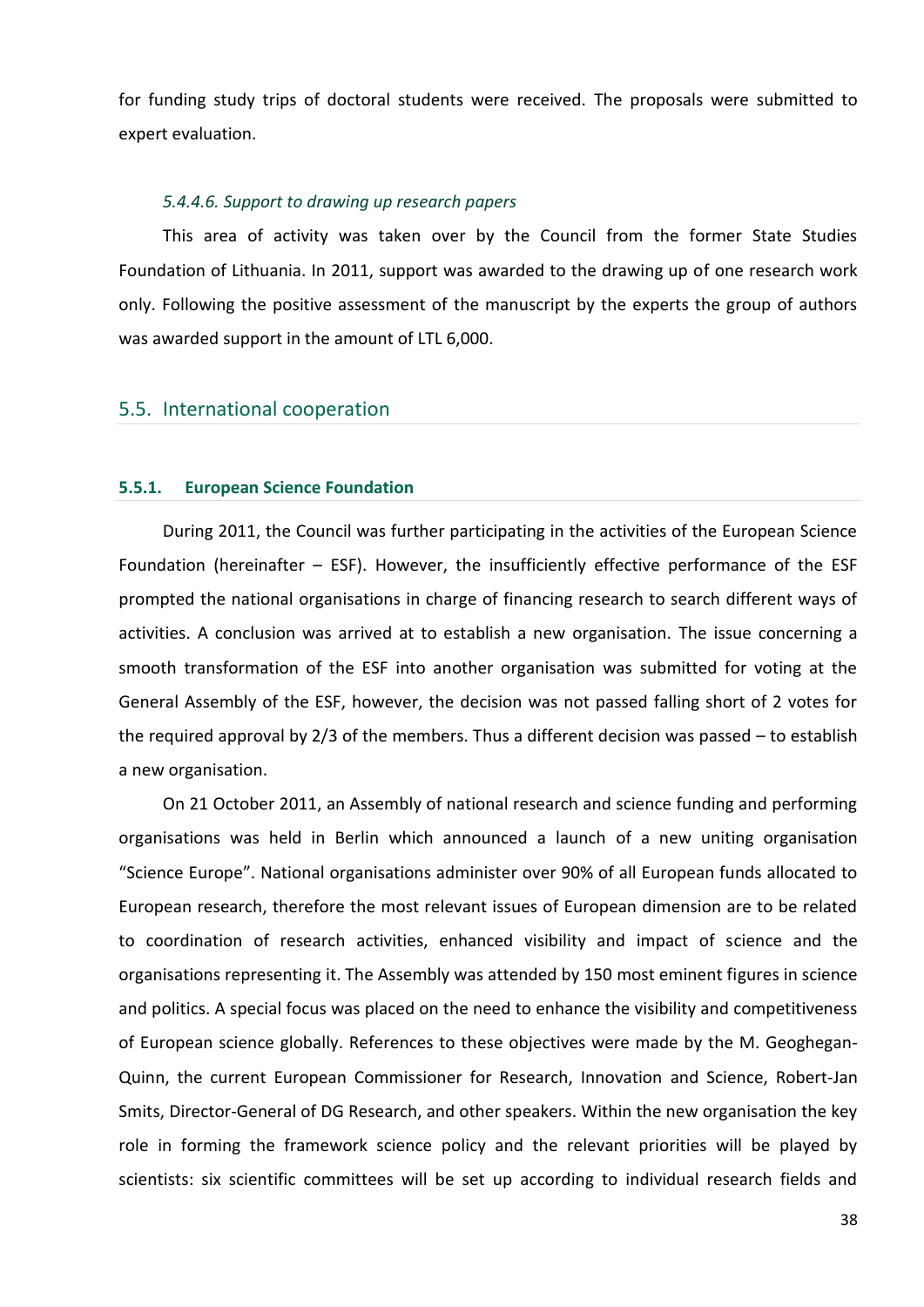for funding study trips of doctoral students were received. The proposals were submitted to expert evaluation.

#### *5.4.4.6. Support to drawing up research papers*

This area of activity was taken over by the Council from the former State Studies Foundation of Lithuania. In 2011, support was awarded to the drawing up of one research work only. Following the positive assessment of the manuscript by the experts the group of authors was awarded support in the amount of LTL 6,000.

## 5.5. International cooperation

### 5.5.1. European Science Foundation

During 2011, the Council was further participating in the activities of the European Science Foundation (hereinafter – ESF). However, the insufficiently effective performance of the ESF prompted the national organisations in charge of financing research to search different ways of activities. A conclusion was arrived at to establish a new organisation. The issue concerning a smooth transformation of the ESF into another organisation was submitted for voting at the General Assembly of the ESF, however, the decision was not passed falling short of 2 votes for the required approval by 2/3 of the members. Thus a different decision was passed – to establish a new organisation.

On 21 October 2011, an Assembly of national research and science funding and performing organisations was held in Berlin which announced a launch of a new uniting organisation "Science Europe". National organisations administer over 90% of all European funds allocated to European research, therefore the most relevant issues of European dimension are to be related to coordination of research activities, enhanced visibility and impact of science and the organisations representing it. The Assembly was attended by 150 most eminent figures in science and politics. A special focus was placed on the need to enhance the visibility and competitiveness of European science globally. References to these objectives were made by the M. Geoghegan-Quinn, the current European Commissioner for Research, Innovation and Science, Robert-Jan Smits, Director-General of DG Research, and other speakers. Within the new organisation the key role in forming the framework science policy and the relevant priorities will be played by scientists: six scientific committees will be set up according to individual research fields and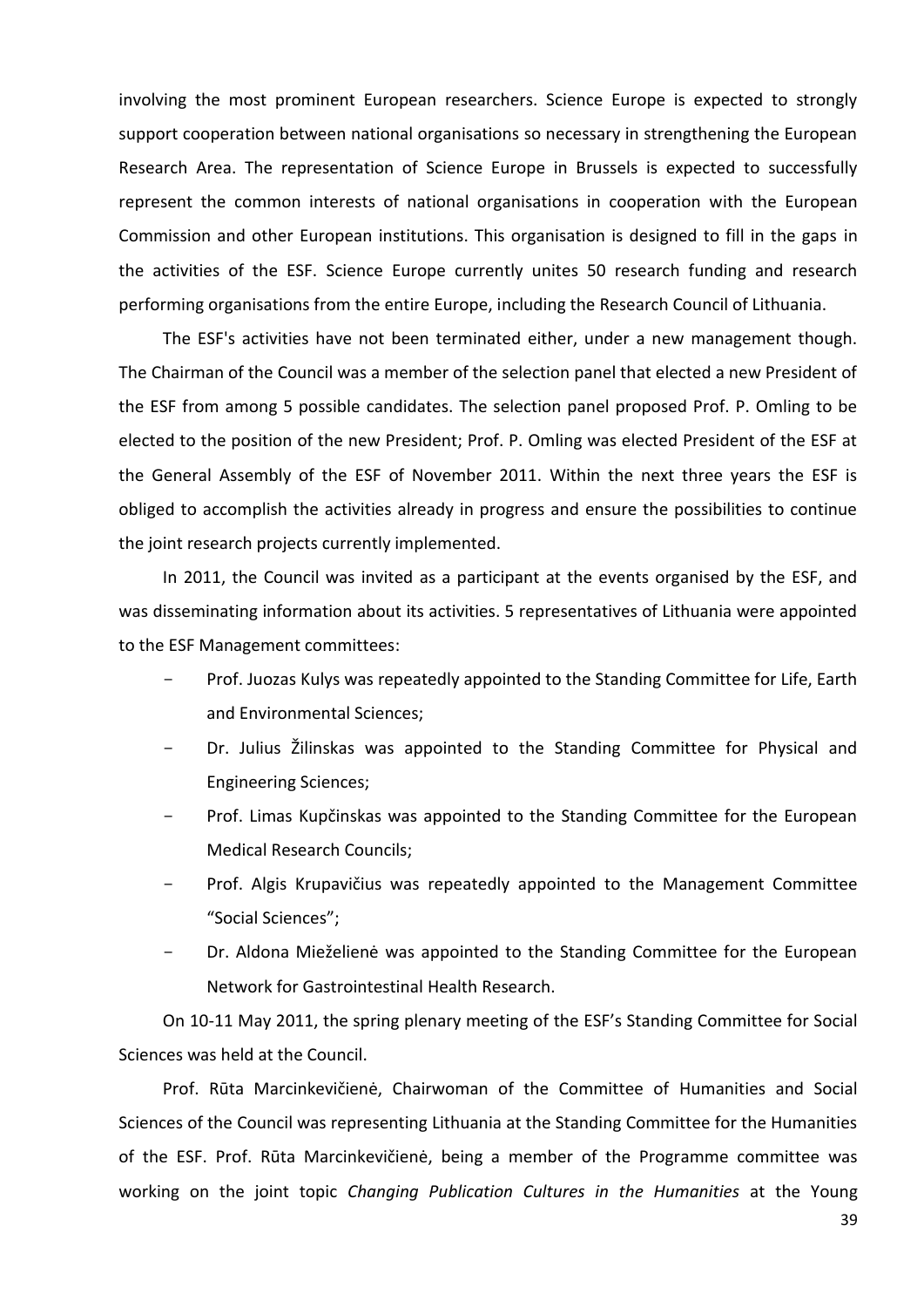involving the most prominent European researchers. Science Europe is expected to strongly support cooperation between national organisations so necessary in strengthening the European Research Area. The representation of Science Europe in Brussels is expected to successfully represent the common interests of national organisations in cooperation with the European Commission and other European institutions. This organisation is designed to fill in the gaps in the activities of the ESF. Science Europe currently unites 50 research funding and research performing organisations from the entire Europe, including the Research Council of Lithuania.

The ESF's activities have not been terminated either, under a new management though. The Chairman of the Council was a member of the selection panel that elected a new President of the ESF from among 5 possible candidates. The selection panel proposed Prof. P. Omling to be elected to the position of the new President; Prof. P. Omling was elected President of the ESF at the General Assembly of the ESF of November 2011. Within the next three years the ESF is obliged to accomplish the activities already in progress and ensure the possibilities to continue the joint research projects currently implemented.

In 2011, the Council was invited as a participant at the events organised by the ESF, and was disseminating information about its activities. 5 representatives of Lithuania were appointed to the ESF Management committees:

- Prof. Juozas Kulys was repeatedly appointed to the Standing Committee for Life, Earth and Environmental Sciences;
- Dr. Julius Žilinskas was appointed to the Standing Committee for Physical and Engineering Sciences;
- Prof. Limas Kupčinskas was appointed to the Standing Committee for the European Medical Research Councils;
- Prof. Algis Krupavičius was repeatedly appointed to the Management Committee "Social Sciences";
- Dr. Aldona Mieželienė was appointed to the Standing Committee for the European Network for Gastrointestinal Health Research.

On 10-11 May 2011, the spring plenary meeting of the ESF's Standing Committee for Social Sciences was held at the Council.

Prof. Rūta Marcinkevičienė, Chairwoman of the Committee of Humanities and Social Sciences of the Council was representing Lithuania at the Standing Committee for the Humanities of the ESF. Prof. Rūta Marcinkevičienė, being a member of the Programme committee was working on the joint topic *Changing Publication Cultures in the Humanities* at the Young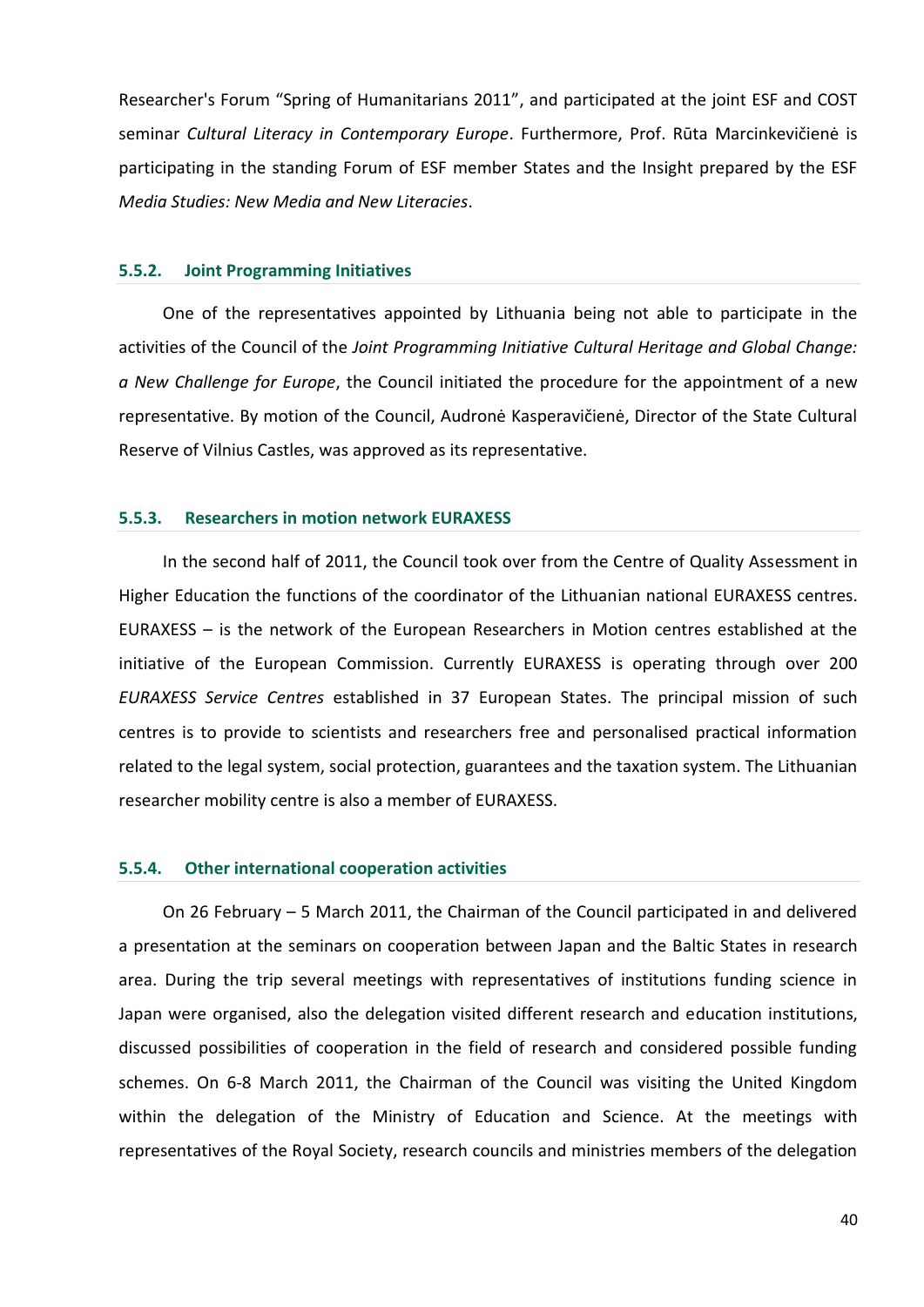Researcher's Forum “Spring of Humanitarians 2011”, and participated at the joint ESF and COST seminar *Cultural Literacy in Contemporary Europe*. Furthermore, Prof. Rūta Marcinkevičienė is participating in the standing Forum of ESF member States and the Insight prepared by the ESF *Media Studies: New Media and New Literacies*.

### 5.5.2. Joint Programming Initiatives

One of the representatives appointed by Lithuania being not able to participate in the activities of the Council of the *Joint Programming Initiative Cultural Heritage and Global Change: a New Challenge for Europe*, the Council initiated the procedure for the appointment of a new representative. By motion of the Council, Audronė Kasperavičienė, Director of the State Cultural Reserve of Vilnius Castles, was approved as its representative.

### 5.5.3. Researchers in motion network EURAXESS

In the second half of 2011, the Council took over from the Centre of Quality Assessment in Higher Education the functions of the coordinator of the Lithuanian national EURAXESS centres. EURAXESS – is the network of the European Researchers in Motion centres established at the initiative of the European Commission. Currently EURAXESS is operating through over 200 *EURAXESS Service Centres* established in 37 European States. The principal mission of such centres is to provide to scientists and researchers free and personalised practical information related to the legal system, social protection, guarantees and the taxation system. The Lithuanian researcher mobility centre is also a member of EURAXESS.

### 5.5.4. Other international cooperation activities

On 26 February – 5 March 2011, the Chairman of the Council participated in and delivered a presentation at the seminars on cooperation between Japan and the Baltic States in research area. During the trip several meetings with representatives of institutions funding science in Japan were organised, also the delegation visited different research and education institutions, discussed possibilities of cooperation in the field of research and considered possible funding schemes. On 6-8 March 2011, the Chairman of the Council was visiting the United Kingdom within the delegation of the Ministry of Education and Science. At the meetings with representatives of the Royal Society, research councils and ministries members of the delegation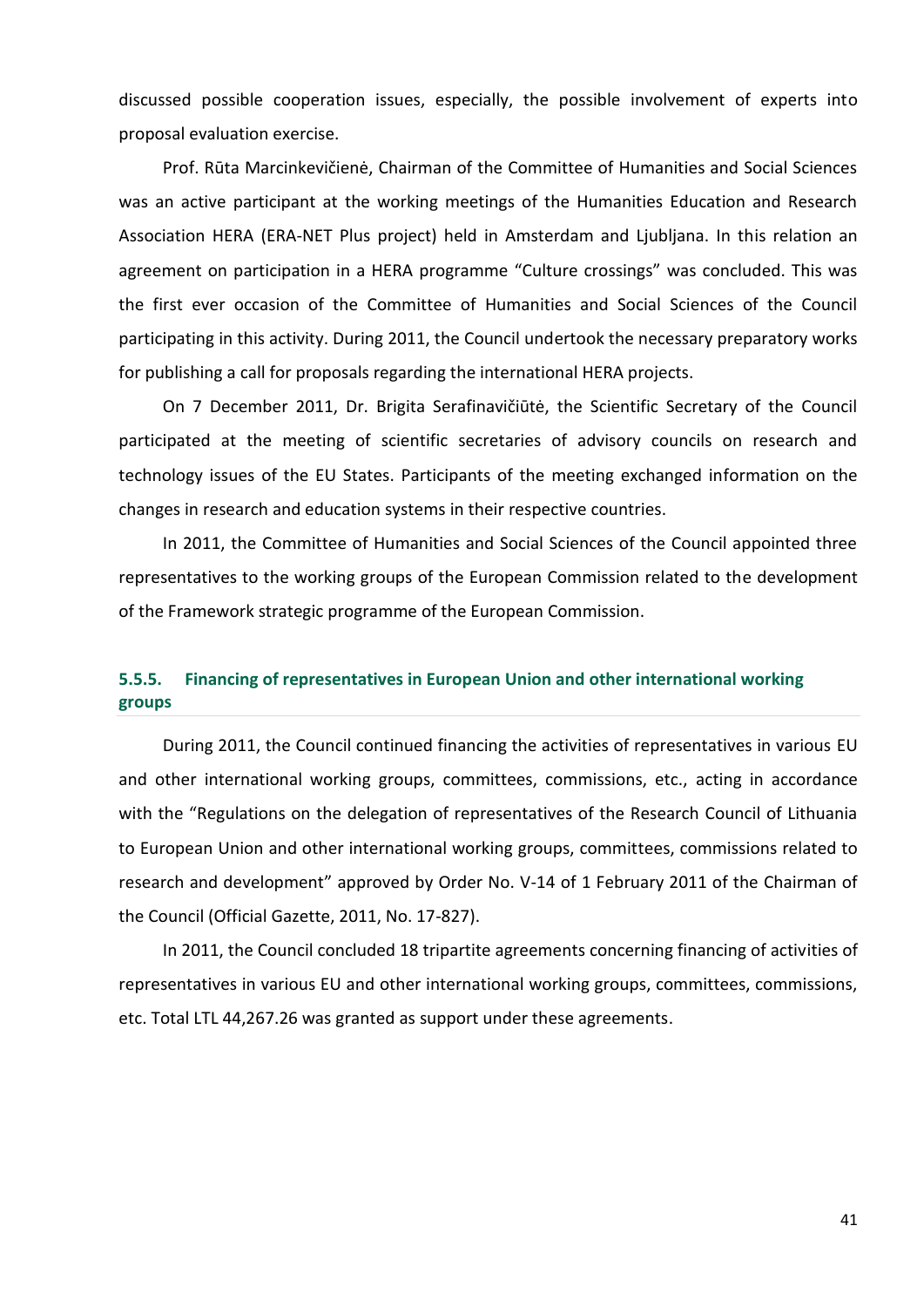discussed possible cooperation issues, especially, the possible involvement of experts into proposal evaluation exercise.

Prof. Rūta Marcinkevičienė, Chairman of the Committee of Humanities and Social Sciences was an active participant at the working meetings of the Humanities Education and Research Association HERA (ERA-NET Plus project) held in Amsterdam and Ljubljana. In this relation an agreement on participation in a HERA programme "Culture crossings" was concluded. This was the first ever occasion of the Committee of Humanities and Social Sciences of the Council participating in this activity. During 2011, the Council undertook the necessary preparatory works for publishing a call for proposals regarding the international HERA projects.

On 7 December 2011, Dr. Brigita Serafinavičiūtė, the Scientific Secretary of the Council participated at the meeting of scientific secretaries of advisory councils on research and technology issues of the EU States. Participants of the meeting exchanged information on the changes in research and education systems in their respective countries.

In 2011, the Committee of Humanities and Social Sciences of the Council appointed three representatives to the working groups of the European Commission related to the development of the Framework strategic programme of the European Commission.

### 5.5.5. Financing of representatives in European Union and other international working groups

During 2011, the Council continued financing the activities of representatives in various EU and other international working groups, committees, commissions, etc., acting in accordance with the "Regulations on the delegation of representatives of the Research Council of Lithuania to European Union and other international working groups, committees, commissions related to research and development" approved by Order No. V-14 of 1 February 2011 of the Chairman of the Council (Official Gazette, 2011, No. 17-827).

In 2011, the Council concluded 18 tripartite agreements concerning financing of activities of representatives in various EU and other international working groups, committees, commissions, etc. Total LTL 44,267.26 was granted as support under these agreements.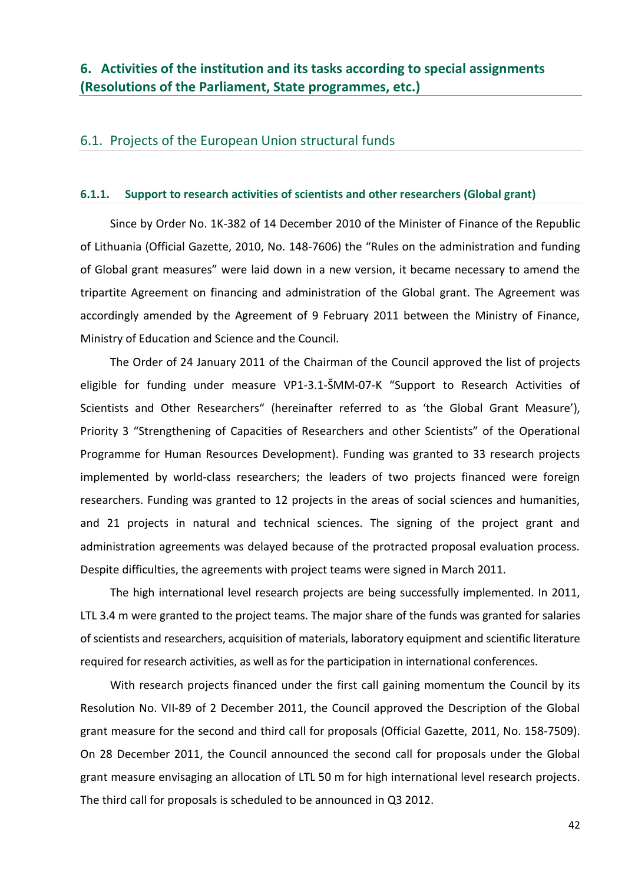# 6. Activities of the institution and its tasks according to special assignments (Resolutions of the Parliament, State programmes, etc.)

## 6.1. Projects of the European Union structural funds

### 6.1.1. Support to research activities of scientists and other researchers (Global grant)

Since by Order No. 1K-382 of 14 December 2010 of the Minister of Finance of the Republic of Lithuania (Official Gazette, 2010, No. 148-7606) the "Rules on the administration and funding of Global grant measures" were laid down in a new version, it became necessary to amend the tripartite Agreement on financing and administration of the Global grant. The Agreement was accordingly amended by the Agreement of 9 February 2011 between the Ministry of Finance, Ministry of Education and Science and the Council.

The Order of 24 January 2011 of the Chairman of the Council approved the list of projects eligible for funding under measure VP1-3.1-ŠMM-07-K "Support to Research Activities of Scientists and Other Researchers" (hereinafter referred to as 'the Global Grant Measure'), Priority 3 "Strengthening of Capacities of Researchers and other Scientists" of the Operational Programme for Human Resources Development). Funding was granted to 33 research projects implemented by world-class researchers; the leaders of two projects financed were foreign researchers. Funding was granted to 12 projects in the areas of social sciences and humanities, and 21 projects in natural and technical sciences. The signing of the project grant and administration agreements was delayed because of the protracted proposal evaluation process. Despite difficulties, the agreements with project teams were signed in March 2011.

The high international level research projects are being successfully implemented. In 2011, LTL 3.4 m were granted to the project teams. The major share of the funds was granted for salaries of scientists and researchers, acquisition of materials, laboratory equipment and scientific literature required for research activities, as well as for the participation in international conferences.

With research projects financed under the first call gaining momentum the Council by its Resolution No. VII-89 of 2 December 2011, the Council approved the Description of the Global grant measure for the second and third call for proposals (Official Gazette, 2011, No. 158-7509). On 28 December 2011, the Council announced the second call for proposals under the Global grant measure envisaging an allocation of LTL 50 m for high international level research projects. The third call for proposals is scheduled to be announced in Q3 2012.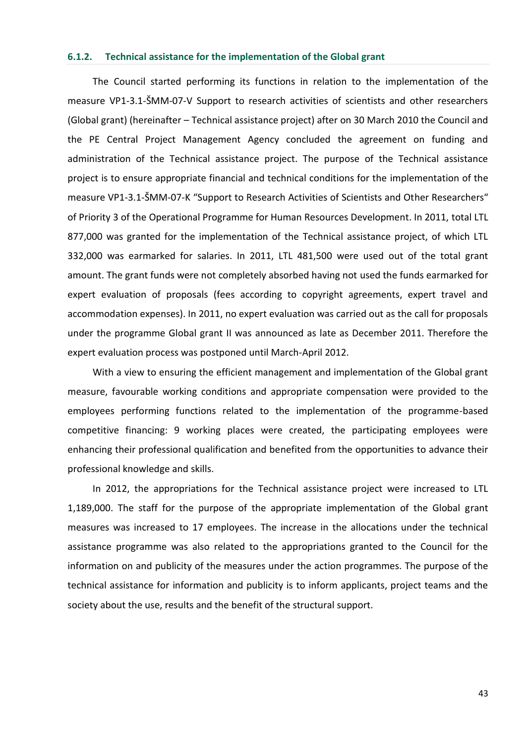### 6.1.2. Technical assistance for the implementation of the Global grant

The Council started performing its functions in relation to the implementation of the measure VP1-3.1-ŠMM-07-V Support to research activities of scientists and other researchers (Global grant) (hereinafter – Technical assistance project) after on 30 March 2010 the Council and the PE Central Project Management Agency concluded the agreement on funding and administration of the Technical assistance project. The purpose of the Technical assistance project is to ensure appropriate financial and technical conditions for the implementation of the measure VP1-3.1-ŠMM-07-K "Support to Research Activities of Scientists and Other Researchers" of Priority 3 of the Operational Programme for Human Resources Development. In 2011, total LTL 877,000 was granted for the implementation of the Technical assistance project, of which LTL 332,000 was earmarked for salaries. In 2011, LTL 481,500 were used out of the total grant amount. The grant funds were not completely absorbed having not used the funds earmarked for expert evaluation of proposals (fees according to copyright agreements, expert travel and accommodation expenses). In 2011, no expert evaluation was carried out as the call for proposals under the programme Global grant II was announced as late as December 2011. Therefore the expert evaluation process was postponed until March-April 2012.

With a view to ensuring the efficient management and implementation of the Global grant measure, favourable working conditions and appropriate compensation were provided to the employees performing functions related to the implementation of the programme-based competitive financing: 9 working places were created, the participating employees were enhancing their professional qualification and benefited from the opportunities to advance their professional knowledge and skills.

In 2012, the appropriations for the Technical assistance project were increased to LTL 1,189,000. The staff for the purpose of the appropriate implementation of the Global grant measures was increased to 17 employees. The increase in the allocations under the technical assistance programme was also related to the appropriations granted to the Council for the information on and publicity of the measures under the action programmes. The purpose of the technical assistance for information and publicity is to inform applicants, project teams and the society about the use, results and the benefit of the structural support.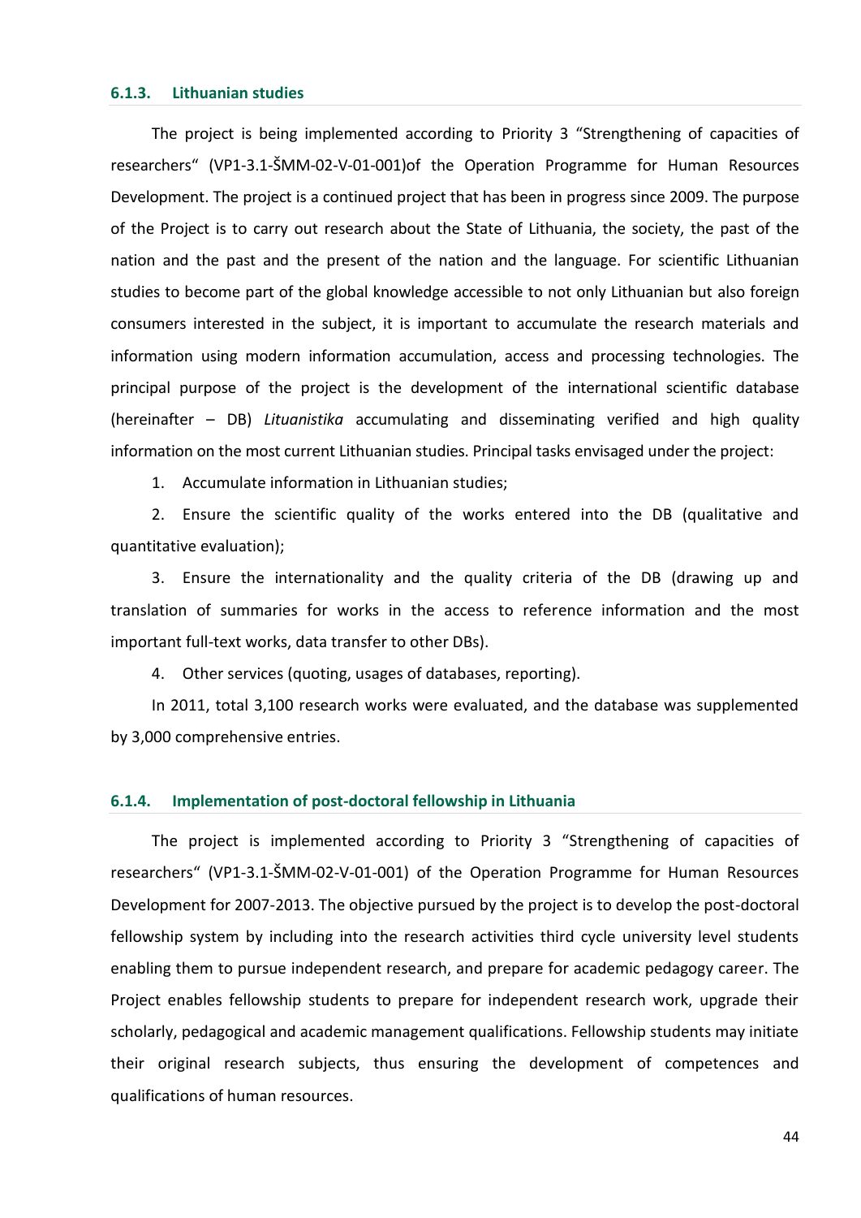### 6.1.3. Lithuanian studies

The project is being implemented according to Priority 3 "Strengthening of capacities of researchers" (VP1-3.1-ŠMM-02-V-01-001)of the Operation Programme for Human Resources Development. The project is a continued project that has been in progress since 2009. The purpose of the Project is to carry out research about the State of Lithuania, the society, the past of the nation and the past and the present of the nation and the language. For scientific Lithuanian studies to become part of the global knowledge accessible to not only Lithuanian but also foreign consumers interested in the subject, it is important to accumulate the research materials and information using modern information accumulation, access and processing technologies. The principal purpose of the project is the development of the international scientific database (hereinafter – DB) *Lituanistika* accumulating and disseminating verified and high quality information on the most current Lithuanian studies. Principal tasks envisaged under the project:

1. Accumulate information in Lithuanian studies;
2. Ensure the scientific quality of the works entered into the DB (qualitative and quantitative evaluation);
3. Ensure the internationality and the quality criteria of the DB (drawing up and translation of summaries for works in the access to reference information and the most important full-text works, data transfer to other DBs).
4. Other services (quoting, usages of databases, reporting).

In 2011, total 3,100 research works were evaluated, and the database was supplemented by 3,000 comprehensive entries.

### 6.1.4. Implementation of post-doctoral fellowship in Lithuania

The project is implemented according to Priority 3 "Strengthening of capacities of researchers" (VP1-3.1-ŠMM-02-V-01-001) of the Operation Programme for Human Resources Development for 2007-2013. The objective pursued by the project is to develop the post-doctoral fellowship system by including into the research activities third cycle university level students enabling them to pursue independent research, and prepare for academic pedagogy career. The Project enables fellowship students to prepare for independent research work, upgrade their scholarly, pedagogical and academic management qualifications. Fellowship students may initiate their original research subjects, thus ensuring the development of competences and qualifications of human resources.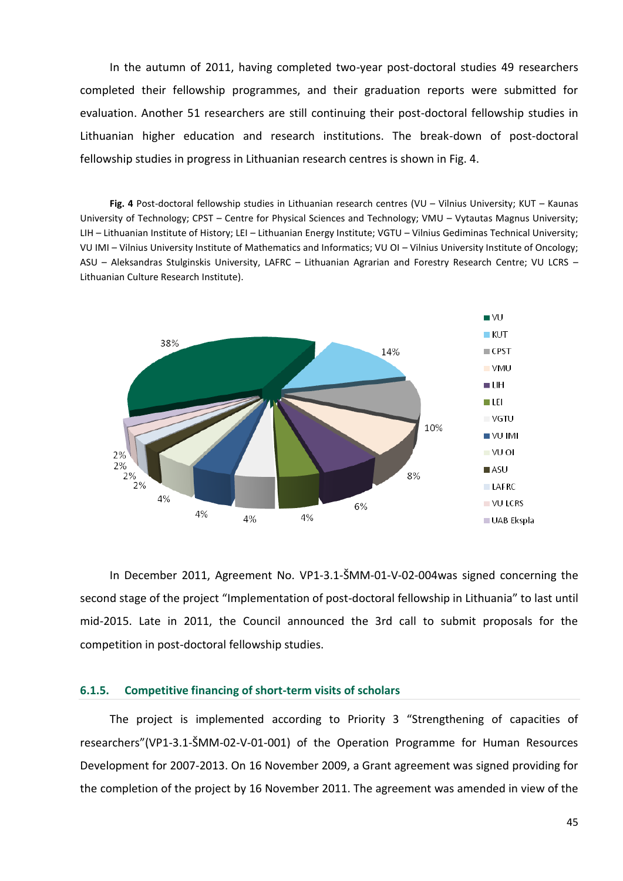In the autumn of 2011, having completed two-year post-doctoral studies 49 researchers completed their fellowship programmes, and their graduation reports were submitted for evaluation. Another 51 researchers are still continuing their post-doctoral fellowship studies in Lithuanian higher education and research institutions. The break-down of post-doctoral fellowship studies in progress in Lithuanian research centres is shown in Fig. 4.

**Fig. 4** Post-doctoral fellowship studies in Lithuanian research centres (VU – Vilnius University; KUT – Kaunas University of Technology; CPST – Centre for Physical Sciences and Technology; VMU – Vytautas Magnus University; LIH – Lithuanian Institute of History; LEI – Lithuanian Energy Institute; VGTU – Vilnius Gediminas Technical University; VU IMI – Vilnius University Institute of Mathematics and Informatics; VU OI – Vilnius University Institute of Oncology; ASU – Aleksandras Stulginskis University, LAFRC – Lithuanian Agrarian and Forestry Research Centre; VU LCRS – Lithuanian Culture Research Institute).

In December 2011, Agreement No. VP1-3.1-ŠMM-01-V-02-004was signed concerning the second stage of the project "Implementation of post-doctoral fellowship in Lithuania" to last until mid-2015. Late in 2011, the Council announced the 3rd call to submit proposals for the competition in post-doctoral fellowship studies.

### 6.1.5. Competitive financing of short-term visits of scholars

The project is implemented according to Priority 3 "Strengthening of capacities of researchers"(VP1-3.1-ŠMM-02-V-01-001) of the Operation Programme for Human Resources Development for 2007-2013. On 16 November 2009, a Grant agreement was signed providing for the completion of the project by 16 November 2011. The agreement was amended in view of the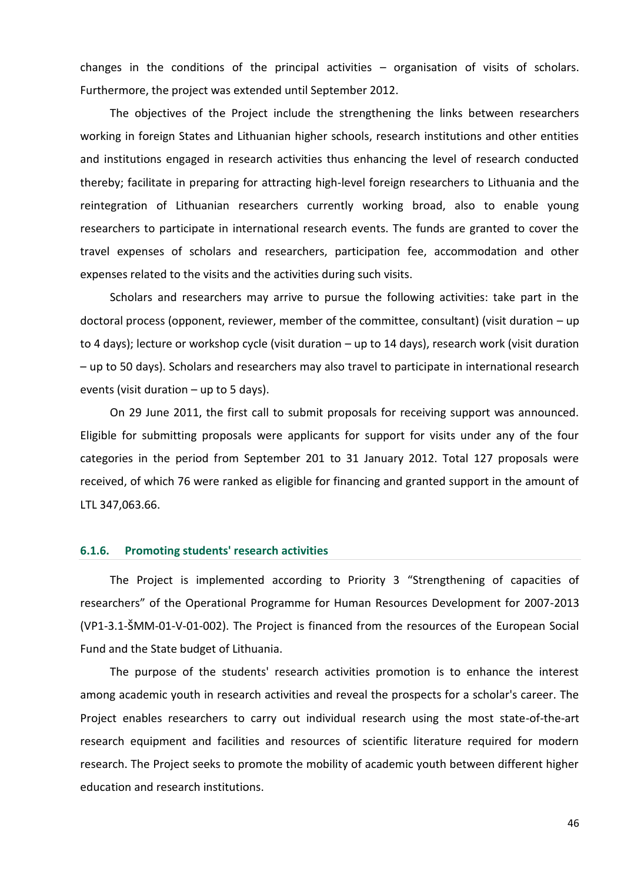changes in the conditions of the principal activities – organisation of visits of scholars. Furthermore, the project was extended until September 2012.

The objectives of the Project include the strengthening the links between researchers working in foreign States and Lithuanian higher schools, research institutions and other entities and institutions engaged in research activities thus enhancing the level of research conducted thereby; facilitate in preparing for attracting high-level foreign researchers to Lithuania and the reintegration of Lithuanian researchers currently working broad, also to enable young researchers to participate in international research events. The funds are granted to cover the travel expenses of scholars and researchers, participation fee, accommodation and other expenses related to the visits and the activities during such visits.

Scholars and researchers may arrive to pursue the following activities: take part in the doctoral process (opponent, reviewer, member of the committee, consultant) (visit duration – up to 4 days); lecture or workshop cycle (visit duration – up to 14 days), research work (visit duration – up to 50 days). Scholars and researchers may also travel to participate in international research events (visit duration – up to 5 days).

On 29 June 2011, the first call to submit proposals for receiving support was announced. Eligible for submitting proposals were applicants for support for visits under any of the four categories in the period from September 201 to 31 January 2012. Total 127 proposals were received, of which 76 were ranked as eligible for financing and granted support in the amount of LTL 347,063.66.

### 6.1.6. Promoting students' research activities

The Project is implemented according to Priority 3 "Strengthening of capacities of researchers" of the Operational Programme for Human Resources Development for 2007-2013 (VP1-3.1-ŠMM-01-V-01-002). The Project is financed from the resources of the European Social Fund and the State budget of Lithuania.

The purpose of the students' research activities promotion is to enhance the interest among academic youth in research activities and reveal the prospects for a scholar's career. The Project enables researchers to carry out individual research using the most state-of-the-art research equipment and facilities and resources of scientific literature required for modern research. The Project seeks to promote the mobility of academic youth between different higher education and research institutions.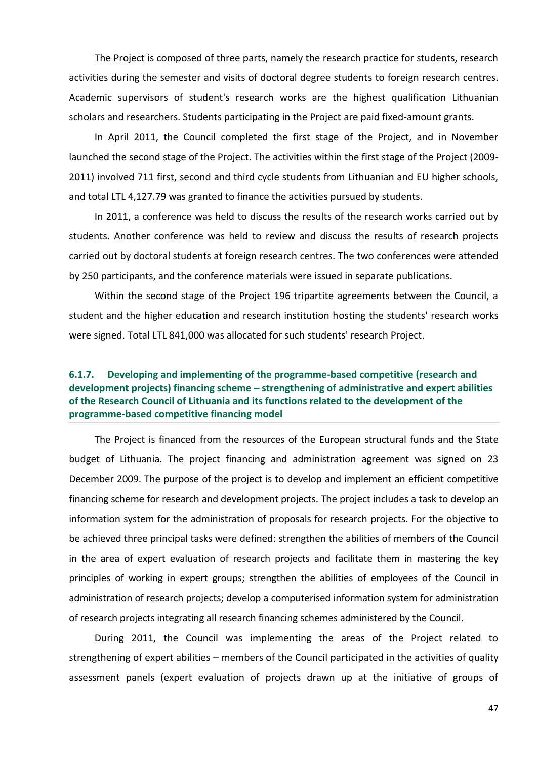The Project is composed of three parts, namely the research practice for students, research activities during the semester and visits of doctoral degree students to foreign research centres. Academic supervisors of student's research works are the highest qualification Lithuanian scholars and researchers. Students participating in the Project are paid fixed-amount grants.

In April 2011, the Council completed the first stage of the Project, and in November launched the second stage of the Project. The activities within the first stage of the Project (2009-2011) involved 711 first, second and third cycle students from Lithuanian and EU higher schools, and total LTL 4,127.79 was granted to finance the activities pursued by students.

In 2011, a conference was held to discuss the results of the research works carried out by students. Another conference was held to review and discuss the results of research projects carried out by doctoral students at foreign research centres. The two conferences were attended by 250 participants, and the conference materials were issued in separate publications.

Within the second stage of the Project 196 tripartite agreements between the Council, a student and the higher education and research institution hosting the students' research works were signed. Total LTL 841,000 was allocated for such students' research Project.

#### 6.1.7. Developing and implementing of the programme-based competitive (research and development projects) financing scheme – strengthening of administrative and expert abilities of the Research Council of Lithuania and its functions related to the development of the programme-based competitive financing model

The Project is financed from the resources of the European structural funds and the State budget of Lithuania. The project financing and administration agreement was signed on 23 December 2009. The purpose of the project is to develop and implement an efficient competitive financing scheme for research and development projects. The project includes a task to develop an information system for the administration of proposals for research projects. For the objective to be achieved three principal tasks were defined: strengthen the abilities of members of the Council in the area of expert evaluation of research projects and facilitate them in mastering the key principles of working in expert groups; strengthen the abilities of employees of the Council in administration of research projects; develop a computerised information system for administration of research projects integrating all research financing schemes administered by the Council.

During 2011, the Council was implementing the areas of the Project related to strengthening of expert abilities – members of the Council participated in the activities of quality assessment panels (expert evaluation of projects drawn up at the initiative of groups of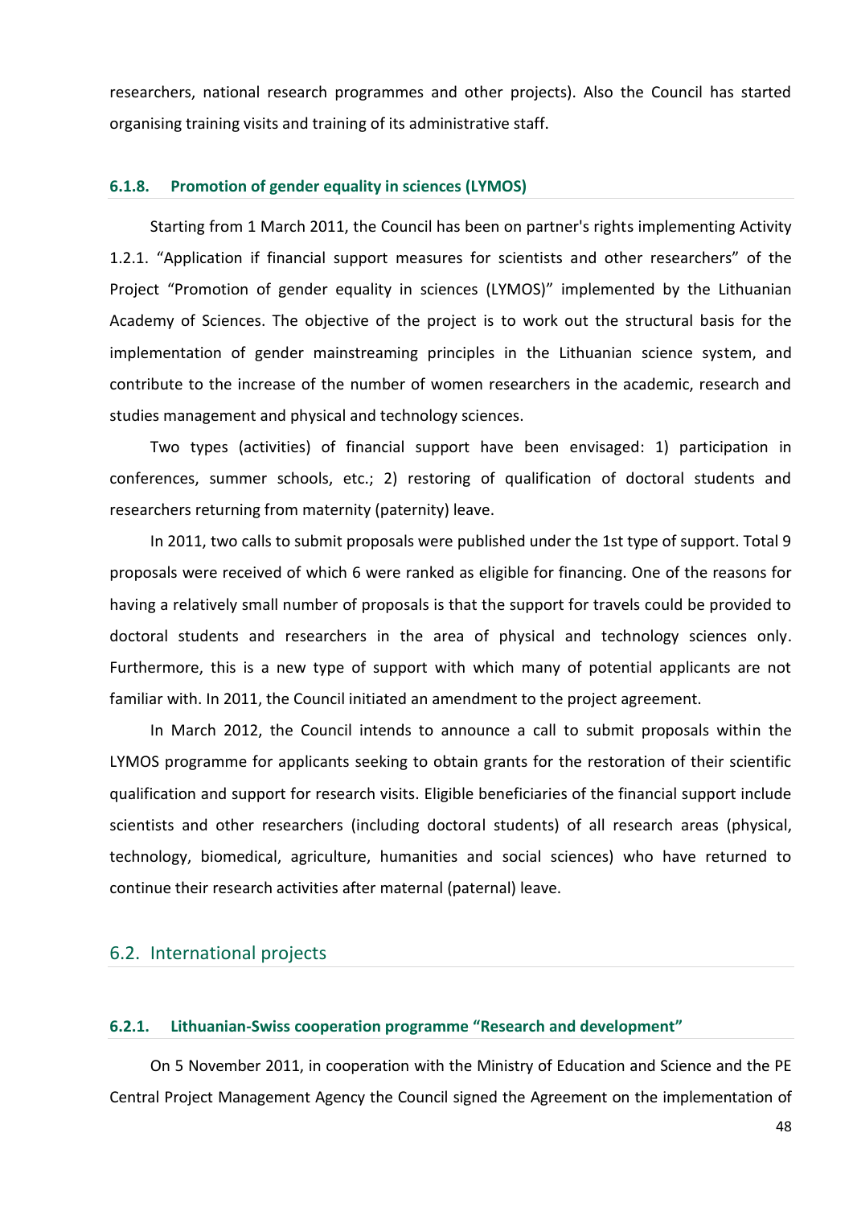researchers, national research programmes and other projects). Also the Council has started organising training visits and training of its administrative staff.

#### 6.1.8. Promotion of gender equality in sciences (LYMOS)

Starting from 1 March 2011, the Council has been on partner's rights implementing Activity 1.2.1. "Application if financial support measures for scientists and other researchers" of the Project "Promotion of gender equality in sciences (LYMOS)" implemented by the Lithuanian Academy of Sciences. The objective of the project is to work out the structural basis for the implementation of gender mainstreaming principles in the Lithuanian science system, and contribute to the increase of the number of women researchers in the academic, research and studies management and physical and technology sciences.

Two types (activities) of financial support have been envisaged: 1) participation in conferences, summer schools, etc.; 2) restoring of qualification of doctoral students and researchers returning from maternity (paternity) leave.

In 2011, two calls to submit proposals were published under the 1st type of support. Total 9 proposals were received of which 6 were ranked as eligible for financing. One of the reasons for having a relatively small number of proposals is that the support for travels could be provided to doctoral students and researchers in the area of physical and technology sciences only. Furthermore, this is a new type of support with which many of potential applicants are not familiar with. In 2011, the Council initiated an amendment to the project agreement.

In March 2012, the Council intends to announce a call to submit proposals within the LYMOS programme for applicants seeking to obtain grants for the restoration of their scientific qualification and support for research visits. Eligible beneficiaries of the financial support include scientists and other researchers (including doctoral students) of all research areas (physical, technology, biomedical, agriculture, humanities and social sciences) who have returned to continue their research activities after maternal (paternal) leave.

### 6.2. International projects

#### 6.2.1. Lithuanian-Swiss cooperation programme "Research and development"

On 5 November 2011, in cooperation with the Ministry of Education and Science and the PE Central Project Management Agency the Council signed the Agreement on the implementation of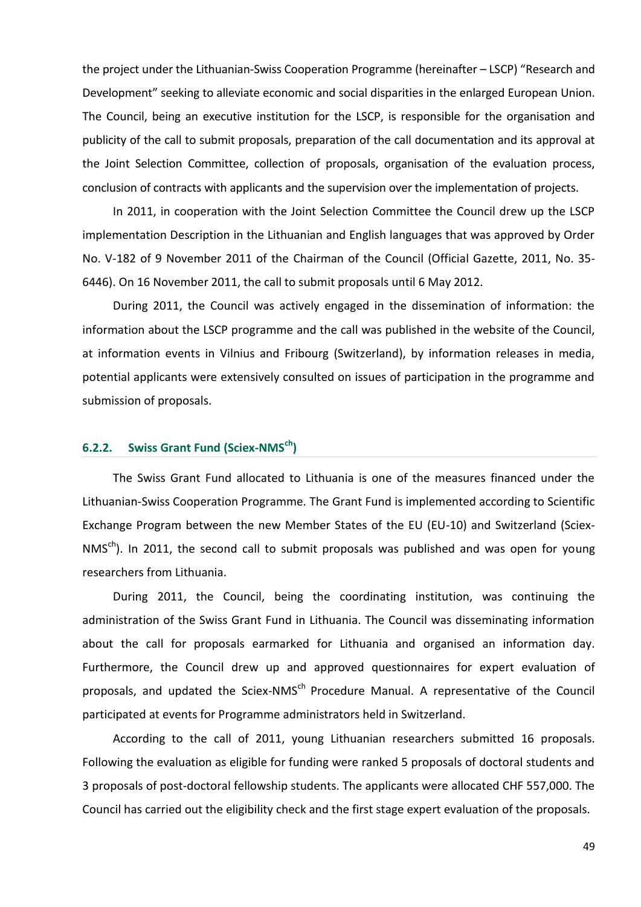the project under the Lithuanian-Swiss Cooperation Programme (hereinafter – LSCP) "Research and Development" seeking to alleviate economic and social disparities in the enlarged European Union. The Council, being an executive institution for the LSCP, is responsible for the organisation and publicity of the call to submit proposals, preparation of the call documentation and its approval at the Joint Selection Committee, collection of proposals, organisation of the evaluation process, conclusion of contracts with applicants and the supervision over the implementation of projects.

In 2011, in cooperation with the Joint Selection Committee the Council drew up the LSCP implementation Description in the Lithuanian and English languages that was approved by Order No. V-182 of 9 November 2011 of the Chairman of the Council (Official Gazette, 2011, No. 35-6446). On 16 November 2011, the call to submit proposals until 6 May 2012.

During 2011, the Council was actively engaged in the dissemination of information: the information about the LSCP programme and the call was published in the website of the Council, at information events in Vilnius and Fribourg (Switzerland), by information releases in media, potential applicants were extensively consulted on issues of participation in the programme and submission of proposals.

### 6.2.2. Swiss Grant Fund (Sciex-NMS$^{ch}$)

The Swiss Grant Fund allocated to Lithuania is one of the measures financed under the Lithuanian-Swiss Cooperation Programme. The Grant Fund is implemented according to Scientific Exchange Program between the new Member States of the EU (EU-10) and Switzerland (Sciex-NMS$^{ch}$). In 2011, the second call to submit proposals was published and was open for young researchers from Lithuania.

During 2011, the Council, being the coordinating institution, was continuing the administration of the Swiss Grant Fund in Lithuania. The Council was disseminating information about the call for proposals earmarked for Lithuania and organised an information day. Furthermore, the Council drew up and approved questionnaires for expert evaluation of proposals, and updated the Sciex-NMS$^{ch}$ Procedure Manual. A representative of the Council participated at events for Programme administrators held in Switzerland.

According to the call of 2011, young Lithuanian researchers submitted 16 proposals. Following the evaluation as eligible for funding were ranked 5 proposals of doctoral students and 3 proposals of post-doctoral fellowship students. The applicants were allocated CHF 557,000. The Council has carried out the eligibility check and the first stage expert evaluation of the proposals.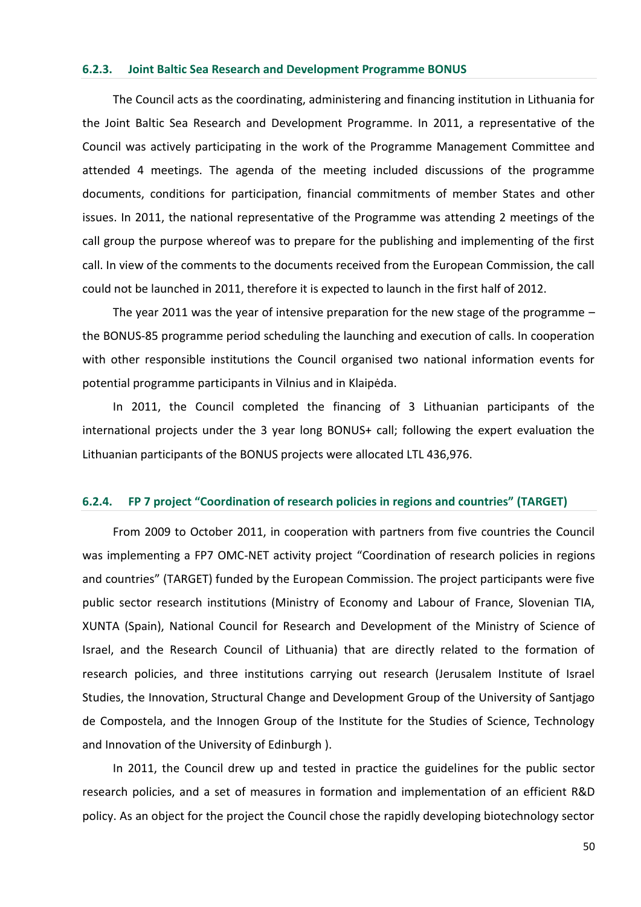### 6.2.3. Joint Baltic Sea Research and Development Programme BONUS

The Council acts as the coordinating, administering and financing institution in Lithuania for the Joint Baltic Sea Research and Development Programme. In 2011, a representative of the Council was actively participating in the work of the Programme Management Committee and attended 4 meetings. The agenda of the meeting included discussions of the programme documents, conditions for participation, financial commitments of member States and other issues. In 2011, the national representative of the Programme was attending 2 meetings of the call group the purpose whereof was to prepare for the publishing and implementing of the first call. In view of the comments to the documents received from the European Commission, the call could not be launched in 2011, therefore it is expected to launch in the first half of 2012.

The year 2011 was the year of intensive preparation for the new stage of the programme – the BONUS-85 programme period scheduling the launching and execution of calls. In cooperation with other responsible institutions the Council organised two national information events for potential programme participants in Vilnius and in Klaipėda.

In 2011, the Council completed the financing of 3 Lithuanian participants of the international projects under the 3 year long BONUS+ call; following the expert evaluation the Lithuanian participants of the BONUS projects were allocated LTL 436,976.

### 6.2.4. FP 7 project "Coordination of research policies in regions and countries" (TARGET)

From 2009 to October 2011, in cooperation with partners from five countries the Council was implementing a FP7 OMC-NET activity project "Coordination of research policies in regions and countries" (TARGET) funded by the European Commission. The project participants were five public sector research institutions (Ministry of Economy and Labour of France, Slovenian TIA, XUNTA (Spain), National Council for Research and Development of the Ministry of Science of Israel, and the Research Council of Lithuania) that are directly related to the formation of research policies, and three institutions carrying out research (Jerusalem Institute of Israel Studies, the Innovation, Structural Change and Development Group of the University of Santjago de Compostela, and the Innogen Group of the Institute for the Studies of Science, Technology and Innovation of the University of Edinburgh ).

In 2011, the Council drew up and tested in practice the guidelines for the public sector research policies, and a set of measures in formation and implementation of an efficient R&D policy. As an object for the project the Council chose the rapidly developing biotechnology sector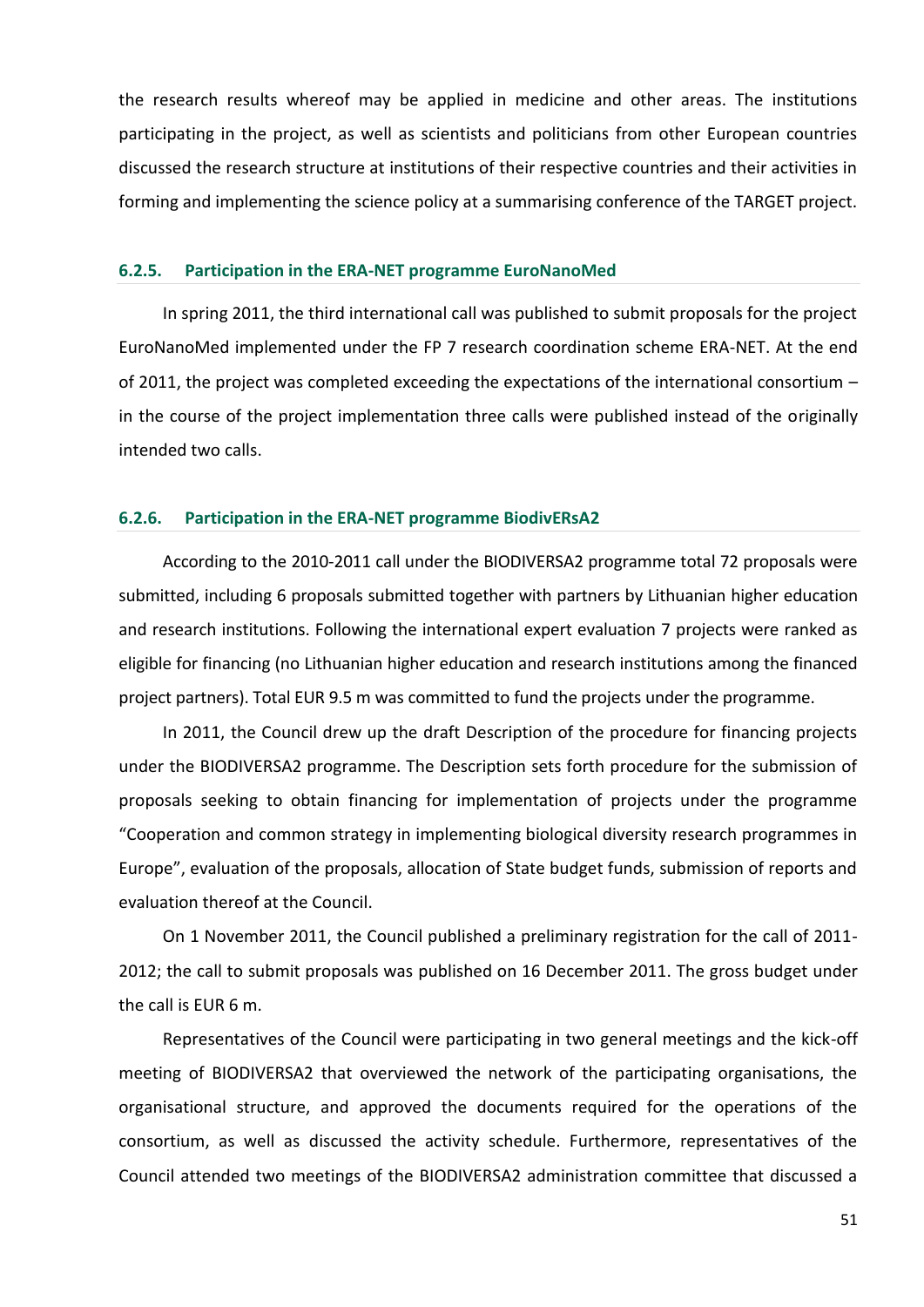the research results whereof may be applied in medicine and other areas. The institutions participating in the project, as well as scientists and politicians from other European countries discussed the research structure at institutions of their respective countries and their activities in forming and implementing the science policy at a summarising conference of the TARGET project.

### 6.2.5. Participation in the ERA-NET programme EuroNanoMed

In spring 2011, the third international call was published to submit proposals for the project EuroNanoMed implemented under the FP 7 research coordination scheme ERA-NET. At the end of 2011, the project was completed exceeding the expectations of the international consortium – in the course of the project implementation three calls were published instead of the originally intended two calls.

### 6.2.6. Participation in the ERA-NET programme BiodivERsA2

According to the 2010-2011 call under the BIODIVERSA2 programme total 72 proposals were submitted, including 6 proposals submitted together with partners by Lithuanian higher education and research institutions. Following the international expert evaluation 7 projects were ranked as eligible for financing (no Lithuanian higher education and research institutions among the financed project partners). Total EUR 9.5 m was committed to fund the projects under the programme.

In 2011, the Council drew up the draft Description of the procedure for financing projects under the BIODIVERSA2 programme. The Description sets forth procedure for the submission of proposals seeking to obtain financing for implementation of projects under the programme "Cooperation and common strategy in implementing biological diversity research programmes in Europe", evaluation of the proposals, allocation of State budget funds, submission of reports and evaluation thereof at the Council.

On 1 November 2011, the Council published a preliminary registration for the call of 2011-2012; the call to submit proposals was published on 16 December 2011. The gross budget under the call is EUR 6 m.

Representatives of the Council were participating in two general meetings and the kick-off meeting of BIODIVERSA2 that overviewed the network of the participating organisations, the organisational structure, and approved the documents required for the operations of the consortium, as well as discussed the activity schedule. Furthermore, representatives of the Council attended two meetings of the BIODIVERSA2 administration committee that discussed a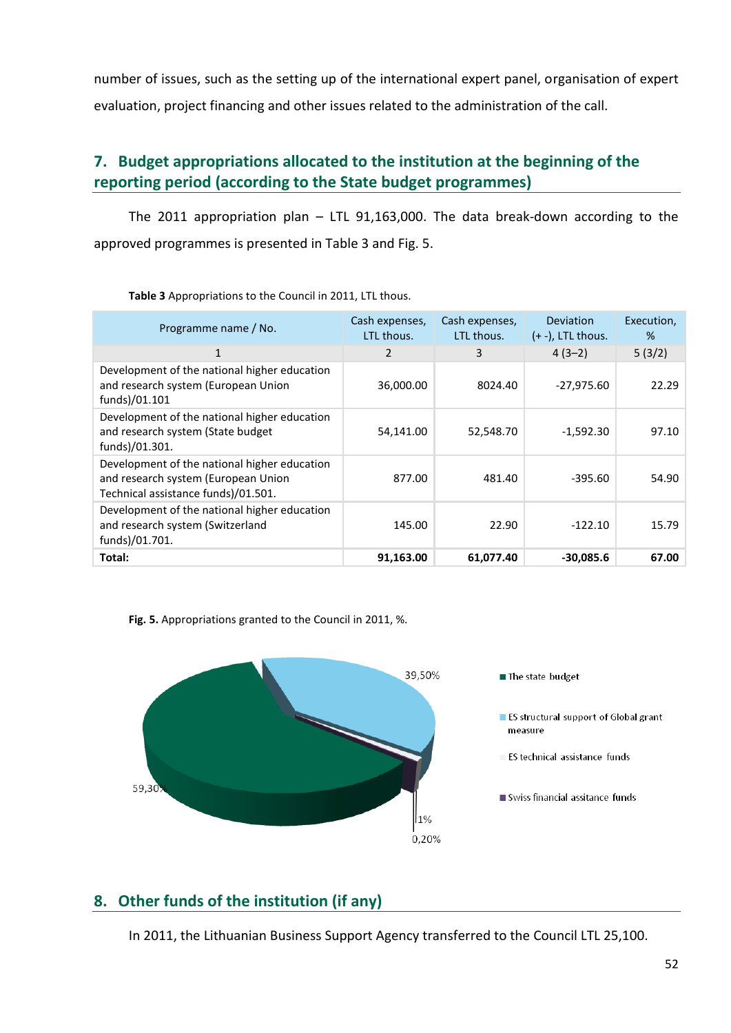number of issues, such as the setting up of the international expert panel, organisation of expert evaluation, project financing and other issues related to the administration of the call.

## 7. Budget appropriations allocated to the institution at the beginning of the reporting period (according to the State budget programmes)

The 2011 appropriation plan – LTL 91,163,000. The data break-down according to the approved programmes is presented in Table 3 and Fig. 5.

**Table 3** Appropriations to the Council in 2011, LTL thous.

| Programme name / No. | Cash expenses, LTL thous. | Cash expenses, LTL thous. | Deviation (+ -), LTL thous. | Execution, % |
|---|---|---|---|---|
| 1 | 2 | 3 | 4 (3–2) | 5 (3/2) |
| Development of the national higher education and research system (European Union funds)/01.101 | 36,000.00 | 8024.40 | -27,975.60 | 22.29 |
| Development of the national higher education and research system (State budget funds)/01.301. | 54,141.00 | 52,548.70 | -1,592.30 | 97.10 |
| Development of the national higher education and research system (European Union Technical assistance funds)/01.501. | 877.00 | 481.40 | -395.60 | 54.90 |
| Development of the national higher education and research system (Switzerland funds)/01.701. | 145.00 | 22.90 | -122.10 | 15.79 |
| **Total:** | **91,163.00** | **61,077.40** | **-30,085.6** | **67.00** |

**Fig. 5.** Appropriations granted to the Council in 2011, %.

- The state budget: 59,30%
- ES structural support of Global grant measure: 39,50%
- ES technical assistance funds: 1%
- Swiss financial assitance funds: 0,20%

## 8. Other funds of the institution (if any)

In 2011, the Lithuanian Business Support Agency transferred to the Council LTL 25,100.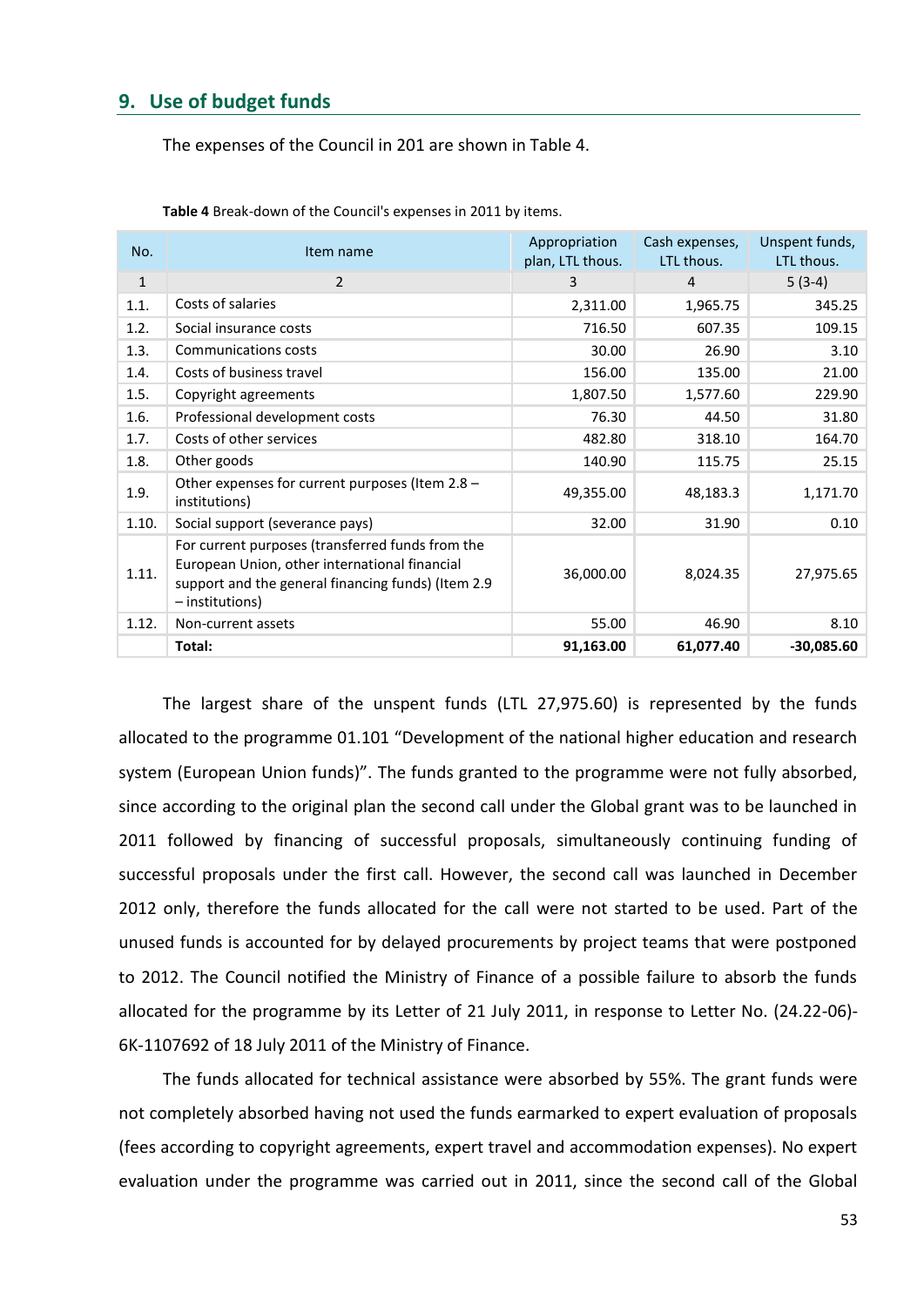## 9. Use of budget funds

The expenses of the Council in 201 are shown in Table 4.

**Table 4** Break-down of the Council's expenses in 2011 by items.

| No. | Item name | Appropriation plan, LTL thous. | Cash expenses, LTL thous. | Unspent funds, LTL thous. |
|---|---|---|---|---|
| 1 | 2 | 3 | 4 | 5 (3-4) |
| 1.1. | Costs of salaries | 2,311.00 | 1,965.75 | 345.25 |
| 1.2. | Social insurance costs | 716.50 | 607.35 | 109.15 |
| 1.3. | Communications costs | 30.00 | 26.90 | 3.10 |
| 1.4. | Costs of business travel | 156.00 | 135.00 | 21.00 |
| 1.5. | Copyright agreements | 1,807.50 | 1,577.60 | 229.90 |
| 1.6. | Professional development costs | 76.30 | 44.50 | 31.80 |
| 1.7. | Costs of other services | 482.80 | 318.10 | 164.70 |
| 1.8. | Other goods | 140.90 | 115.75 | 25.15 |
| 1.9. | Other expenses for current purposes (Item 2.8 – institutions) | 49,355.00 | 48,183.3 | 1,171.70 |
| 1.10. | Social support (severance pays) | 32.00 | 31.90 | 0.10 |
| 1.11. | For current purposes (transferred funds from the European Union, other international financial support and the general financing funds) (Item 2.9 – institutions) | 36,000.00 | 8,024.35 | 27,975.65 |
| 1.12. | Non-current assets | 55.00 | 46.90 | 8.10 |
| | **Total:** | **91,163.00** | **61,077.40** | **-30,085.60** |

The largest share of the unspent funds (LTL 27,975.60) is represented by the funds allocated to the programme 01.101 "Development of the national higher education and research system (European Union funds)". The funds granted to the programme were not fully absorbed, since according to the original plan the second call under the Global grant was to be launched in 2011 followed by financing of successful proposals, simultaneously continuing funding of successful proposals under the first call. However, the second call was launched in December 2012 only, therefore the funds allocated for the call were not started to be used. Part of the unused funds is accounted for by delayed procurements by project teams that were postponed to 2012. The Council notified the Ministry of Finance of a possible failure to absorb the funds allocated for the programme by its Letter of 21 July 2011, in response to Letter No. (24.22-06)-6K-1107692 of 18 July 2011 of the Ministry of Finance.

The funds allocated for technical assistance were absorbed by 55%. The grant funds were not completely absorbed having not used the funds earmarked to expert evaluation of proposals (fees according to copyright agreements, expert travel and accommodation expenses). No expert evaluation under the programme was carried out in 2011, since the second call of the Global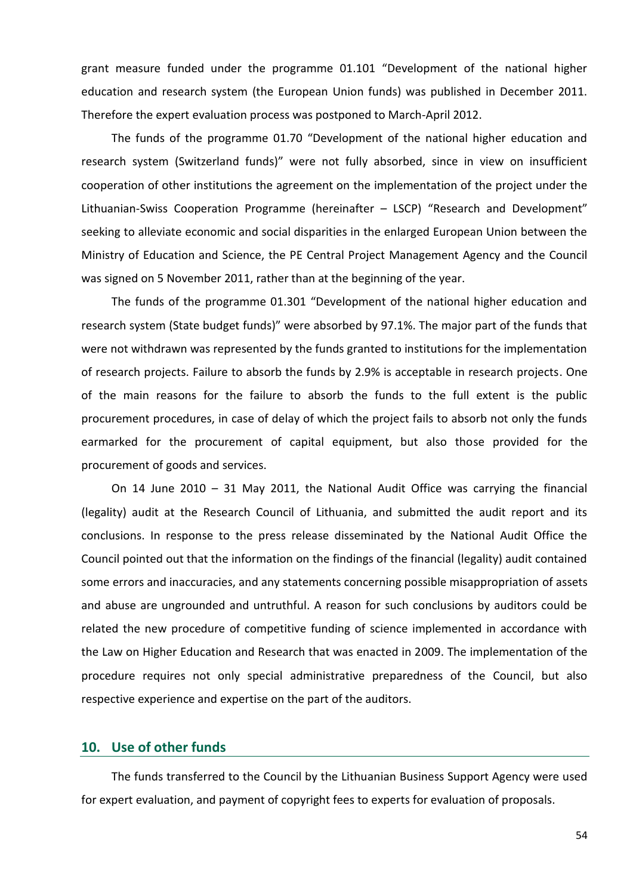grant measure funded under the programme 01.101 "Development of the national higher education and research system (the European Union funds) was published in December 2011. Therefore the expert evaluation process was postponed to March-April 2012.

The funds of the programme 01.70 "Development of the national higher education and research system (Switzerland funds)" were not fully absorbed, since in view on insufficient cooperation of other institutions the agreement on the implementation of the project under the Lithuanian-Swiss Cooperation Programme (hereinafter – LSCP) "Research and Development" seeking to alleviate economic and social disparities in the enlarged European Union between the Ministry of Education and Science, the PE Central Project Management Agency and the Council was signed on 5 November 2011, rather than at the beginning of the year.

The funds of the programme 01.301 "Development of the national higher education and research system (State budget funds)" were absorbed by 97.1%. The major part of the funds that were not withdrawn was represented by the funds granted to institutions for the implementation of research projects. Failure to absorb the funds by 2.9% is acceptable in research projects. One of the main reasons for the failure to absorb the funds to the full extent is the public procurement procedures, in case of delay of which the project fails to absorb not only the funds earmarked for the procurement of capital equipment, but also those provided for the procurement of goods and services.

On 14 June 2010 – 31 May 2011, the National Audit Office was carrying the financial (legality) audit at the Research Council of Lithuania, and submitted the audit report and its conclusions. In response to the press release disseminated by the National Audit Office the Council pointed out that the information on the findings of the financial (legality) audit contained some errors and inaccuracies, and any statements concerning possible misappropriation of assets and abuse are ungrounded and untruthful. A reason for such conclusions by auditors could be related the new procedure of competitive funding of science implemented in accordance with the Law on Higher Education and Research that was enacted in 2009. The implementation of the procedure requires not only special administrative preparedness of the Council, but also respective experience and expertise on the part of the auditors.

## 10. Use of other funds

The funds transferred to the Council by the Lithuanian Business Support Agency were used for expert evaluation, and payment of copyright fees to experts for evaluation of proposals.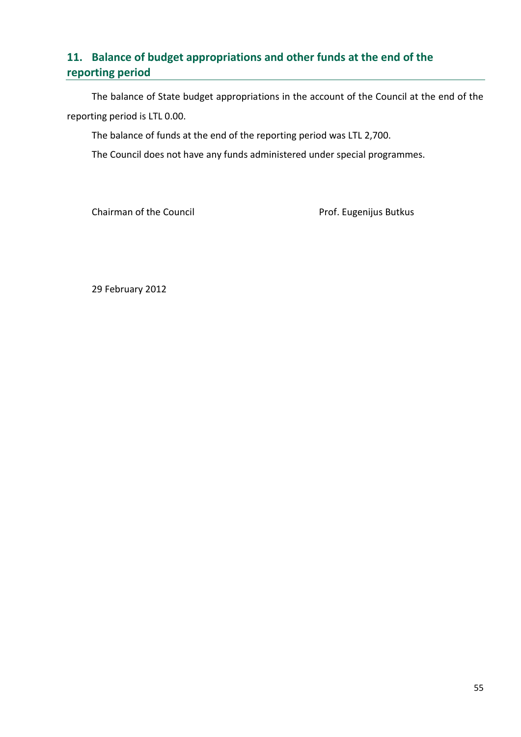## 11. Balance of budget appropriations and other funds at the end of the reporting period

The balance of State budget appropriations in the account of the Council at the end of the reporting period is LTL 0.00.

The balance of funds at the end of the reporting period was LTL 2,700.

The Council does not have any funds administered under special programmes.

Chairman of the Council Prof. Eugenijus Butkus

29 February 2012